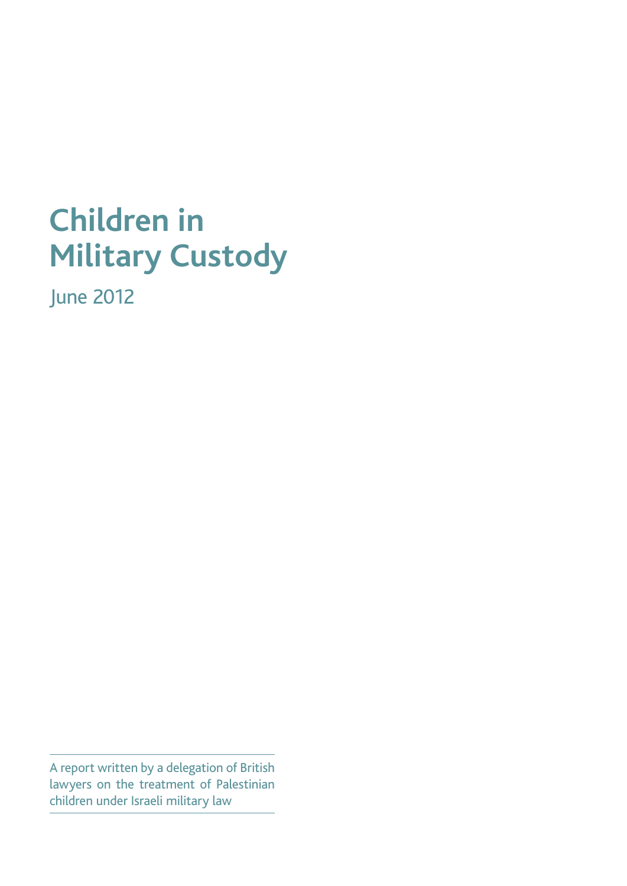# Children in Military Custody

June 2012

A report written by a delegation of British lawyers on the treatment of Palestinian children under Israeli military law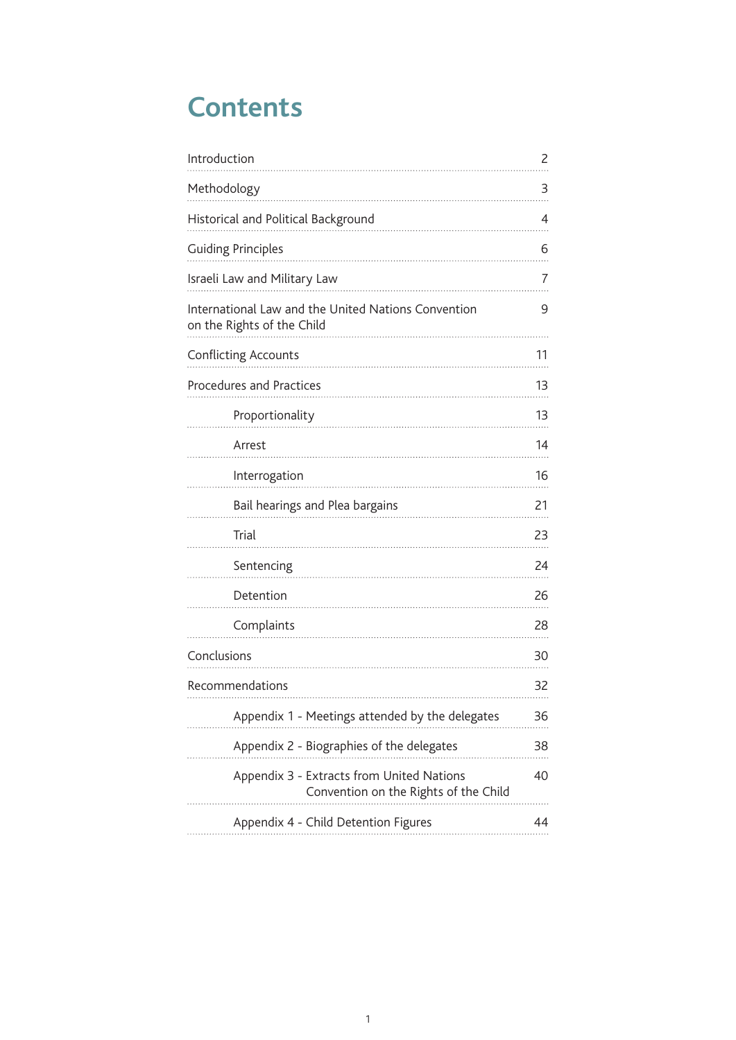# Contents

| | |
|---|---|
| Introduction | 2 |
| Methodology | 3 |
| Historical and Political Background | 4 |
| Guiding Principles | 6 |
| Israeli Law and Military Law | 7 |
| International Law and the United Nations Convention on the Rights of the Child | 9 |
| Conflicting Accounts | 11 |
| Procedures and Practices | 13 |
| Proportionality | 13 |
| Arrest | 14 |
| Interrogation | 16 |
| Bail hearings and Plea bargains | 21 |
| Trial | 23 |
| Sentencing | 24 |
| Detention | 26 |
| Complaints | 28 |
| Conclusions | 30 |
| Recommendations | 32 |
| Appendix 1 - Meetings attended by the delegates | 36 |
| Appendix 2 - Biographies of the delegates | 38 |
| Appendix 3 - Extracts from United Nations Convention on the Rights of the Child | 40 |
| Appendix 4 - Child Detention Figures | 44 |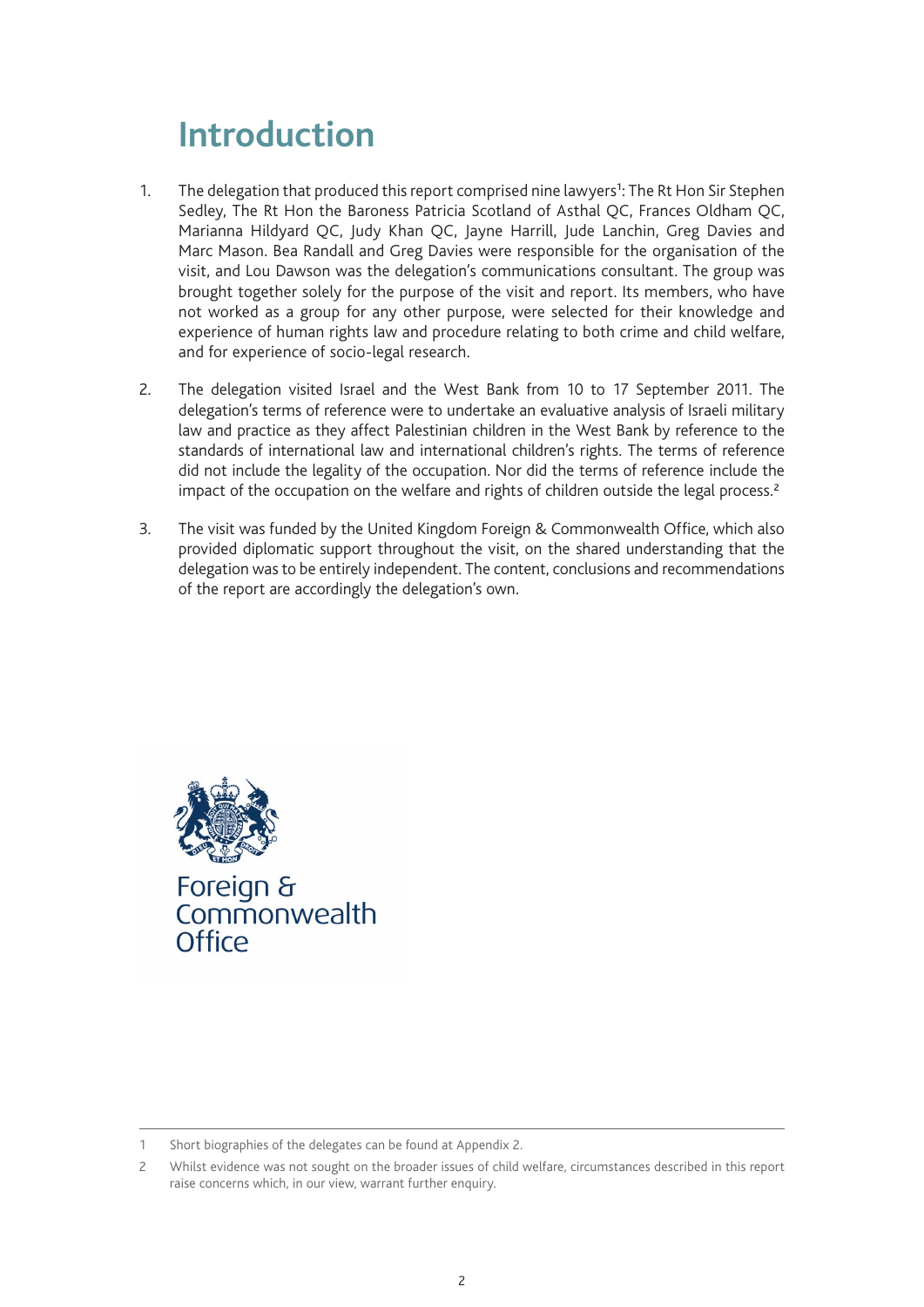# Introduction

1. The delegation that produced this report comprised nine lawyers[1]: The Rt Hon Sir Stephen Sedley, The Rt Hon the Baroness Patricia Scotland of Asthal QC, Frances Oldham QC, Marianna Hildyard QC, Judy Khan QC, Jayne Harrill, Jude Lanchin, Greg Davies and Marc Mason. Bea Randall and Greg Davies were responsible for the organisation of the visit, and Lou Dawson was the delegation's communications consultant. The group was brought together solely for the purpose of the visit and report. Its members, who have not worked as a group for any other purpose, were selected for their knowledge and experience of human rights law and procedure relating to both crime and child welfare, and for experience of socio-legal research.

2. The delegation visited Israel and the West Bank from 10 to 17 September 2011. The delegation's terms of reference were to undertake an evaluative analysis of Israeli military law and practice as they affect Palestinian children in the West Bank by reference to the standards of international law and international children's rights. The terms of reference did not include the legality of the occupation. Nor did the terms of reference include the impact of the occupation on the welfare and rights of children outside the legal process.[2]

3. The visit was funded by the United Kingdom Foreign & Commonwealth Office, which also provided diplomatic support throughout the visit, on the shared understanding that the delegation was to be entirely independent. The content, conclusions and recommendations of the report are accordingly the delegation's own.

Foreign & Commonwealth Office

---

1 Short biographies of the delegates can be found at Appendix 2.

2 Whilst evidence was not sought on the broader issues of child welfare, circumstances described in this report raise concerns which, in our view, warrant further enquiry.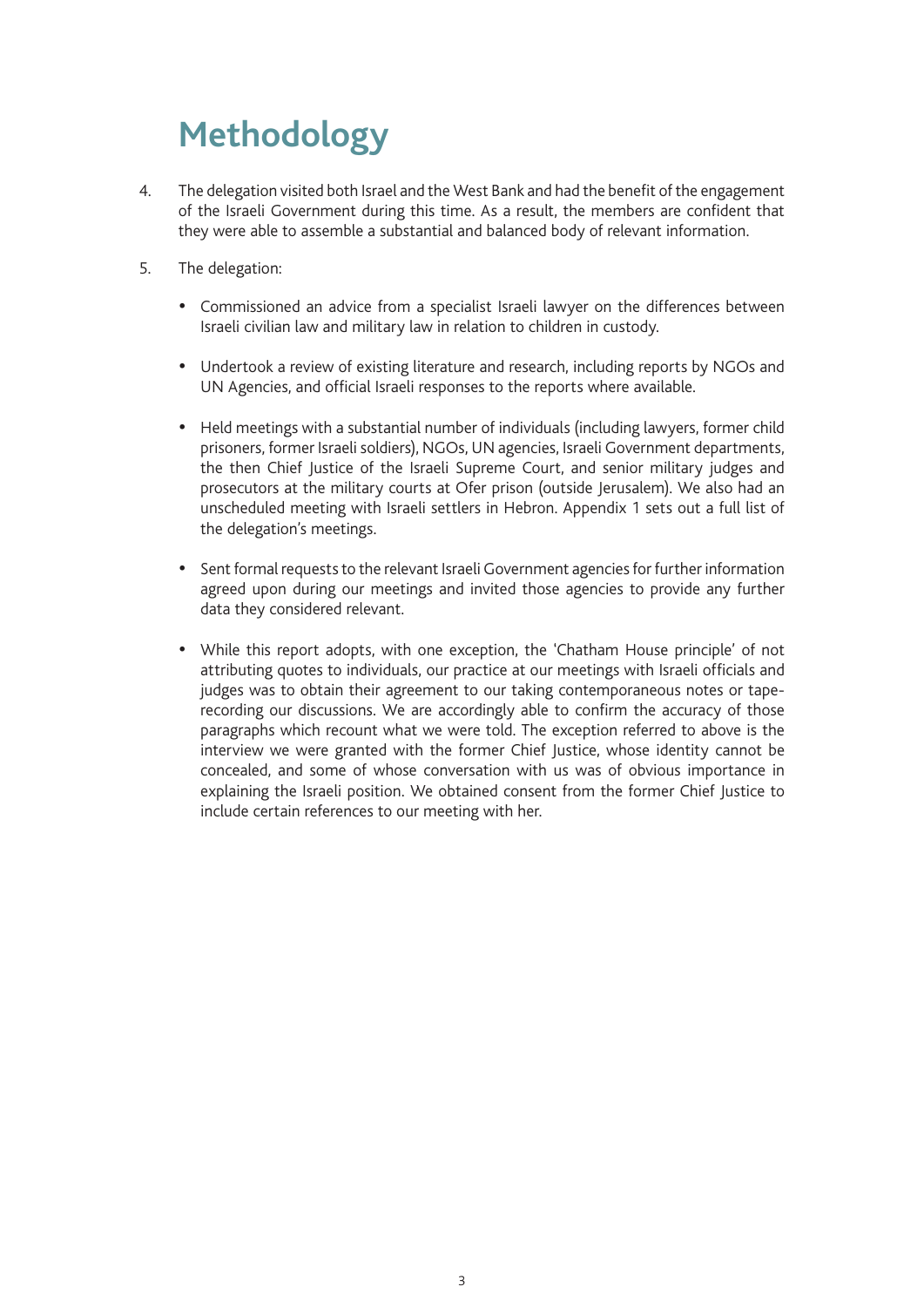# Methodology

4. The delegation visited both Israel and the West Bank and had the benefit of the engagement of the Israeli Government during this time. As a result, the members are confident that they were able to assemble a substantial and balanced body of relevant information.

5. The delegation:

   - Commissioned an advice from a specialist Israeli lawyer on the differences between Israeli civilian law and military law in relation to children in custody.

   - Undertook a review of existing literature and research, including reports by NGOs and UN Agencies, and official Israeli responses to the reports where available.

   - Held meetings with a substantial number of individuals (including lawyers, former child prisoners, former Israeli soldiers), NGOs, UN agencies, Israeli Government departments, the then Chief Justice of the Israeli Supreme Court, and senior military judges and prosecutors at the military courts at Ofer prison (outside Jerusalem). We also had an unscheduled meeting with Israeli settlers in Hebron. Appendix 1 sets out a full list of the delegation's meetings.

   - Sent formal requests to the relevant Israeli Government agencies for further information agreed upon during our meetings and invited those agencies to provide any further data they considered relevant.

   - While this report adopts, with one exception, the 'Chatham House principle' of not attributing quotes to individuals, our practice at our meetings with Israeli officials and judges was to obtain their agreement to our taking contemporaneous notes or tape-recording our discussions. We are accordingly able to confirm the accuracy of those paragraphs which recount what we were told. The exception referred to above is the interview we were granted with the former Chief Justice, whose identity cannot be concealed, and some of whose conversation with us was of obvious importance in explaining the Israeli position. We obtained consent from the former Chief Justice to include certain references to our meeting with her.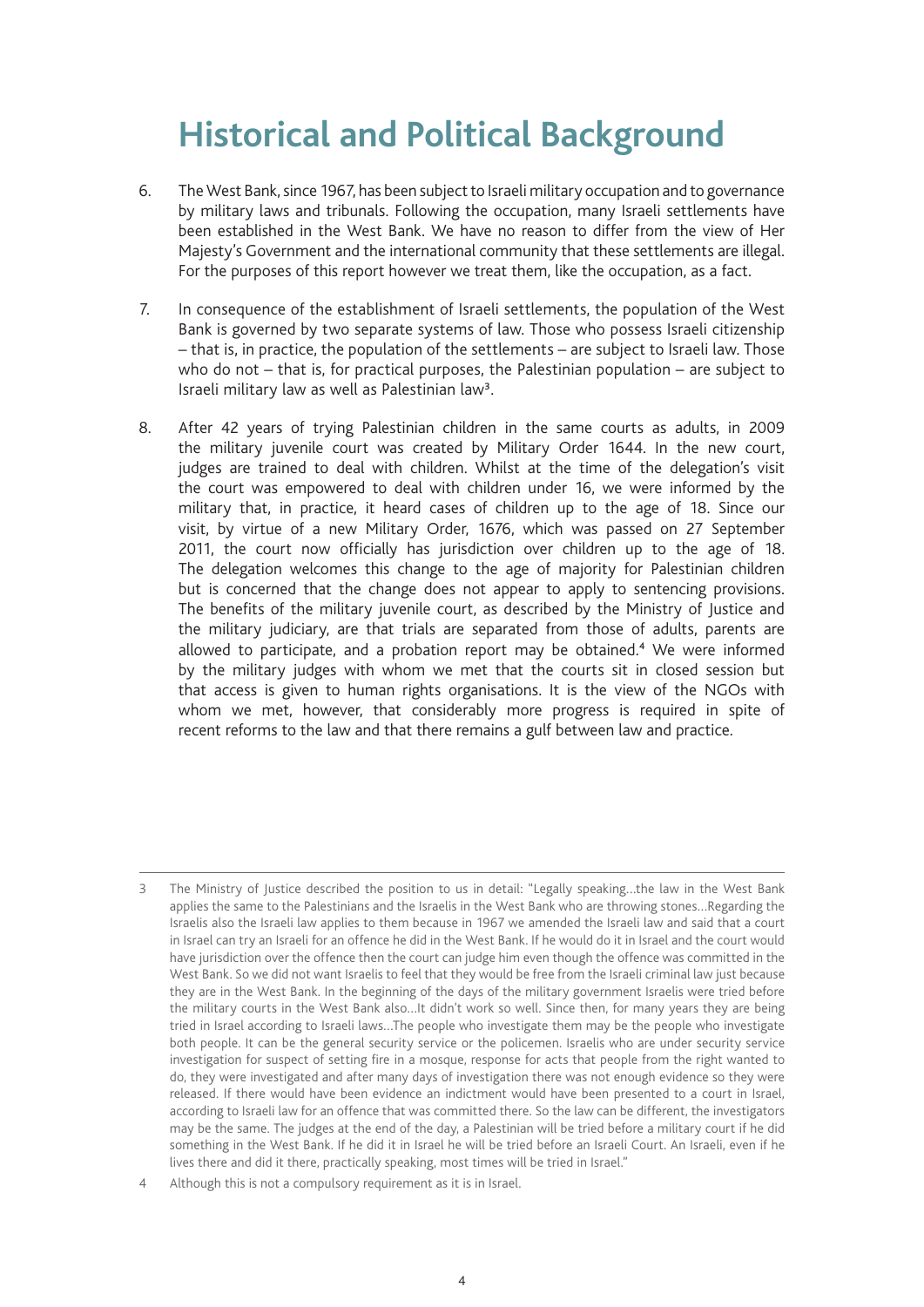# Historical and Political Background

6. The West Bank, since 1967, has been subject to Israeli military occupation and to governance by military laws and tribunals. Following the occupation, many Israeli settlements have been established in the West Bank. We have no reason to differ from the view of Her Majesty's Government and the international community that these settlements are illegal. For the purposes of this report however we treat them, like the occupation, as a fact.

7. In consequence of the establishment of Israeli settlements, the population of the West Bank is governed by two separate systems of law. Those who possess Israeli citizenship – that is, in practice, the population of the settlements – are subject to Israeli law. Those who do not – that is, for practical purposes, the Palestinian population – are subject to Israeli military law as well as Palestinian law[3].

8. After 42 years of trying Palestinian children in the same courts as adults, in 2009 the military juvenile court was created by Military Order 1644. In the new court, judges are trained to deal with children. Whilst at the time of the delegation's visit the court was empowered to deal with children under 16, we were informed by the military that, in practice, it heard cases of children up to the age of 18. Since our visit, by virtue of a new Military Order, 1676, which was passed on 27 September 2011, the court now officially has jurisdiction over children up to the age of 18. The delegation welcomes this change to the age of majority for Palestinian children but is concerned that the change does not appear to apply to sentencing provisions. The benefits of the military juvenile court, as described by the Ministry of Justice and the military judiciary, are that trials are separated from those of adults, parents are allowed to participate, and a probation report may be obtained.[4] We were informed by the military judges with whom we met that the courts sit in closed session but that access is given to human rights organisations. It is the view of the NGOs with whom we met, however, that considerably more progress is required in spite of recent reforms to the law and that there remains a gulf between law and practice.

---

3 The Ministry of Justice described the position to us in detail: "Legally speaking…the law in the West Bank applies the same to the Palestinians and the Israelis in the West Bank who are throwing stones…Regarding the Israelis also the Israeli law applies to them because in 1967 we amended the Israeli law and said that a court in Israel can try an Israeli for an offence he did in the West Bank. If he would do it in Israel and the court would have jurisdiction over the offence then the court can judge him even though the offence was committed in the West Bank. So we did not want Israelis to feel that they would be free from the Israeli criminal law just because they are in the West Bank. In the beginning of the days of the military government Israelis were tried before the military courts in the West Bank also…It didn't work so well. Since then, for many years they are being tried in Israel according to Israeli laws…The people who investigate them may be the people who investigate both people. It can be the general security service or the policemen. Israelis who are under security service investigation for suspect of setting fire in a mosque, response for acts that people from the right wanted to do, they were investigated and after many days of investigation there was not enough evidence so they were released. If there would have been evidence an indictment would have been presented to a court in Israel, according to Israeli law for an offence that was committed there. So the law can be different, the investigators may be the same. The judges at the end of the day, a Palestinian will be tried before a military court if he did something in the West Bank. If he did it in Israel he will be tried before an Israeli Court. An Israeli, even if he lives there and did it there, practically speaking, most times will be tried in Israel."

4 Although this is not a compulsory requirement as it is in Israel.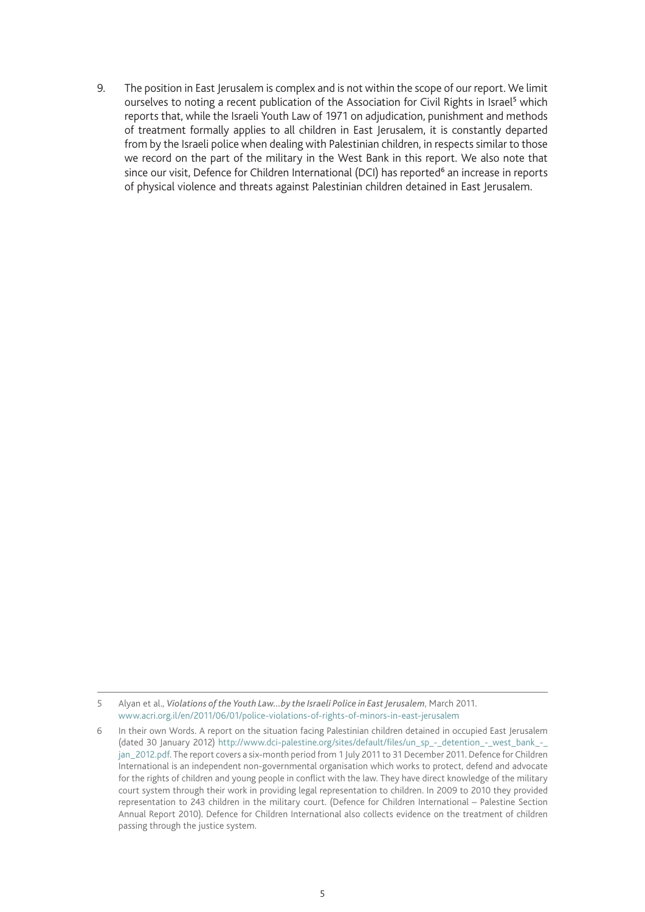9. The position in East Jerusalem is complex and is not within the scope of our report. We limit ourselves to noting a recent publication of the Association for Civil Rights in Israel[5] which reports that, while the Israeli Youth Law of 1971 on adjudication, punishment and methods of treatment formally applies to all children in East Jerusalem, it is constantly departed from by the Israeli police when dealing with Palestinian children, in respects similar to those we record on the part of the military in the West Bank in this report. We also note that since our visit, Defence for Children International (DCI) has reported[6] an increase in reports of physical violence and threats against Palestinian children detained in East Jerusalem.

---

5 Alyan et al., *Violations of the Youth Law…by the Israeli Police in East Jerusalem*, March 2011. www.acri.org.il/en/2011/06/01/police-violations-of-rights-of-minors-in-east-jerusalem

6 In their own Words. A report on the situation facing Palestinian children detained in occupied East Jerusalem (dated 30 January 2012) http://www.dci-palestine.org/sites/default/files/un_sp_-_detention_-_west_bank_-_jan_2012.pdf. The report covers a six-month period from 1 July 2011 to 31 December 2011. Defence for Children International is an independent non-governmental organisation which works to protect, defend and advocate for the rights of children and young people in conflict with the law. They have direct knowledge of the military court system through their work in providing legal representation to children. In 2009 to 2010 they provided representation to 243 children in the military court. (Defence for Children International – Palestine Section Annual Report 2010). Defence for Children International also collects evidence on the treatment of children passing through the justice system.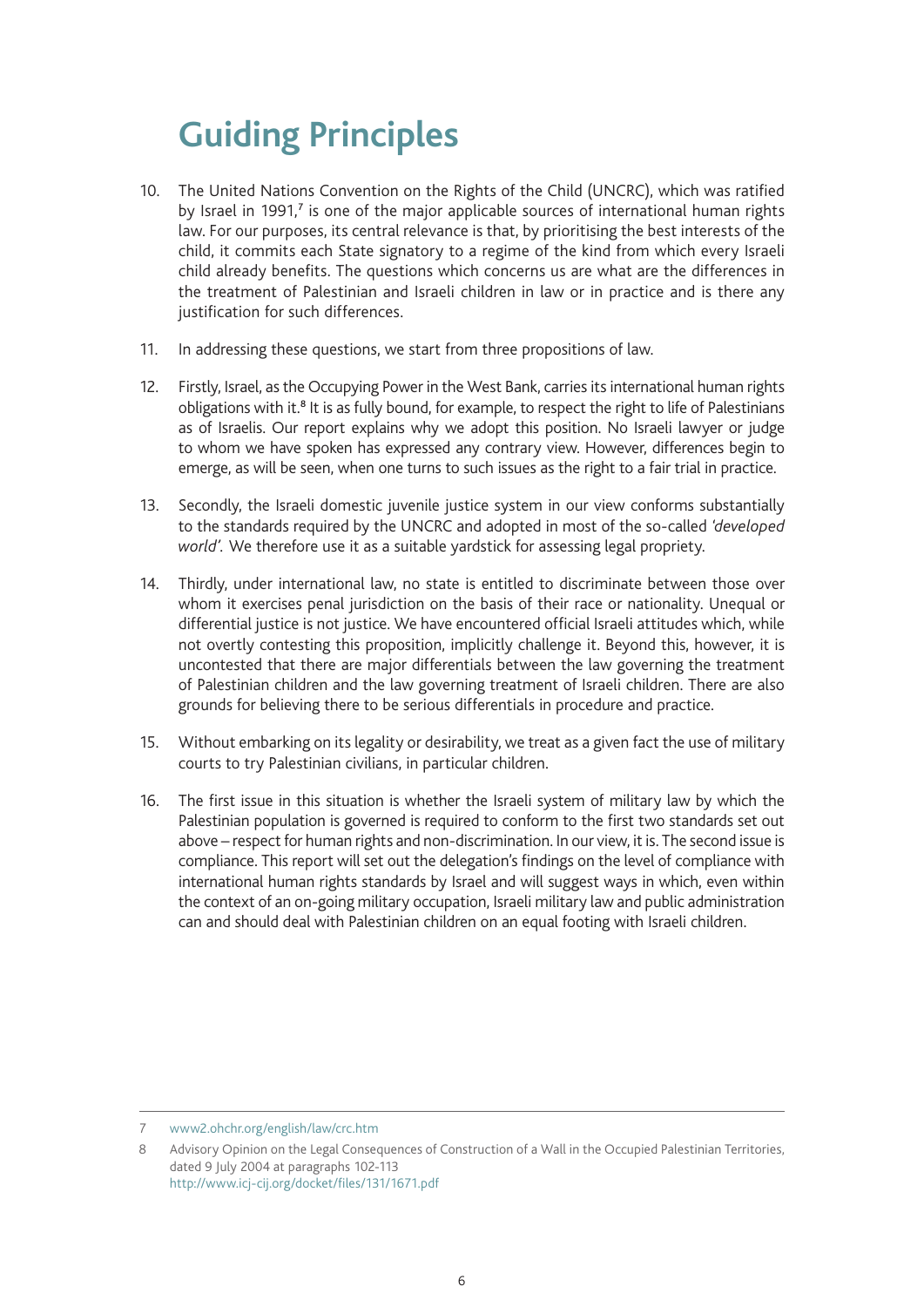# Guiding Principles

10. The United Nations Convention on the Rights of the Child (UNCRC), which was ratified by Israel in 1991,[7] is one of the major applicable sources of international human rights law. For our purposes, its central relevance is that, by prioritising the best interests of the child, it commits each State signatory to a regime of the kind from which every Israeli child already benefits. The questions which concerns us are what are the differences in the treatment of Palestinian and Israeli children in law or in practice and is there any justification for such differences.

11. In addressing these questions, we start from three propositions of law.

12. Firstly, Israel, as the Occupying Power in the West Bank, carries its international human rights obligations with it.[8] It is as fully bound, for example, to respect the right to life of Palestinians as of Israelis. Our report explains why we adopt this position. No Israeli lawyer or judge to whom we have spoken has expressed any contrary view. However, differences begin to emerge, as will be seen, when one turns to such issues as the right to a fair trial in practice.

13. Secondly, the Israeli domestic juvenile justice system in our view conforms substantially to the standards required by the UNCRC and adopted in most of the so-called *'developed world'*. We therefore use it as a suitable yardstick for assessing legal propriety.

14. Thirdly, under international law, no state is entitled to discriminate between those over whom it exercises penal jurisdiction on the basis of their race or nationality. Unequal or differential justice is not justice. We have encountered official Israeli attitudes which, while not overtly contesting this proposition, implicitly challenge it. Beyond this, however, it is uncontested that there are major differentials between the law governing the treatment of Palestinian children and the law governing treatment of Israeli children. There are also grounds for believing there to be serious differentials in procedure and practice.

15. Without embarking on its legality or desirability, we treat as a given fact the use of military courts to try Palestinian civilians, in particular children.

16. The first issue in this situation is whether the Israeli system of military law by which the Palestinian population is governed is required to conform to the first two standards set out above – respect for human rights and non-discrimination. In our view, it is. The second issue is compliance. This report will set out the delegation's findings on the level of compliance with international human rights standards by Israel and will suggest ways in which, even within the context of an on-going military occupation, Israeli military law and public administration can and should deal with Palestinian children on an equal footing with Israeli children.

---

7 www2.ohchr.org/english/law/crc.htm

8 Advisory Opinion on the Legal Consequences of Construction of a Wall in the Occupied Palestinian Territories, dated 9 July 2004 at paragraphs 102-113 http://www.icj-cij.org/docket/files/131/1671.pdf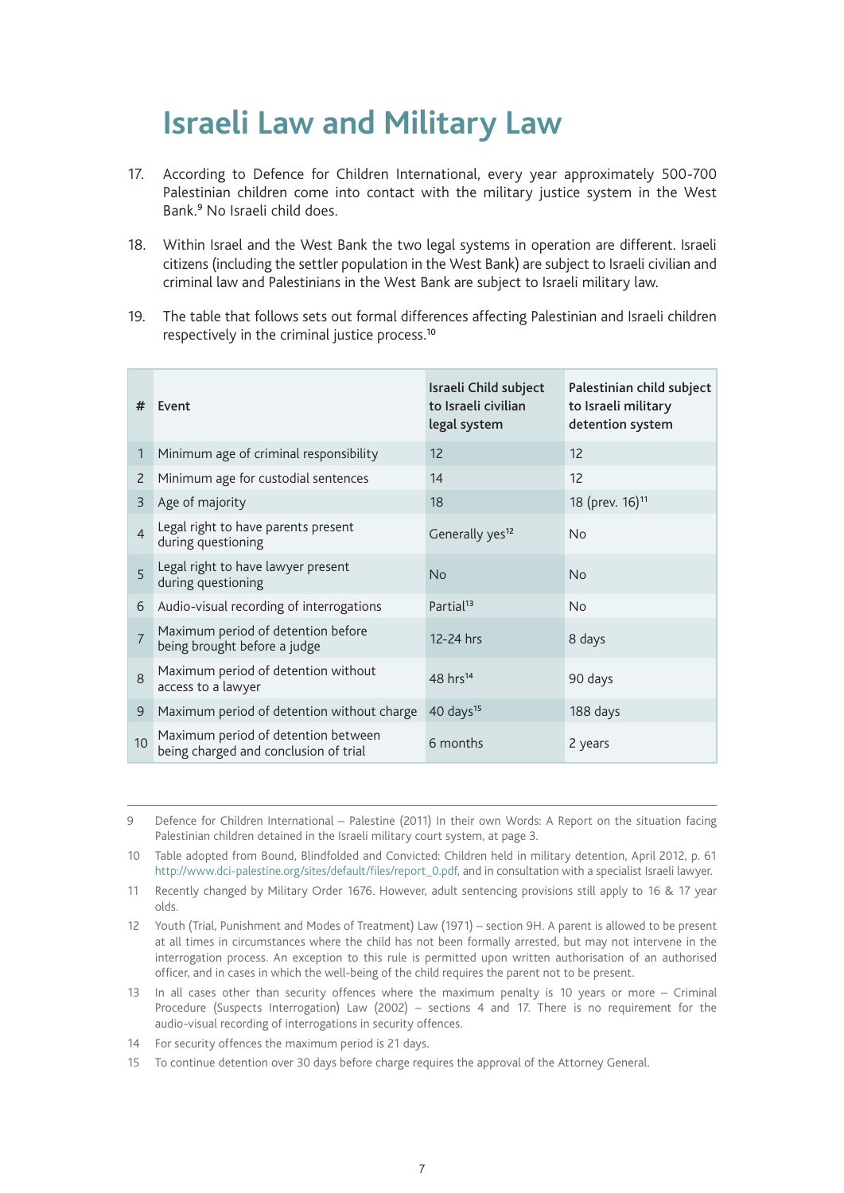# Israeli Law and Military Law

17. According to Defence for Children International, every year approximately 500-700 Palestinian children come into contact with the military justice system in the West Bank.[9] No Israeli child does.

18. Within Israel and the West Bank the two legal systems in operation are different. Israeli citizens (including the settler population in the West Bank) are subject to Israeli civilian and criminal law and Palestinians in the West Bank are subject to Israeli military law.

19. The table that follows sets out formal differences affecting Palestinian and Israeli children respectively in the criminal justice process.[10]

| # | Event | Israeli Child subject to Israeli civilian legal system | Palestinian child subject to Israeli military detention system |
|---|---|---|---|
| 1 | Minimum age of criminal responsibility | 12 | 12 |
| 2 | Minimum age for custodial sentences | 14 | 12 |
| 3 | Age of majority | 18 | 18 (prev. 16)[11] |
| 4 | Legal right to have parents present during questioning | Generally yes[12] | No |
| 5 | Legal right to have lawyer present during questioning | No | No |
| 6 | Audio-visual recording of interrogations | Partial[13] | No |
| 7 | Maximum period of detention before being brought before a judge | 12-24 hrs | 8 days |
| 8 | Maximum period of detention without access to a lawyer | 48 hrs[14] | 90 days |
| 9 | Maximum period of detention without charge | 40 days[15] | 188 days |
| 10 | Maximum period of detention between being charged and conclusion of trial | 6 months | 2 years |

---

9 Defence for Children International – Palestine (2011) In their own Words: A Report on the situation facing Palestinian children detained in the Israeli military court system, at page 3.

10 Table adopted from Bound, Blindfolded and Convicted: Children held in military detention, April 2012, p. 61 http://www.dci-palestine.org/sites/default/files/report_0.pdf, and in consultation with a specialist Israeli lawyer.

11 Recently changed by Military Order 1676. However, adult sentencing provisions still apply to 16 & 17 year olds.

12 Youth (Trial, Punishment and Modes of Treatment) Law (1971) – section 9H. A parent is allowed to be present at all times in circumstances where the child has not been formally arrested, but may not intervene in the interrogation process. An exception to this rule is permitted upon written authorisation of an authorised officer, and in cases in which the well-being of the child requires the parent not to be present.

13 In all cases other than security offences where the maximum penalty is 10 years or more – Criminal Procedure (Suspects Interrogation) Law (2002) – sections 4 and 17. There is no requirement for the audio-visual recording of interrogations in security offences.

14 For security offences the maximum period is 21 days.

15 To continue detention over 30 days before charge requires the approval of the Attorney General.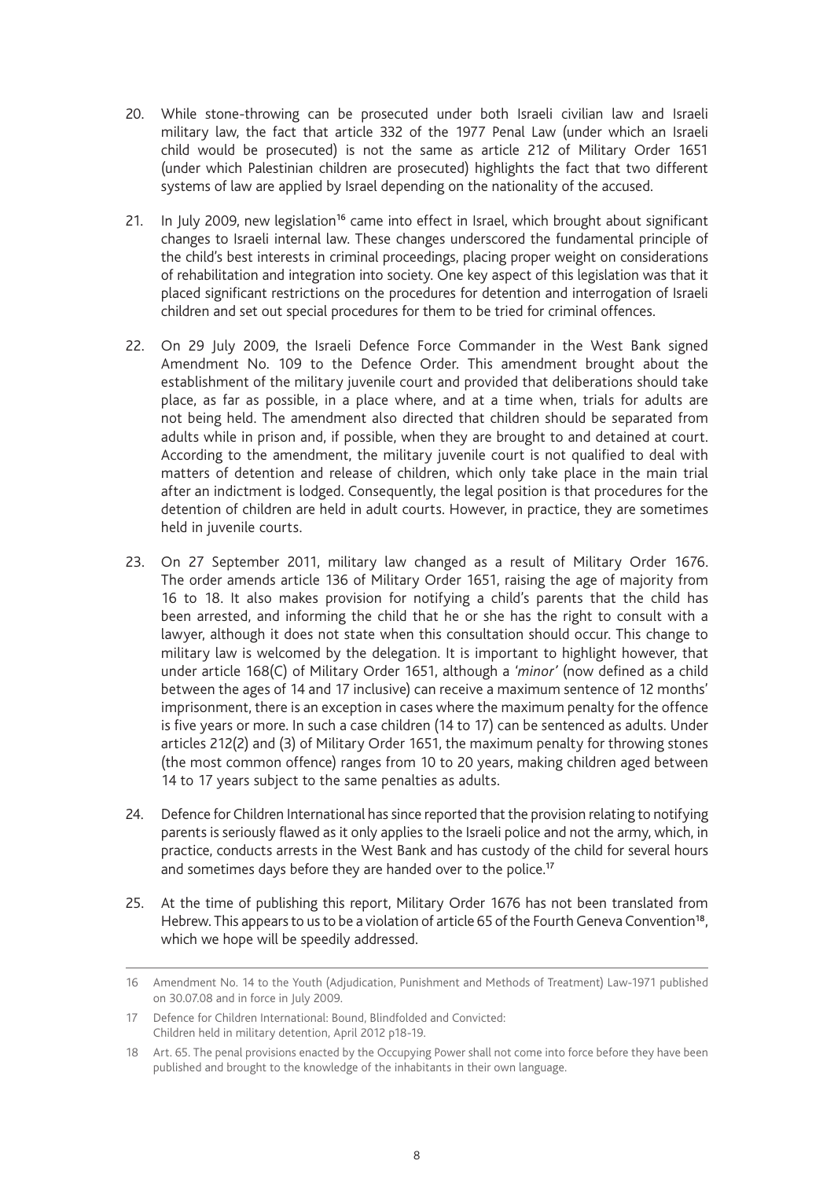20. While stone-throwing can be prosecuted under both Israeli civilian law and Israeli military law, the fact that article 332 of the 1977 Penal Law (under which an Israeli child would be prosecuted) is not the same as article 212 of Military Order 1651 (under which Palestinian children are prosecuted) highlights the fact that two different systems of law are applied by Israel depending on the nationality of the accused.

21. In July 2009, new legislation[16] came into effect in Israel, which brought about significant changes to Israeli internal law. These changes underscored the fundamental principle of the child's best interests in criminal proceedings, placing proper weight on considerations of rehabilitation and integration into society. One key aspect of this legislation was that it placed significant restrictions on the procedures for detention and interrogation of Israeli children and set out special procedures for them to be tried for criminal offences.

22. On 29 July 2009, the Israeli Defence Force Commander in the West Bank signed Amendment No. 109 to the Defence Order. This amendment brought about the establishment of the military juvenile court and provided that deliberations should take place, as far as possible, in a place where, and at a time when, trials for adults are not being held. The amendment also directed that children should be separated from adults while in prison and, if possible, when they are brought to and detained at court. According to the amendment, the military juvenile court is not qualified to deal with matters of detention and release of children, which only take place in the main trial after an indictment is lodged. Consequently, the legal position is that procedures for the detention of children are held in adult courts. However, in practice, they are sometimes held in juvenile courts.

23. On 27 September 2011, military law changed as a result of Military Order 1676. The order amends article 136 of Military Order 1651, raising the age of majority from 16 to 18. It also makes provision for notifying a child's parents that the child has been arrested, and informing the child that he or she has the right to consult with a lawyer, although it does not state when this consultation should occur. This change to military law is welcomed by the delegation. It is important to highlight however, that under article 168(C) of Military Order 1651, although a *'minor'* (now defined as a child between the ages of 14 and 17 inclusive) can receive a maximum sentence of 12 months' imprisonment, there is an exception in cases where the maximum penalty for the offence is five years or more. In such a case children (14 to 17) can be sentenced as adults. Under articles 212(2) and (3) of Military Order 1651, the maximum penalty for throwing stones (the most common offence) ranges from 10 to 20 years, making children aged between 14 to 17 years subject to the same penalties as adults.

24. Defence for Children International has since reported that the provision relating to notifying parents is seriously flawed as it only applies to the Israeli police and not the army, which, in practice, conducts arrests in the West Bank and has custody of the child for several hours and sometimes days before they are handed over to the police.[17]

25. At the time of publishing this report, Military Order 1676 has not been translated from Hebrew. This appears to us to be a violation of article 65 of the Fourth Geneva Convention[18], which we hope will be speedily addressed.

---

16 Amendment No. 14 to the Youth (Adjudication, Punishment and Methods of Treatment) Law-1971 published on 30.07.08 and in force in July 2009.

17 Defence for Children International: Bound, Blindfolded and Convicted: Children held in military detention, April 2012 p18-19.

18 Art. 65. The penal provisions enacted by the Occupying Power shall not come into force before they have been published and brought to the knowledge of the inhabitants in their own language.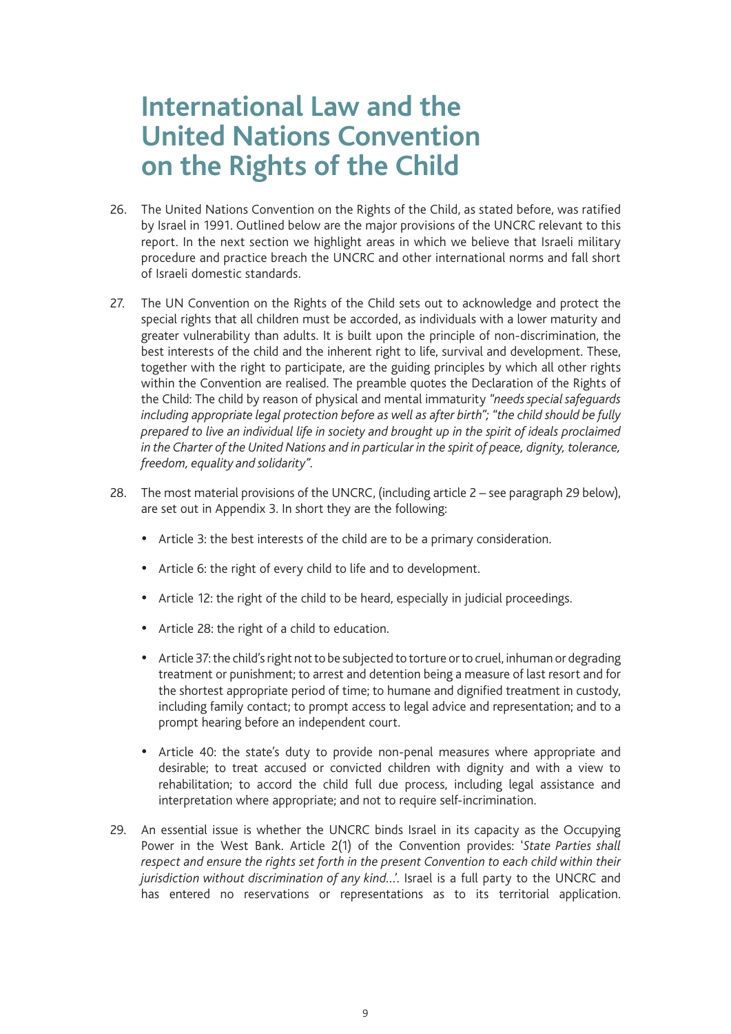# International Law and the United Nations Convention on the Rights of the Child

26. The United Nations Convention on the Rights of the Child, as stated before, was ratified by Israel in 1991. Outlined below are the major provisions of the UNCRC relevant to this report. In the next section we highlight areas in which we believe that Israeli military procedure and practice breach the UNCRC and other international norms and fall short of Israeli domestic standards.

27. The UN Convention on the Rights of the Child sets out to acknowledge and protect the special rights that all children must be accorded, as individuals with a lower maturity and greater vulnerability than adults. It is built upon the principle of non-discrimination, the best interests of the child and the inherent right to life, survival and development. These, together with the right to participate, are the guiding principles by which all other rights within the Convention are realised. The preamble quotes the Declaration of the Rights of the Child: The child by reason of physical and mental immaturity *"needs special safeguards including appropriate legal protection before as well as after birth"; "the child should be fully prepared to live an individual life in society and brought up in the spirit of ideals proclaimed in the Charter of the United Nations and in particular in the spirit of peace, dignity, tolerance, freedom, equality and solidarity"*.

28. The most material provisions of the UNCRC, (including article 2 – see paragraph 29 below), are set out in Appendix 3. In short they are the following:

   - Article 3: the best interests of the child are to be a primary consideration.
   - Article 6: the right of every child to life and to development.
   - Article 12: the right of the child to be heard, especially in judicial proceedings.
   - Article 28: the right of a child to education.
   - Article 37: the child's right not to be subjected to torture or to cruel, inhuman or degrading treatment or punishment; to arrest and detention being a measure of last resort and for the shortest appropriate period of time; to humane and dignified treatment in custody, including family contact; to prompt access to legal advice and representation; and to a prompt hearing before an independent court.
   - Article 40: the state's duty to provide non-penal measures where appropriate and desirable; to treat accused or convicted children with dignity and with a view to rehabilitation; to accord the child full due process, including legal assistance and interpretation where appropriate; and not to require self-incrimination.

29. An essential issue is whether the UNCRC binds Israel in its capacity as the Occupying Power in the West Bank. Article 2(1) of the Convention provides: '*State Parties shall respect and ensure the rights set forth in the present Convention to each child within their jurisdiction without discrimination of any kind...*'. Israel is a full party to the UNCRC and has entered no reservations or representations as to its territorial application.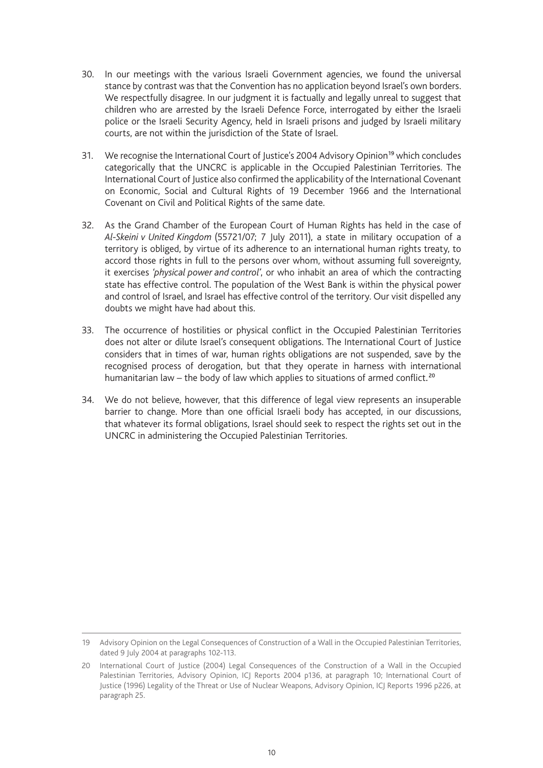30. In our meetings with the various Israeli Government agencies, we found the universal stance by contrast was that the Convention has no application beyond Israel's own borders. We respectfully disagree. In our judgment it is factually and legally unreal to suggest that children who are arrested by the Israeli Defence Force, interrogated by either the Israeli police or the Israeli Security Agency, held in Israeli prisons and judged by Israeli military courts, are not within the jurisdiction of the State of Israel.

31. We recognise the International Court of Justice's 2004 Advisory Opinion[19] which concludes categorically that the UNCRC is applicable in the Occupied Palestinian Territories. The International Court of Justice also confirmed the applicability of the International Covenant on Economic, Social and Cultural Rights of 19 December 1966 and the International Covenant on Civil and Political Rights of the same date.

32. As the Grand Chamber of the European Court of Human Rights has held in the case of *Al-Skeini v United Kingdom* (55721/07; 7 July 2011), a state in military occupation of a territory is obliged, by virtue of its adherence to an international human rights treaty, to accord those rights in full to the persons over whom, without assuming full sovereignty, it exercises *'physical power and control'*, or who inhabit an area of which the contracting state has effective control. The population of the West Bank is within the physical power and control of Israel, and Israel has effective control of the territory. Our visit dispelled any doubts we might have had about this.

33. The occurrence of hostilities or physical conflict in the Occupied Palestinian Territories does not alter or dilute Israel's consequent obligations. The International Court of Justice considers that in times of war, human rights obligations are not suspended, save by the recognised process of derogation, but that they operate in harness with international humanitarian law – the body of law which applies to situations of armed conflict.[20]

34. We do not believe, however, that this difference of legal view represents an insuperable barrier to change. More than one official Israeli body has accepted, in our discussions, that whatever its formal obligations, Israel should seek to respect the rights set out in the UNCRC in administering the Occupied Palestinian Territories.

---

19 Advisory Opinion on the Legal Consequences of Construction of a Wall in the Occupied Palestinian Territories, dated 9 July 2004 at paragraphs 102-113.

20 International Court of Justice (2004) Legal Consequences of the Construction of a Wall in the Occupied Palestinian Territories, Advisory Opinion, ICJ Reports 2004 p136, at paragraph 10; International Court of Justice (1996) Legality of the Threat or Use of Nuclear Weapons, Advisory Opinion, ICJ Reports 1996 p226, at paragraph 25.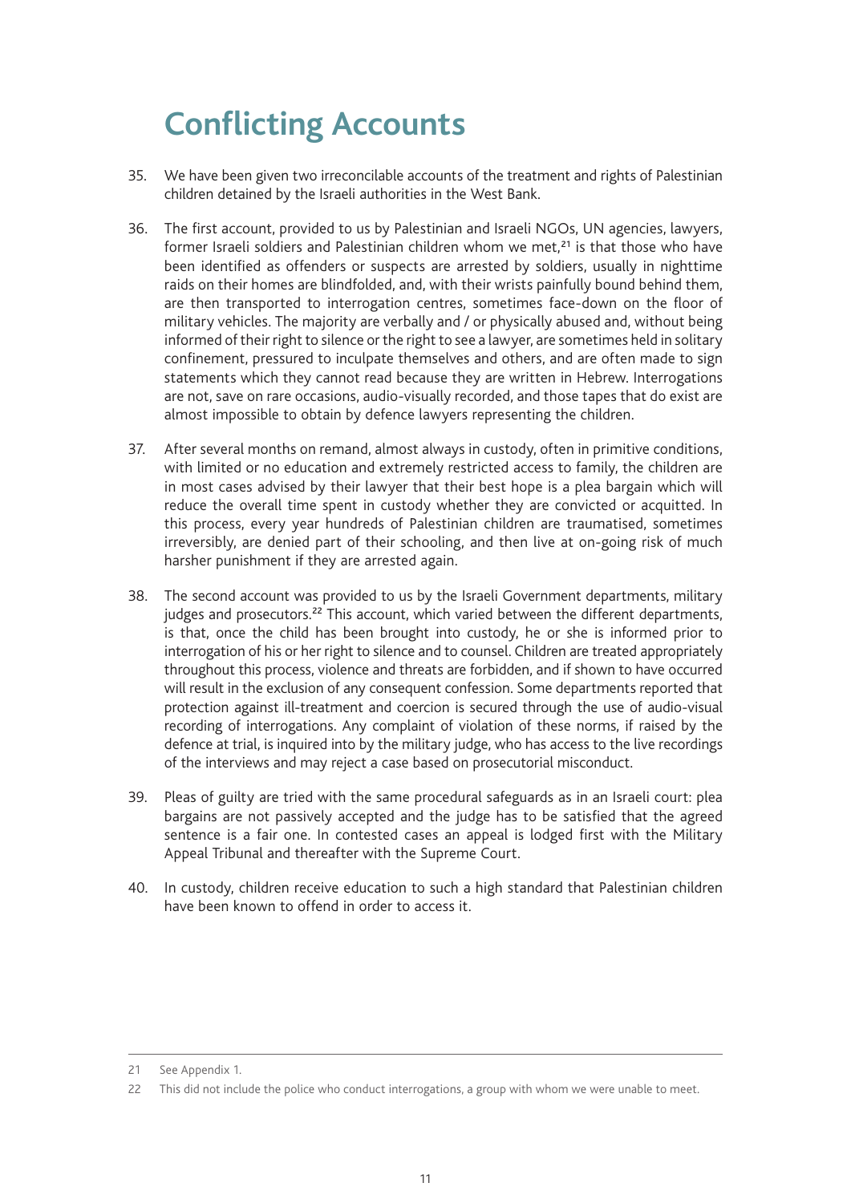# Conflicting Accounts

35. We have been given two irreconcilable accounts of the treatment and rights of Palestinian children detained by the Israeli authorities in the West Bank.

36. The first account, provided to us by Palestinian and Israeli NGOs, UN agencies, lawyers, former Israeli soldiers and Palestinian children whom we met,[21] is that those who have been identified as offenders or suspects are arrested by soldiers, usually in nighttime raids on their homes are blindfolded, and, with their wrists painfully bound behind them, are then transported to interrogation centres, sometimes face-down on the floor of military vehicles. The majority are verbally and / or physically abused and, without being informed of their right to silence or the right to see a lawyer, are sometimes held in solitary confinement, pressured to inculpate themselves and others, and are often made to sign statements which they cannot read because they are written in Hebrew. Interrogations are not, save on rare occasions, audio-visually recorded, and those tapes that do exist are almost impossible to obtain by defence lawyers representing the children.

37. After several months on remand, almost always in custody, often in primitive conditions, with limited or no education and extremely restricted access to family, the children are in most cases advised by their lawyer that their best hope is a plea bargain which will reduce the overall time spent in custody whether they are convicted or acquitted. In this process, every year hundreds of Palestinian children are traumatised, sometimes irreversibly, are denied part of their schooling, and then live at on-going risk of much harsher punishment if they are arrested again.

38. The second account was provided to us by the Israeli Government departments, military judges and prosecutors.[22] This account, which varied between the different departments, is that, once the child has been brought into custody, he or she is informed prior to interrogation of his or her right to silence and to counsel. Children are treated appropriately throughout this process, violence and threats are forbidden, and if shown to have occurred will result in the exclusion of any consequent confession. Some departments reported that protection against ill-treatment and coercion is secured through the use of audio-visual recording of interrogations. Any complaint of violation of these norms, if raised by the defence at trial, is inquired into by the military judge, who has access to the live recordings of the interviews and may reject a case based on prosecutorial misconduct.

39. Pleas of guilty are tried with the same procedural safeguards as in an Israeli court: plea bargains are not passively accepted and the judge has to be satisfied that the agreed sentence is a fair one. In contested cases an appeal is lodged first with the Military Appeal Tribunal and thereafter with the Supreme Court.

40. In custody, children receive education to such a high standard that Palestinian children have been known to offend in order to access it.

---

21 See Appendix 1.

22 This did not include the police who conduct interrogations, a group with whom we were unable to meet.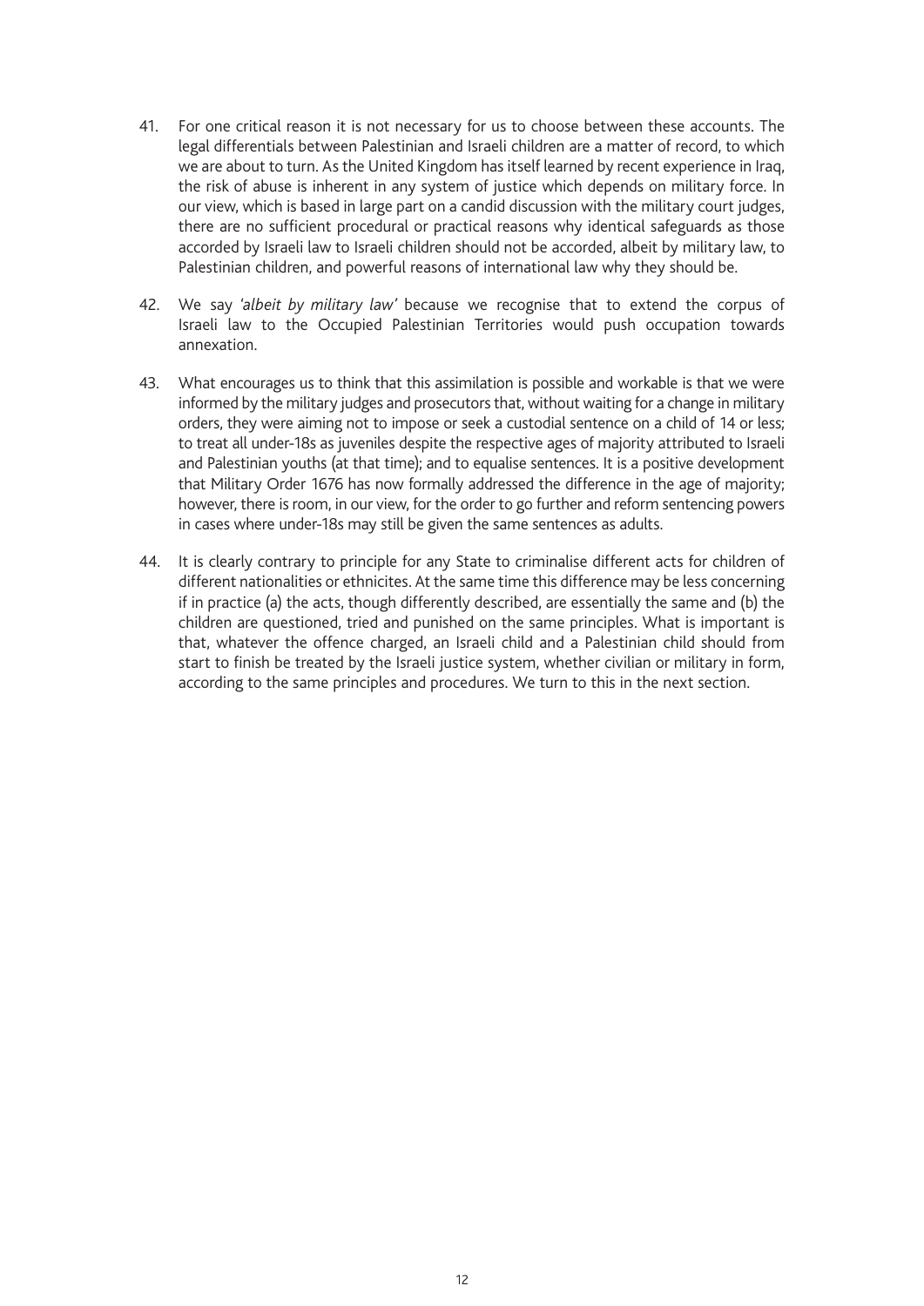41. For one critical reason it is not necessary for us to choose between these accounts. The legal differentials between Palestinian and Israeli children are a matter of record, to which we are about to turn. As the United Kingdom has itself learned by recent experience in Iraq, the risk of abuse is inherent in any system of justice which depends on military force. In our view, which is based in large part on a candid discussion with the military court judges, there are no sufficient procedural or practical reasons why identical safeguards as those accorded by Israeli law to Israeli children should not be accorded, albeit by military law, to Palestinian children, and powerful reasons of international law why they should be.

42. We say *'albeit by military law'* because we recognise that to extend the corpus of Israeli law to the Occupied Palestinian Territories would push occupation towards annexation.

43. What encourages us to think that this assimilation is possible and workable is that we were informed by the military judges and prosecutors that, without waiting for a change in military orders, they were aiming not to impose or seek a custodial sentence on a child of 14 or less; to treat all under-18s as juveniles despite the respective ages of majority attributed to Israeli and Palestinian youths (at that time); and to equalise sentences. It is a positive development that Military Order 1676 has now formally addressed the difference in the age of majority; however, there is room, in our view, for the order to go further and reform sentencing powers in cases where under-18s may still be given the same sentences as adults.

44. It is clearly contrary to principle for any State to criminalise different acts for children of different nationalities or ethnicites. At the same time this difference may be less concerning if in practice (a) the acts, though differently described, are essentially the same and (b) the children are questioned, tried and punished on the same principles. What is important is that, whatever the offence charged, an Israeli child and a Palestinian child should from start to finish be treated by the Israeli justice system, whether civilian or military in form, according to the same principles and procedures. We turn to this in the next section.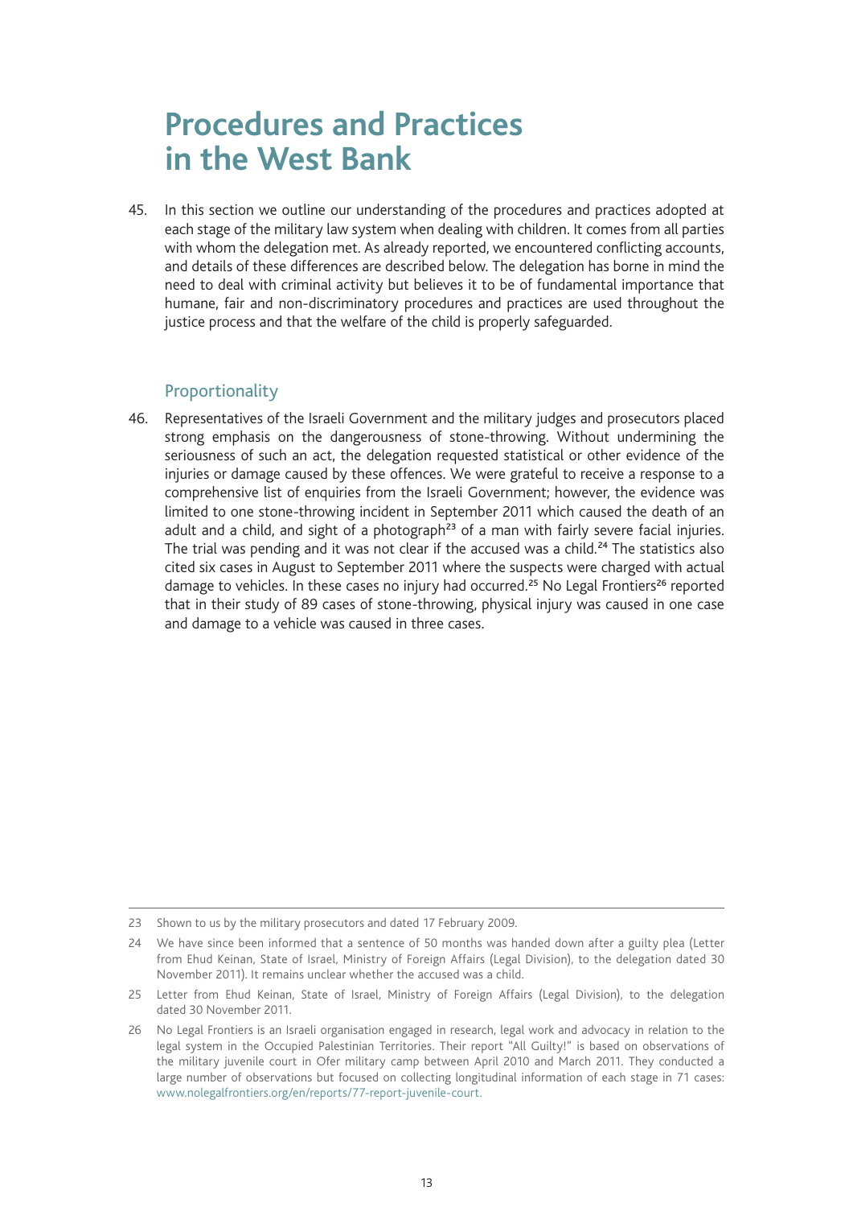# Procedures and Practices in the West Bank

45. In this section we outline our understanding of the procedures and practices adopted at each stage of the military law system when dealing with children. It comes from all parties with whom the delegation met. As already reported, we encountered conflicting accounts, and details of these differences are described below. The delegation has borne in mind the need to deal with criminal activity but believes it to be of fundamental importance that humane, fair and non-discriminatory procedures and practices are used throughout the justice process and that the welfare of the child is properly safeguarded.

## Proportionality

46. Representatives of the Israeli Government and the military judges and prosecutors placed strong emphasis on the dangerousness of stone-throwing. Without undermining the seriousness of such an act, the delegation requested statistical or other evidence of the injuries or damage caused by these offences. We were grateful to receive a response to a comprehensive list of enquiries from the Israeli Government; however, the evidence was limited to one stone-throwing incident in September 2011 which caused the death of an adult and a child, and sight of a photograph[23] of a man with fairly severe facial injuries. The trial was pending and it was not clear if the accused was a child.[24] The statistics also cited six cases in August to September 2011 where the suspects were charged with actual damage to vehicles. In these cases no injury had occurred.[25] No Legal Frontiers[26] reported that in their study of 89 cases of stone-throwing, physical injury was caused in one case and damage to a vehicle was caused in three cases.

---

23 Shown to us by the military prosecutors and dated 17 February 2009.

24 We have since been informed that a sentence of 50 months was handed down after a guilty plea (Letter from Ehud Keinan, State of Israel, Ministry of Foreign Affairs (Legal Division), to the delegation dated 30 November 2011). It remains unclear whether the accused was a child.

25 Letter from Ehud Keinan, State of Israel, Ministry of Foreign Affairs (Legal Division), to the delegation dated 30 November 2011.

26 No Legal Frontiers is an Israeli organisation engaged in research, legal work and advocacy in relation to the legal system in the Occupied Palestinian Territories. Their report "All Guilty!" is based on observations of the military juvenile court in Ofer military camp between April 2010 and March 2011. They conducted a large number of observations but focused on collecting longitudinal information of each stage in 71 cases: www.nolegalfrontiers.org/en/reports/77-report-juvenile-court.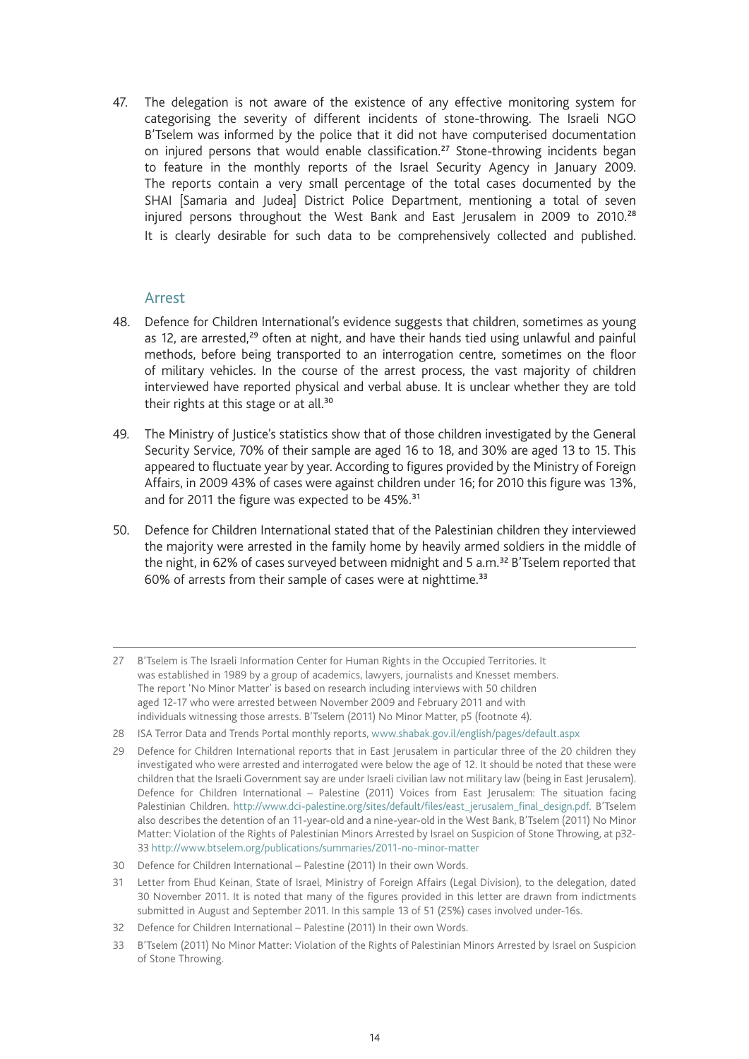47. The delegation is not aware of the existence of any effective monitoring system for categorising the severity of different incidents of stone-throwing. The Israeli NGO B'Tselem was informed by the police that it did not have computerised documentation on injured persons that would enable classification.[27] Stone-throwing incidents began to feature in the monthly reports of the Israel Security Agency in January 2009. The reports contain a very small percentage of the total cases documented by the SHAI [Samaria and Judea] District Police Department, mentioning a total of seven injured persons throughout the West Bank and East Jerusalem in 2009 to 2010.[28] It is clearly desirable for such data to be comprehensively collected and published.

## Arrest

48. Defence for Children International's evidence suggests that children, sometimes as young as 12, are arrested,[29] often at night, and have their hands tied using unlawful and painful methods, before being transported to an interrogation centre, sometimes on the floor of military vehicles. In the course of the arrest process, the vast majority of children interviewed have reported physical and verbal abuse. It is unclear whether they are told their rights at this stage or at all.[30]

49. The Ministry of Justice's statistics show that of those children investigated by the General Security Service, 70% of their sample are aged 16 to 18, and 30% are aged 13 to 15. This appeared to fluctuate year by year. According to figures provided by the Ministry of Foreign Affairs, in 2009 43% of cases were against children under 16; for 2010 this figure was 13%, and for 2011 the figure was expected to be 45%.[31]

50. Defence for Children International stated that of the Palestinian children they interviewed the majority were arrested in the family home by heavily armed soldiers in the middle of the night, in 62% of cases surveyed between midnight and 5 a.m.[32] B'Tselem reported that 60% of arrests from their sample of cases were at nighttime.[33]

---

27 B'Tselem is The Israeli Information Center for Human Rights in the Occupied Territories. It was established in 1989 by a group of academics, lawyers, journalists and Knesset members. The report 'No Minor Matter' is based on research including interviews with 50 children aged 12-17 who were arrested between November 2009 and February 2011 and with individuals witnessing those arrests. B'Tselem (2011) No Minor Matter, p5 (footnote 4).

28 ISA Terror Data and Trends Portal monthly reports, www.shabak.gov.il/english/pages/default.aspx

29 Defence for Children International reports that in East Jerusalem in particular three of the 20 children they investigated who were arrested and interrogated were below the age of 12. It should be noted that these were children that the Israeli Government say are under Israeli civilian law not military law (being in East Jerusalem). Defence for Children International – Palestine (2011) Voices from East Jerusalem: The situation facing Palestinian Children. http://www.dci-palestine.org/sites/default/files/east_jerusalem_final_design.pdf. B'Tselem also describes the detention of an 11-year-old and a nine-year-old in the West Bank, B'Tselem (2011) No Minor Matter: Violation of the Rights of Palestinian Minors Arrested by Israel on Suspicion of Stone Throwing, at p32-33 http://www.btselem.org/publications/summaries/2011-no-minor-matter

30 Defence for Children International – Palestine (2011) In their own Words.

31 Letter from Ehud Keinan, State of Israel, Ministry of Foreign Affairs (Legal Division), to the delegation, dated 30 November 2011. It is noted that many of the figures provided in this letter are drawn from indictments submitted in August and September 2011. In this sample 13 of 51 (25%) cases involved under-16s.

32 Defence for Children International – Palestine (2011) In their own Words.

33 B'Tselem (2011) No Minor Matter: Violation of the Rights of Palestinian Minors Arrested by Israel on Suspicion of Stone Throwing.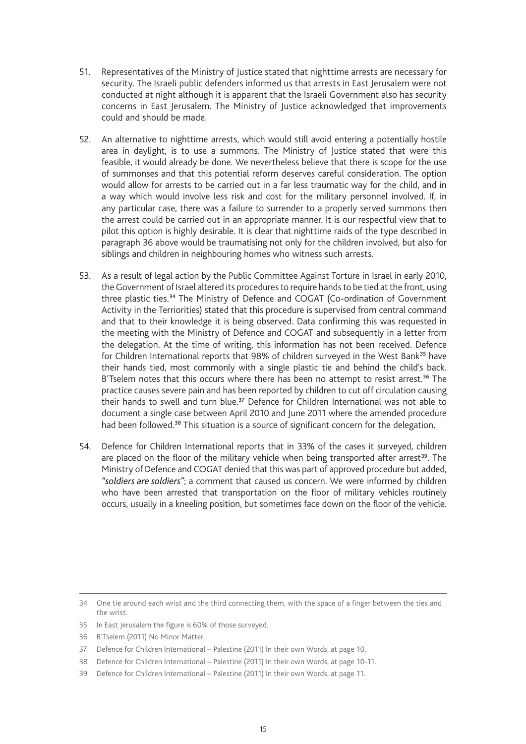51. Representatives of the Ministry of Justice stated that nighttime arrests are necessary for security. The Israeli public defenders informed us that arrests in East Jerusalem were not conducted at night although it is apparent that the Israeli Government also has security concerns in East Jerusalem. The Ministry of Justice acknowledged that improvements could and should be made.

52. An alternative to nighttime arrests, which would still avoid entering a potentially hostile area in daylight, is to use a summons. The Ministry of Justice stated that were this feasible, it would already be done. We nevertheless believe that there is scope for the use of summonses and that this potential reform deserves careful consideration. The option would allow for arrests to be carried out in a far less traumatic way for the child, and in a way which would involve less risk and cost for the military personnel involved. If, in any particular case, there was a failure to surrender to a properly served summons then the arrest could be carried out in an appropriate manner. It is our respectful view that to pilot this option is highly desirable. It is clear that nighttime raids of the type described in paragraph 36 above would be traumatising not only for the children involved, but also for siblings and children in neighbouring homes who witness such arrests.

53. As a result of legal action by the Public Committee Against Torture in Israel in early 2010, the Government of Israel altered its procedures to require hands to be tied at the front, using three plastic ties.[34] The Ministry of Defence and COGAT (Co-ordination of Government Activity in the Terriorities) stated that this procedure is supervised from central command and that to their knowledge it is being observed. Data confirming this was requested in the meeting with the Ministry of Defence and COGAT and subsequently in a letter from the delegation. At the time of writing, this information has not been received. Defence for Children International reports that 98% of children surveyed in the West Bank[35] have their hands tied, most commonly with a single plastic tie and behind the child's back. B'Tselem notes that this occurs where there has been no attempt to resist arrest.[36] The practice causes severe pain and has been reported by children to cut off circulation causing their hands to swell and turn blue.[37] Defence for Children International was not able to document a single case between April 2010 and June 2011 where the amended procedure had been followed.[38] This situation is a source of significant concern for the delegation.

54. Defence for Children International reports that in 33% of the cases it surveyed, children are placed on the floor of the military vehicle when being transported after arrest[39]. The Ministry of Defence and COGAT denied that this was part of approved procedure but added, *"soldiers are soldiers"*; a comment that caused us concern. We were informed by children who have been arrested that transportation on the floor of military vehicles routinely occurs, usually in a kneeling position, but sometimes face down on the floor of the vehicle.

---

34 One tie around each wrist and the third connecting them, with the space of a finger between the ties and the wrist.

35 In East Jerusalem the figure is 60% of those surveyed.

36 B'Tselem (2011) No Minor Matter.

37 Defence for Children International – Palestine (2011) In their own Words, at page 10.

38 Defence for Children International – Palestine (2011) In their own Words, at page 10-11.

39 Defence for Children International – Palestine (2011) In their own Words, at page 11.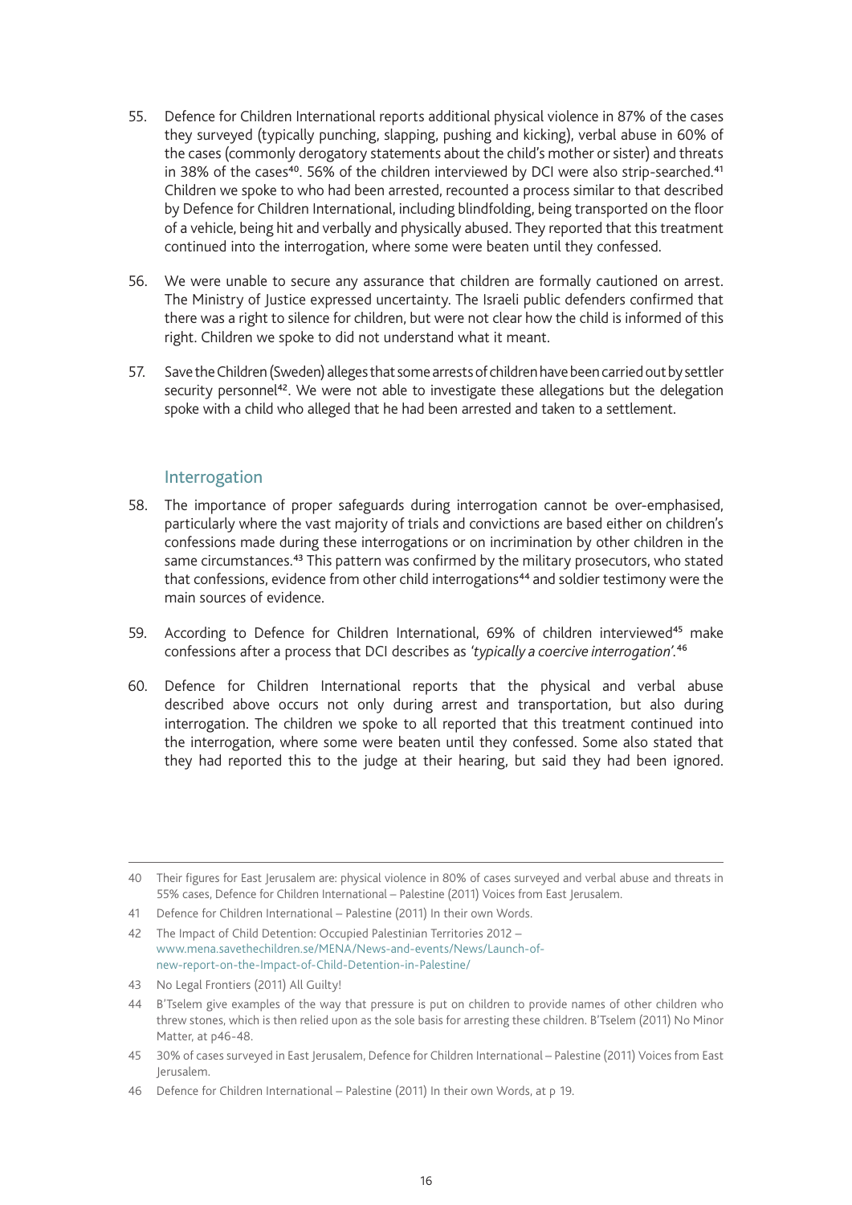55. Defence for Children International reports additional physical violence in 87% of the cases they surveyed (typically punching, slapping, pushing and kicking), verbal abuse in 60% of the cases (commonly derogatory statements about the child's mother or sister) and threats in 38% of the cases[40]. 56% of the children interviewed by DCI were also strip-searched.[41] Children we spoke to who had been arrested, recounted a process similar to that described by Defence for Children International, including blindfolding, being transported on the floor of a vehicle, being hit and verbally and physically abused. They reported that this treatment continued into the interrogation, where some were beaten until they confessed.

56. We were unable to secure any assurance that children are formally cautioned on arrest. The Ministry of Justice expressed uncertainty. The Israeli public defenders confirmed that there was a right to silence for children, but were not clear how the child is informed of this right. Children we spoke to did not understand what it meant.

57. Save the Children (Sweden) alleges that some arrests of children have been carried out by settler security personnel[42]. We were not able to investigate these allegations but the delegation spoke with a child who alleged that he had been arrested and taken to a settlement.

### Interrogation

58. The importance of proper safeguards during interrogation cannot be over-emphasised, particularly where the vast majority of trials and convictions are based either on children's confessions made during these interrogations or on incrimination by other children in the same circumstances.[43] This pattern was confirmed by the military prosecutors, who stated that confessions, evidence from other child interrogations[44] and soldier testimony were the main sources of evidence.

59. According to Defence for Children International, 69% of children interviewed[45] make confessions after a process that DCI describes as *'typically a coercive interrogation'*.[46]

60. Defence for Children International reports that the physical and verbal abuse described above occurs not only during arrest and transportation, but also during interrogation. The children we spoke to all reported that this treatment continued into the interrogation, where some were beaten until they confessed. Some also stated that they had reported this to the judge at their hearing, but said they had been ignored.

---

40 Their figures for East Jerusalem are: physical violence in 80% of cases surveyed and verbal abuse and threats in 55% cases, Defence for Children International – Palestine (2011) Voices from East Jerusalem.

41 Defence for Children International – Palestine (2011) In their own Words.

42 The Impact of Child Detention: Occupied Palestinian Territories 2012 – www.mena.savethechildren.se/MENA/News-and-events/News/Launch-of-new-report-on-the-Impact-of-Child-Detention-in-Palestine/

43 No Legal Frontiers (2011) All Guilty!

44 B'Tselem give examples of the way that pressure is put on children to provide names of other children who threw stones, which is then relied upon as the sole basis for arresting these children. B'Tselem (2011) No Minor Matter, at p46-48.

45 30% of cases surveyed in East Jerusalem, Defence for Children International – Palestine (2011) Voices from East Jerusalem.

46 Defence for Children International – Palestine (2011) In their own Words, at p 19.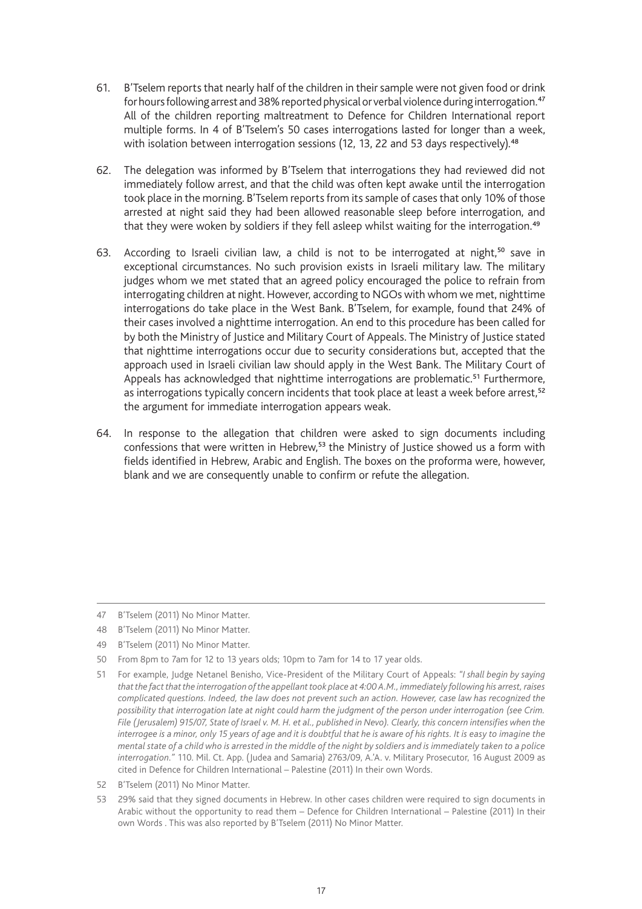61. B'Tselem reports that nearly half of the children in their sample were not given food or drink for hours following arrest and 38% reported physical or verbal violence during interrogation.[47] All of the children reporting maltreatment to Defence for Children International report multiple forms. In 4 of B'Tselem's 50 cases interrogations lasted for longer than a week, with isolation between interrogation sessions (12, 13, 22 and 53 days respectively).[48]

62. The delegation was informed by B'Tselem that interrogations they had reviewed did not immediately follow arrest, and that the child was often kept awake until the interrogation took place in the morning. B'Tselem reports from its sample of cases that only 10% of those arrested at night said they had been allowed reasonable sleep before interrogation, and that they were woken by soldiers if they fell asleep whilst waiting for the interrogation.[49]

63. According to Israeli civilian law, a child is not to be interrogated at night,[50] save in exceptional circumstances. No such provision exists in Israeli military law. The military judges whom we met stated that an agreed policy encouraged the police to refrain from interrogating children at night. However, according to NGOs with whom we met, nighttime interrogations do take place in the West Bank. B'Tselem, for example, found that 24% of their cases involved a nighttime interrogation. An end to this procedure has been called for by both the Ministry of Justice and Military Court of Appeals. The Ministry of Justice stated that nighttime interrogations occur due to security considerations but, accepted that the approach used in Israeli civilian law should apply in the West Bank. The Military Court of Appeals has acknowledged that nighttime interrogations are problematic.[51] Furthermore, as interrogations typically concern incidents that took place at least a week before arrest,[52] the argument for immediate interrogation appears weak.

64. In response to the allegation that children were asked to sign documents including confessions that were written in Hebrew,[53] the Ministry of Justice showed us a form with fields identified in Hebrew, Arabic and English. The boxes on the proforma were, however, blank and we are consequently unable to confirm or refute the allegation.

---

47 B'Tselem (2011) No Minor Matter.

48 B'Tselem (2011) No Minor Matter.

49 B'Tselem (2011) No Minor Matter.

50 From 8pm to 7am for 12 to 13 years olds; 10pm to 7am for 14 to 17 year olds.

51 For example, Judge Netanel Benisho, Vice-President of the Military Court of Appeals: *"I shall begin by saying that the fact that the interrogation of the appellant took place at 4:00 A.M., immediately following his arrest, raises complicated questions. Indeed, the law does not prevent such an action. However, case law has recognized the possibility that interrogation late at night could harm the judgment of the person under interrogation (see Crim. File (Jerusalem) 915/07, State of Israel v. M. H. et al., published in Nevo). Clearly, this concern intensifies when the interrogee is a minor, only 15 years of age and it is doubtful that he is aware of his rights. It is easy to imagine the mental state of a child who is arrested in the middle of the night by soldiers and is immediately taken to a police interrogation."* 110. Mil. Ct. App. (Judea and Samaria) 2763/09, A.'A. v. Military Prosecutor, 16 August 2009 as cited in Defence for Children International – Palestine (2011) In their own Words.

52 B'Tselem (2011) No Minor Matter.

53 29% said that they signed documents in Hebrew. In other cases children were required to sign documents in Arabic without the opportunity to read them – Defence for Children International – Palestine (2011) In their own Words . This was also reported by B'Tselem (2011) No Minor Matter.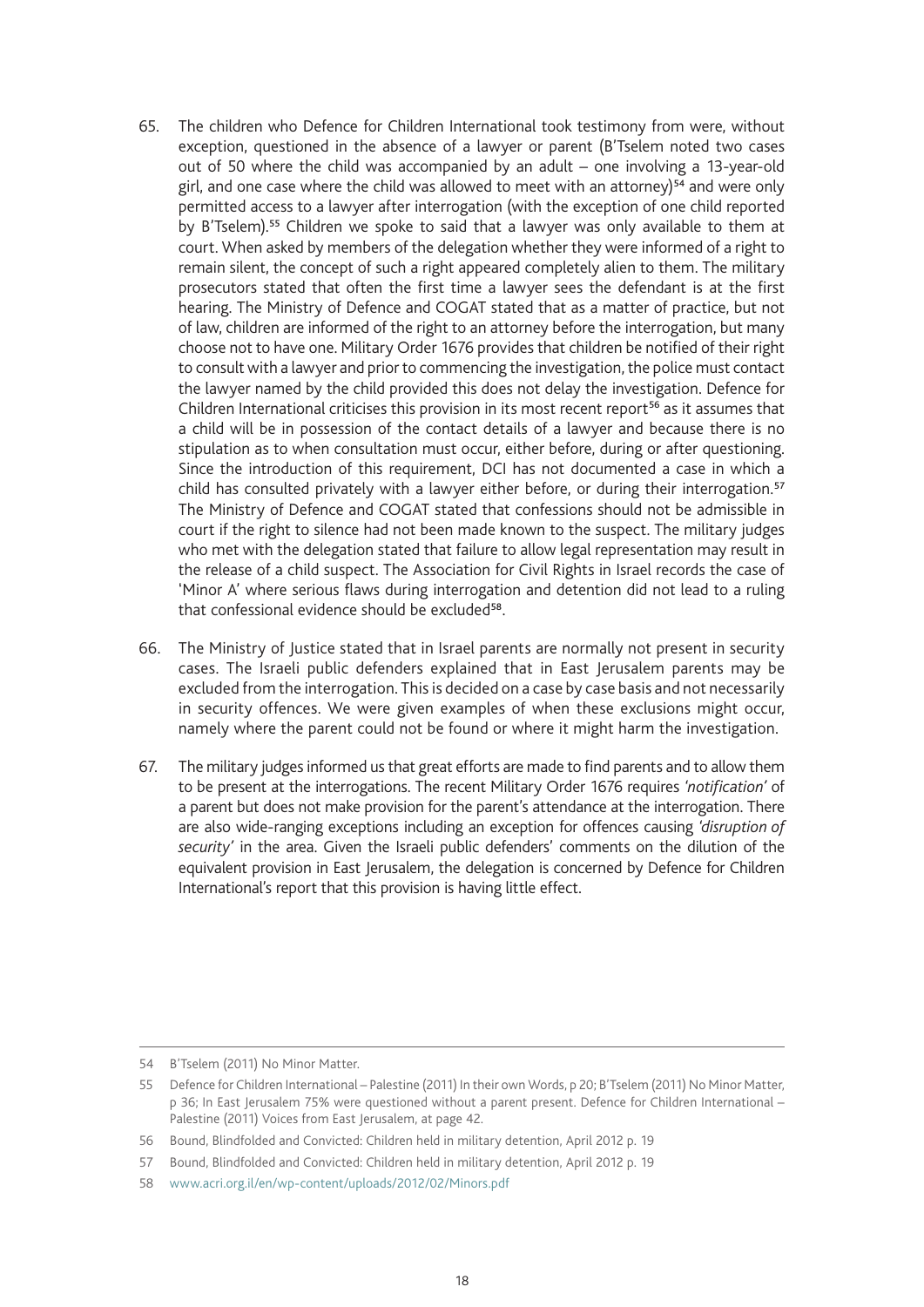65. The children who Defence for Children International took testimony from were, without exception, questioned in the absence of a lawyer or parent (B'Tselem noted two cases out of 50 where the child was accompanied by an adult – one involving a 13-year-old girl, and one case where the child was allowed to meet with an attorney)[54] and were only permitted access to a lawyer after interrogation (with the exception of one child reported by B'Tselem).[55] Children we spoke to said that a lawyer was only available to them at court. When asked by members of the delegation whether they were informed of a right to remain silent, the concept of such a right appeared completely alien to them. The military prosecutors stated that often the first time a lawyer sees the defendant is at the first hearing. The Ministry of Defence and COGAT stated that as a matter of practice, but not of law, children are informed of the right to an attorney before the interrogation, but many choose not to have one. Military Order 1676 provides that children be notified of their right to consult with a lawyer and prior to commencing the investigation, the police must contact the lawyer named by the child provided this does not delay the investigation. Defence for Children International criticises this provision in its most recent report[56] as it assumes that a child will be in possession of the contact details of a lawyer and because there is no stipulation as to when consultation must occur, either before, during or after questioning. Since the introduction of this requirement, DCI has not documented a case in which a child has consulted privately with a lawyer either before, or during their interrogation.[57] The Ministry of Defence and COGAT stated that confessions should not be admissible in court if the right to silence had not been made known to the suspect. The military judges who met with the delegation stated that failure to allow legal representation may result in the release of a child suspect. The Association for Civil Rights in Israel records the case of 'Minor A' where serious flaws during interrogation and detention did not lead to a ruling that confessional evidence should be excluded[58].

66. The Ministry of Justice stated that in Israel parents are normally not present in security cases. The Israeli public defenders explained that in East Jerusalem parents may be excluded from the interrogation. This is decided on a case by case basis and not necessarily in security offences. We were given examples of when these exclusions might occur, namely where the parent could not be found or where it might harm the investigation.

67. The military judges informed us that great efforts are made to find parents and to allow them to be present at the interrogations. The recent Military Order 1676 requires *'notification'* of a parent but does not make provision for the parent's attendance at the interrogation. There are also wide-ranging exceptions including an exception for offences causing *'disruption of security'* in the area. Given the Israeli public defenders' comments on the dilution of the equivalent provision in East Jerusalem, the delegation is concerned by Defence for Children International's report that this provision is having little effect.

---

54 B'Tselem (2011) No Minor Matter.

55 Defence for Children International – Palestine (2011) In their own Words, p 20; B'Tselem (2011) No Minor Matter, p 36; In East Jerusalem 75% were questioned without a parent present. Defence for Children International – Palestine (2011) Voices from East Jerusalem, at page 42.

56 Bound, Blindfolded and Convicted: Children held in military detention, April 2012 p. 19

57 Bound, Blindfolded and Convicted: Children held in military detention, April 2012 p. 19

58 www.acri.org.il/en/wp-content/uploads/2012/02/Minors.pdf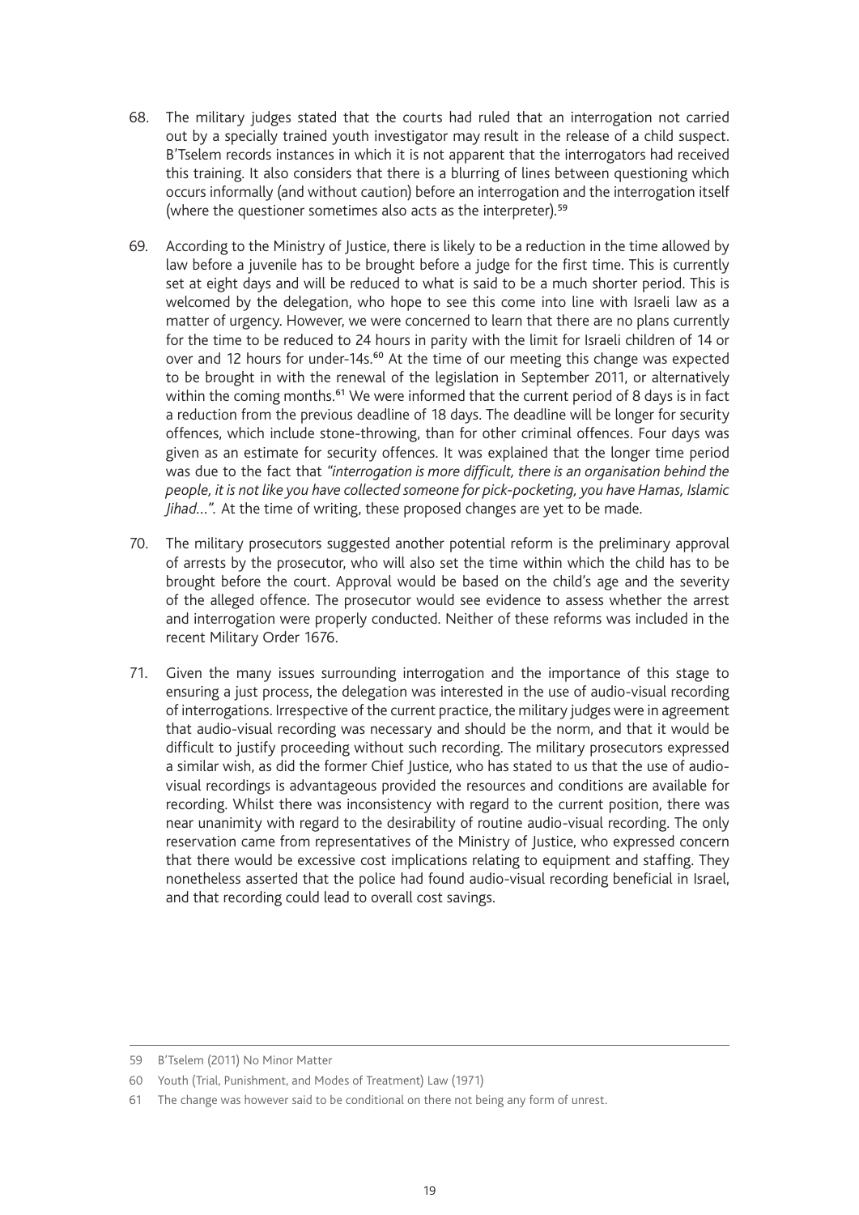68. The military judges stated that the courts had ruled that an interrogation not carried out by a specially trained youth investigator may result in the release of a child suspect. B'Tselem records instances in which it is not apparent that the interrogators had received this training. It also considers that there is a blurring of lines between questioning which occurs informally (and without caution) before an interrogation and the interrogation itself (where the questioner sometimes also acts as the interpreter).[59]

69. According to the Ministry of Justice, there is likely to be a reduction in the time allowed by law before a juvenile has to be brought before a judge for the first time. This is currently set at eight days and will be reduced to what is said to be a much shorter period. This is welcomed by the delegation, who hope to see this come into line with Israeli law as a matter of urgency. However, we were concerned to learn that there are no plans currently for the time to be reduced to 24 hours in parity with the limit for Israeli children of 14 or over and 12 hours for under-14s.[60] At the time of our meeting this change was expected to be brought in with the renewal of the legislation in September 2011, or alternatively within the coming months.[61] We were informed that the current period of 8 days is in fact a reduction from the previous deadline of 18 days. The deadline will be longer for security offences, which include stone-throwing, than for other criminal offences. Four days was given as an estimate for security offences. It was explained that the longer time period was due to the fact that *"interrogation is more difficult, there is an organisation behind the people, it is not like you have collected someone for pick-pocketing, you have Hamas, Islamic Jihad…".* At the time of writing, these proposed changes are yet to be made.

70. The military prosecutors suggested another potential reform is the preliminary approval of arrests by the prosecutor, who will also set the time within which the child has to be brought before the court. Approval would be based on the child's age and the severity of the alleged offence. The prosecutor would see evidence to assess whether the arrest and interrogation were properly conducted. Neither of these reforms was included in the recent Military Order 1676.

71. Given the many issues surrounding interrogation and the importance of this stage to ensuring a just process, the delegation was interested in the use of audio-visual recording of interrogations. Irrespective of the current practice, the military judges were in agreement that audio-visual recording was necessary and should be the norm, and that it would be difficult to justify proceeding without such recording. The military prosecutors expressed a similar wish, as did the former Chief Justice, who has stated to us that the use of audio-visual recordings is advantageous provided the resources and conditions are available for recording. Whilst there was inconsistency with regard to the current position, there was near unanimity with regard to the desirability of routine audio-visual recording. The only reservation came from representatives of the Ministry of Justice, who expressed concern that there would be excessive cost implications relating to equipment and staffing. They nonetheless asserted that the police had found audio-visual recording beneficial in Israel, and that recording could lead to overall cost savings.

---

59 B'Tselem (2011) No Minor Matter

60 Youth (Trial, Punishment, and Modes of Treatment) Law (1971)

61 The change was however said to be conditional on there not being any form of unrest.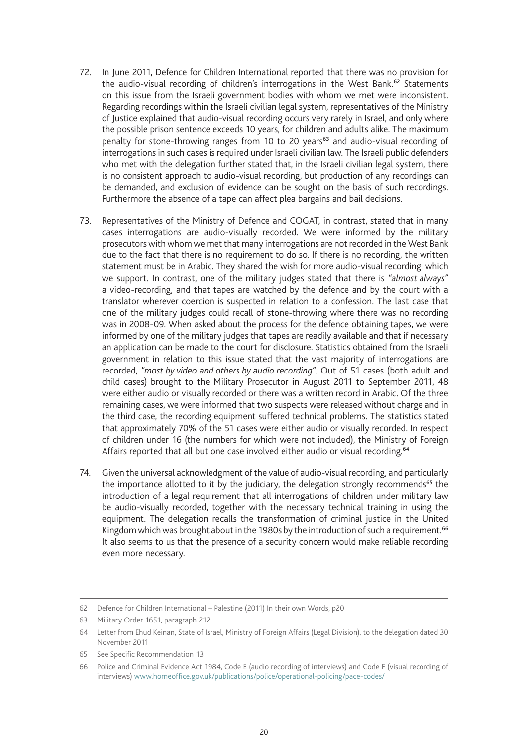72. In June 2011, Defence for Children International reported that there was no provision for the audio-visual recording of children's interrogations in the West Bank.[62] Statements on this issue from the Israeli government bodies with whom we met were inconsistent. Regarding recordings within the Israeli civilian legal system, representatives of the Ministry of Justice explained that audio-visual recording occurs very rarely in Israel, and only where the possible prison sentence exceeds 10 years, for children and adults alike. The maximum penalty for stone-throwing ranges from 10 to 20 years[63] and audio-visual recording of interrogations in such cases is required under Israeli civilian law. The Israeli public defenders who met with the delegation further stated that, in the Israeli civilian legal system, there is no consistent approach to audio-visual recording, but production of any recordings can be demanded, and exclusion of evidence can be sought on the basis of such recordings. Furthermore the absence of a tape can affect plea bargains and bail decisions.

73. Representatives of the Ministry of Defence and COGAT, in contrast, stated that in many cases interrogations are audio-visually recorded. We were informed by the military prosecutors with whom we met that many interrogations are not recorded in the West Bank due to the fact that there is no requirement to do so. If there is no recording, the written statement must be in Arabic. They shared the wish for more audio-visual recording, which we support. In contrast, one of the military judges stated that there is *"almost always"* a video-recording, and that tapes are watched by the defence and by the court with a translator wherever coercion is suspected in relation to a confession. The last case that one of the military judges could recall of stone-throwing where there was no recording was in 2008-09. When asked about the process for the defence obtaining tapes, we were informed by one of the military judges that tapes are readily available and that if necessary an application can be made to the court for disclosure. Statistics obtained from the Israeli government in relation to this issue stated that the vast majority of interrogations are recorded, *"most by video and others by audio recording"*. Out of 51 cases (both adult and child cases) brought to the Military Prosecutor in August 2011 to September 2011, 48 were either audio or visually recorded or there was a written record in Arabic. Of the three remaining cases, we were informed that two suspects were released without charge and in the third case, the recording equipment suffered technical problems. The statistics stated that approximately 70% of the 51 cases were either audio or visually recorded. In respect of children under 16 (the numbers for which were not included), the Ministry of Foreign Affairs reported that all but one case involved either audio or visual recording.[64]

74. Given the universal acknowledgment of the value of audio-visual recording, and particularly the importance allotted to it by the judiciary, the delegation strongly recommends[65] the introduction of a legal requirement that all interrogations of children under military law be audio-visually recorded, together with the necessary technical training in using the equipment. The delegation recalls the transformation of criminal justice in the United Kingdom which was brought about in the 1980s by the introduction of such a requirement.[66] It also seems to us that the presence of a security concern would make reliable recording even more necessary.

---

62 Defence for Children International – Palestine (2011) In their own Words, p20

63 Military Order 1651, paragraph 212

64 Letter from Ehud Keinan, State of Israel, Ministry of Foreign Affairs (Legal Division), to the delegation dated 30 November 2011

65 See Specific Recommendation 13

66 Police and Criminal Evidence Act 1984, Code E (audio recording of interviews) and Code F (visual recording of interviews) www.homeoffice.gov.uk/publications/police/operational-policing/pace-codes/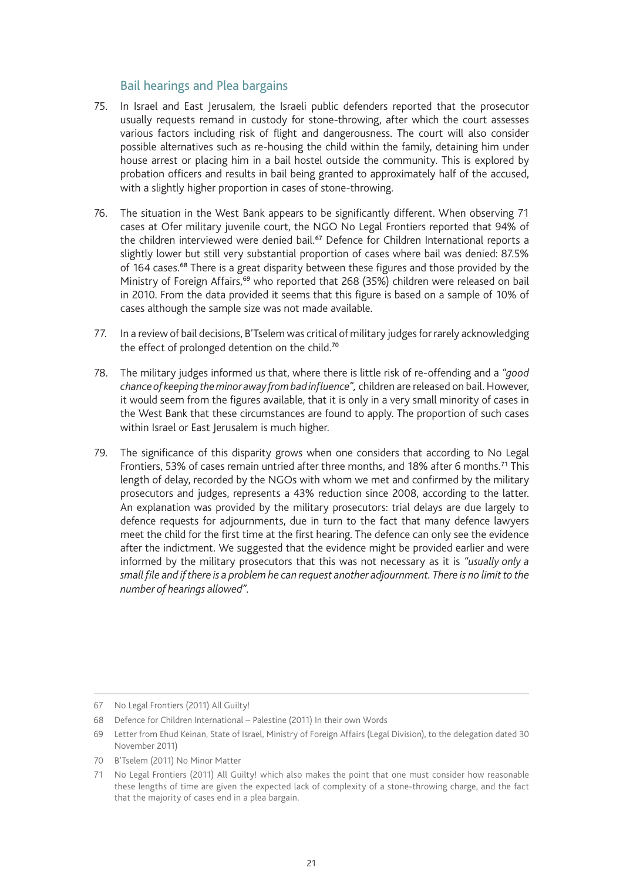## Bail hearings and Plea bargains

75. In Israel and East Jerusalem, the Israeli public defenders reported that the prosecutor usually requests remand in custody for stone-throwing, after which the court assesses various factors including risk of flight and dangerousness. The court will also consider possible alternatives such as re-housing the child within the family, detaining him under house arrest or placing him in a bail hostel outside the community. This is explored by probation officers and results in bail being granted to approximately half of the accused, with a slightly higher proportion in cases of stone-throwing.

76. The situation in the West Bank appears to be significantly different. When observing 71 cases at Ofer military juvenile court, the NGO No Legal Frontiers reported that 94% of the children interviewed were denied bail.[67] Defence for Children International reports a slightly lower but still very substantial proportion of cases where bail was denied: 87.5% of 164 cases.[68] There is a great disparity between these figures and those provided by the Ministry of Foreign Affairs,[69] who reported that 268 (35%) children were released on bail in 2010. From the data provided it seems that this figure is based on a sample of 10% of cases although the sample size was not made available.

77. In a review of bail decisions, B'Tselem was critical of military judges for rarely acknowledging the effect of prolonged detention on the child.[70]

78. The military judges informed us that, where there is little risk of re-offending and a *"good chance of keeping the minor away from bad influence",* children are released on bail. However, it would seem from the figures available, that it is only in a very small minority of cases in the West Bank that these circumstances are found to apply. The proportion of such cases within Israel or East Jerusalem is much higher.

79. The significance of this disparity grows when one considers that according to No Legal Frontiers, 53% of cases remain untried after three months, and 18% after 6 months.[71] This length of delay, recorded by the NGOs with whom we met and confirmed by the military prosecutors and judges, represents a 43% reduction since 2008, according to the latter. An explanation was provided by the military prosecutors: trial delays are due largely to defence requests for adjournments, due in turn to the fact that many defence lawyers meet the child for the first time at the first hearing. The defence can only see the evidence after the indictment. We suggested that the evidence might be provided earlier and were informed by the military prosecutors that this was not necessary as it is *"usually only a small file and if there is a problem he can request another adjournment. There is no limit to the number of hearings allowed".*

---

67 No Legal Frontiers (2011) All Guilty!

68 Defence for Children International – Palestine (2011) In their own Words

69 Letter from Ehud Keinan, State of Israel, Ministry of Foreign Affairs (Legal Division), to the delegation dated 30 November 2011)

70 B'Tselem (2011) No Minor Matter

71 No Legal Frontiers (2011) All Guilty! which also makes the point that one must consider how reasonable these lengths of time are given the expected lack of complexity of a stone-throwing charge, and the fact that the majority of cases end in a plea bargain.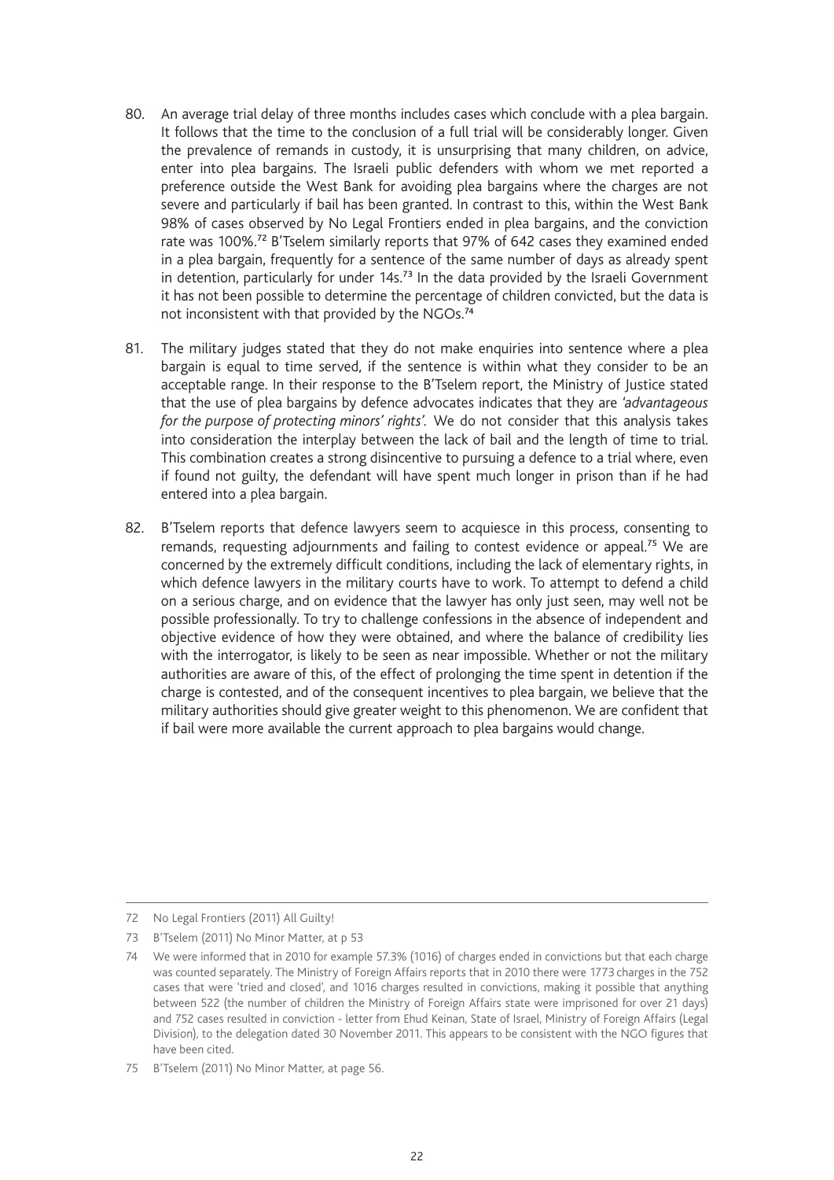80. An average trial delay of three months includes cases which conclude with a plea bargain. It follows that the time to the conclusion of a full trial will be considerably longer. Given the prevalence of remands in custody, it is unsurprising that many children, on advice, enter into plea bargains. The Israeli public defenders with whom we met reported a preference outside the West Bank for avoiding plea bargains where the charges are not severe and particularly if bail has been granted. In contrast to this, within the West Bank 98% of cases observed by No Legal Frontiers ended in plea bargains, and the conviction rate was 100%.[72] B'Tselem similarly reports that 97% of 642 cases they examined ended in a plea bargain, frequently for a sentence of the same number of days as already spent in detention, particularly for under 14s.[73] In the data provided by the Israeli Government it has not been possible to determine the percentage of children convicted, but the data is not inconsistent with that provided by the NGOs.[74]

81. The military judges stated that they do not make enquiries into sentence where a plea bargain is equal to time served, if the sentence is within what they consider to be an acceptable range. In their response to the B'Tselem report, the Ministry of Justice stated that the use of plea bargains by defence advocates indicates that they are *'advantageous for the purpose of protecting minors' rights'*. We do not consider that this analysis takes into consideration the interplay between the lack of bail and the length of time to trial. This combination creates a strong disincentive to pursuing a defence to a trial where, even if found not guilty, the defendant will have spent much longer in prison than if he had entered into a plea bargain.

82. B'Tselem reports that defence lawyers seem to acquiesce in this process, consenting to remands, requesting adjournments and failing to contest evidence or appeal.[75] We are concerned by the extremely difficult conditions, including the lack of elementary rights, in which defence lawyers in the military courts have to work. To attempt to defend a child on a serious charge, and on evidence that the lawyer has only just seen, may well not be possible professionally. To try to challenge confessions in the absence of independent and objective evidence of how they were obtained, and where the balance of credibility lies with the interrogator, is likely to be seen as near impossible. Whether or not the military authorities are aware of this, of the effect of prolonging the time spent in detention if the charge is contested, and of the consequent incentives to plea bargain, we believe that the military authorities should give greater weight to this phenomenon. We are confident that if bail were more available the current approach to plea bargains would change.

---

72 No Legal Frontiers (2011) All Guilty!

73 B'Tselem (2011) No Minor Matter, at p 53

74 We were informed that in 2010 for example 57.3% (1016) of charges ended in convictions but that each charge was counted separately. The Ministry of Foreign Affairs reports that in 2010 there were 1773 charges in the 752 cases that were 'tried and closed', and 1016 charges resulted in convictions, making it possible that anything between 522 (the number of children the Ministry of Foreign Affairs state were imprisoned for over 21 days) and 752 cases resulted in conviction - letter from Ehud Keinan, State of Israel, Ministry of Foreign Affairs (Legal Division), to the delegation dated 30 November 2011. This appears to be consistent with the NGO figures that have been cited.

75 B'Tselem (2011) No Minor Matter, at page 56.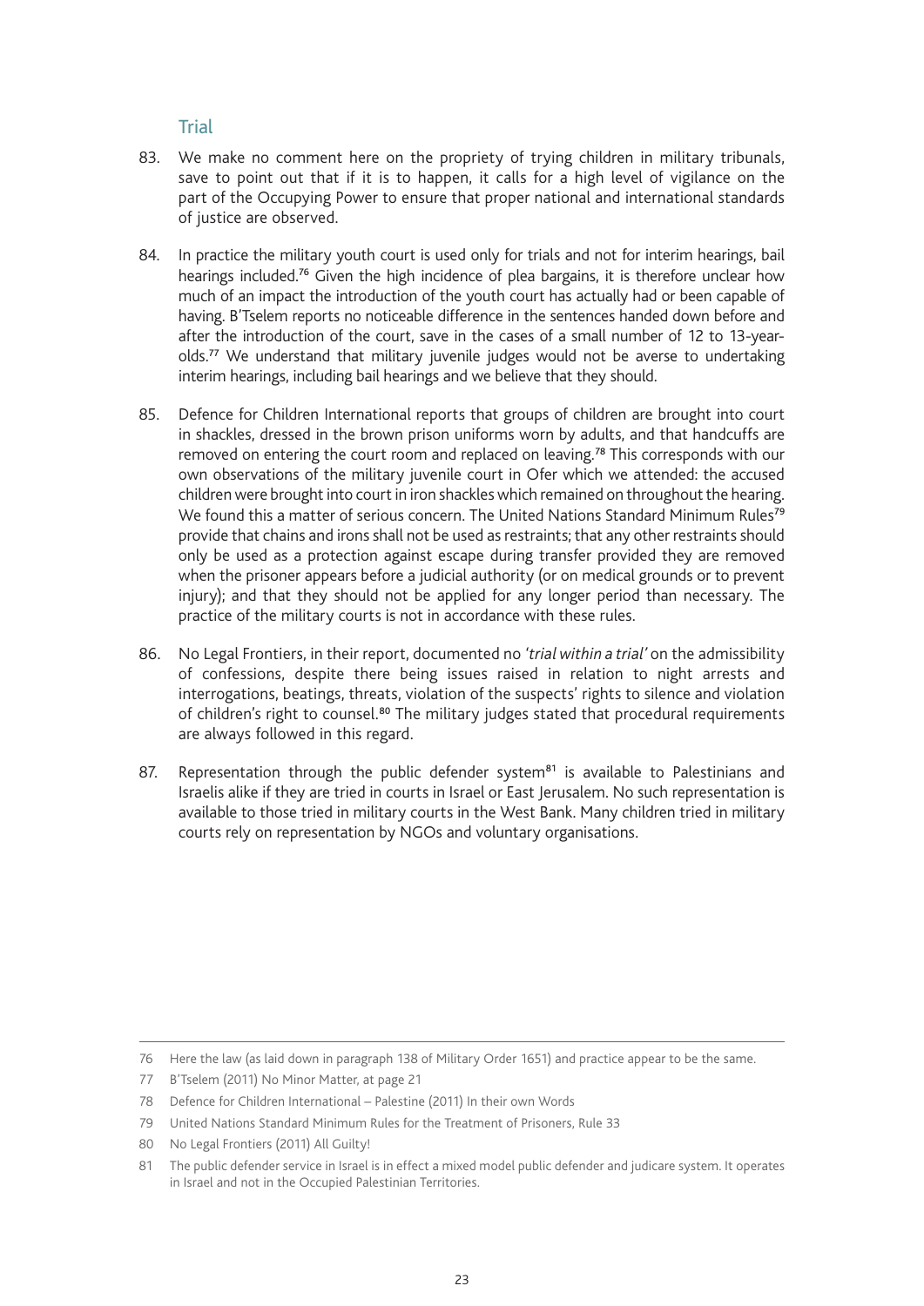## Trial

83. We make no comment here on the propriety of trying children in military tribunals, save to point out that if it is to happen, it calls for a high level of vigilance on the part of the Occupying Power to ensure that proper national and international standards of justice are observed.

84. In practice the military youth court is used only for trials and not for interim hearings, bail hearings included.[76] Given the high incidence of plea bargains, it is therefore unclear how much of an impact the introduction of the youth court has actually had or been capable of having. B'Tselem reports no noticeable difference in the sentences handed down before and after the introduction of the court, save in the cases of a small number of 12 to 13-year-olds.[77] We understand that military juvenile judges would not be averse to undertaking interim hearings, including bail hearings and we believe that they should.

85. Defence for Children International reports that groups of children are brought into court in shackles, dressed in the brown prison uniforms worn by adults, and that handcuffs are removed on entering the court room and replaced on leaving.[78] This corresponds with our own observations of the military juvenile court in Ofer which we attended: the accused children were brought into court in iron shackles which remained on throughout the hearing. We found this a matter of serious concern. The United Nations Standard Minimum Rules[79] provide that chains and irons shall not be used as restraints; that any other restraints should only be used as a protection against escape during transfer provided they are removed when the prisoner appears before a judicial authority (or on medical grounds or to prevent injury); and that they should not be applied for any longer period than necessary. The practice of the military courts is not in accordance with these rules.

86. No Legal Frontiers, in their report, documented no *'trial within a trial'* on the admissibility of confessions, despite there being issues raised in relation to night arrests and interrogations, beatings, threats, violation of the suspects' rights to silence and violation of children's right to counsel.[80] The military judges stated that procedural requirements are always followed in this regard.

87. Representation through the public defender system[81] is available to Palestinians and Israelis alike if they are tried in courts in Israel or East Jerusalem. No such representation is available to those tried in military courts in the West Bank. Many children tried in military courts rely on representation by NGOs and voluntary organisations.

---

76 Here the law (as laid down in paragraph 138 of Military Order 1651) and practice appear to be the same.

77 B'Tselem (2011) No Minor Matter, at page 21

78 Defence for Children International – Palestine (2011) In their own Words

79 United Nations Standard Minimum Rules for the Treatment of Prisoners, Rule 33

80 No Legal Frontiers (2011) All Guilty!

81 The public defender service in Israel is in effect a mixed model public defender and judicare system. It operates in Israel and not in the Occupied Palestinian Territories.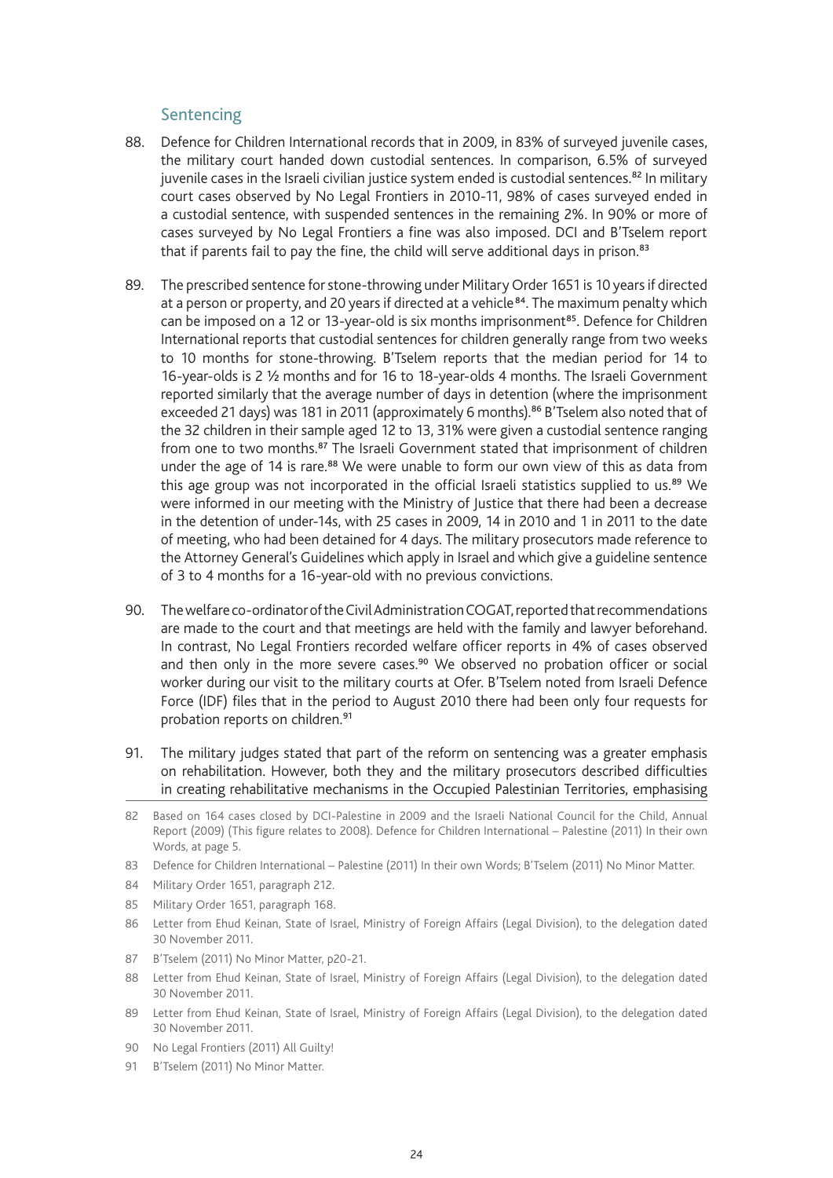### Sentencing

88. Defence for Children International records that in 2009, in 83% of surveyed juvenile cases, the military court handed down custodial sentences. In comparison, 6.5% of surveyed juvenile cases in the Israeli civilian justice system ended is custodial sentences.[82] In military court cases observed by No Legal Frontiers in 2010-11, 98% of cases surveyed ended in a custodial sentence, with suspended sentences in the remaining 2%. In 90% or more of cases surveyed by No Legal Frontiers a fine was also imposed. DCI and B'Tselem report that if parents fail to pay the fine, the child will serve additional days in prison.[83]

89. The prescribed sentence for stone-throwing under Military Order 1651 is 10 years if directed at a person or property, and 20 years if directed at a vehicle[84]. The maximum penalty which can be imposed on a 12 or 13-year-old is six months imprisonment[85]. Defence for Children International reports that custodial sentences for children generally range from two weeks to 10 months for stone-throwing. B'Tselem reports that the median period for 14 to 16-year-olds is 2 ½ months and for 16 to 18-year-olds 4 months. The Israeli Government reported similarly that the average number of days in detention (where the imprisonment exceeded 21 days) was 181 in 2011 (approximately 6 months).[86] B'Tselem also noted that of the 32 children in their sample aged 12 to 13, 31% were given a custodial sentence ranging from one to two months.[87] The Israeli Government stated that imprisonment of children under the age of 14 is rare.[88] We were unable to form our own view of this as data from this age group was not incorporated in the official Israeli statistics supplied to us.[89] We were informed in our meeting with the Ministry of Justice that there had been a decrease in the detention of under-14s, with 25 cases in 2009, 14 in 2010 and 1 in 2011 to the date of meeting, who had been detained for 4 days. The military prosecutors made reference to the Attorney General's Guidelines which apply in Israel and which give a guideline sentence of 3 to 4 months for a 16-year-old with no previous convictions.

90. The welfare co-ordinator of the Civil Administration COGAT, reported that recommendations are made to the court and that meetings are held with the family and lawyer beforehand. In contrast, No Legal Frontiers recorded welfare officer reports in 4% of cases observed and then only in the more severe cases.[90] We observed no probation officer or social worker during our visit to the military courts at Ofer. B'Tselem noted from Israeli Defence Force (IDF) files that in the period to August 2010 there had been only four requests for probation reports on children.[91]

91. The military judges stated that part of the reform on sentencing was a greater emphasis on rehabilitation. However, both they and the military prosecutors described difficulties in creating rehabilitative mechanisms in the Occupied Palestinian Territories, emphasising

---

82 Based on 164 cases closed by DCI-Palestine in 2009 and the Israeli National Council for the Child, Annual Report (2009) (This figure relates to 2008). Defence for Children International – Palestine (2011) In their own Words, at page 5.

83 Defence for Children International – Palestine (2011) In their own Words; B'Tselem (2011) No Minor Matter.

84 Military Order 1651, paragraph 212.

85 Military Order 1651, paragraph 168.

86 Letter from Ehud Keinan, State of Israel, Ministry of Foreign Affairs (Legal Division), to the delegation dated 30 November 2011.

87 B'Tselem (2011) No Minor Matter, p20-21.

88 Letter from Ehud Keinan, State of Israel, Ministry of Foreign Affairs (Legal Division), to the delegation dated 30 November 2011.

89 Letter from Ehud Keinan, State of Israel, Ministry of Foreign Affairs (Legal Division), to the delegation dated 30 November 2011.

90 No Legal Frontiers (2011) All Guilty!

91 B'Tselem (2011) No Minor Matter.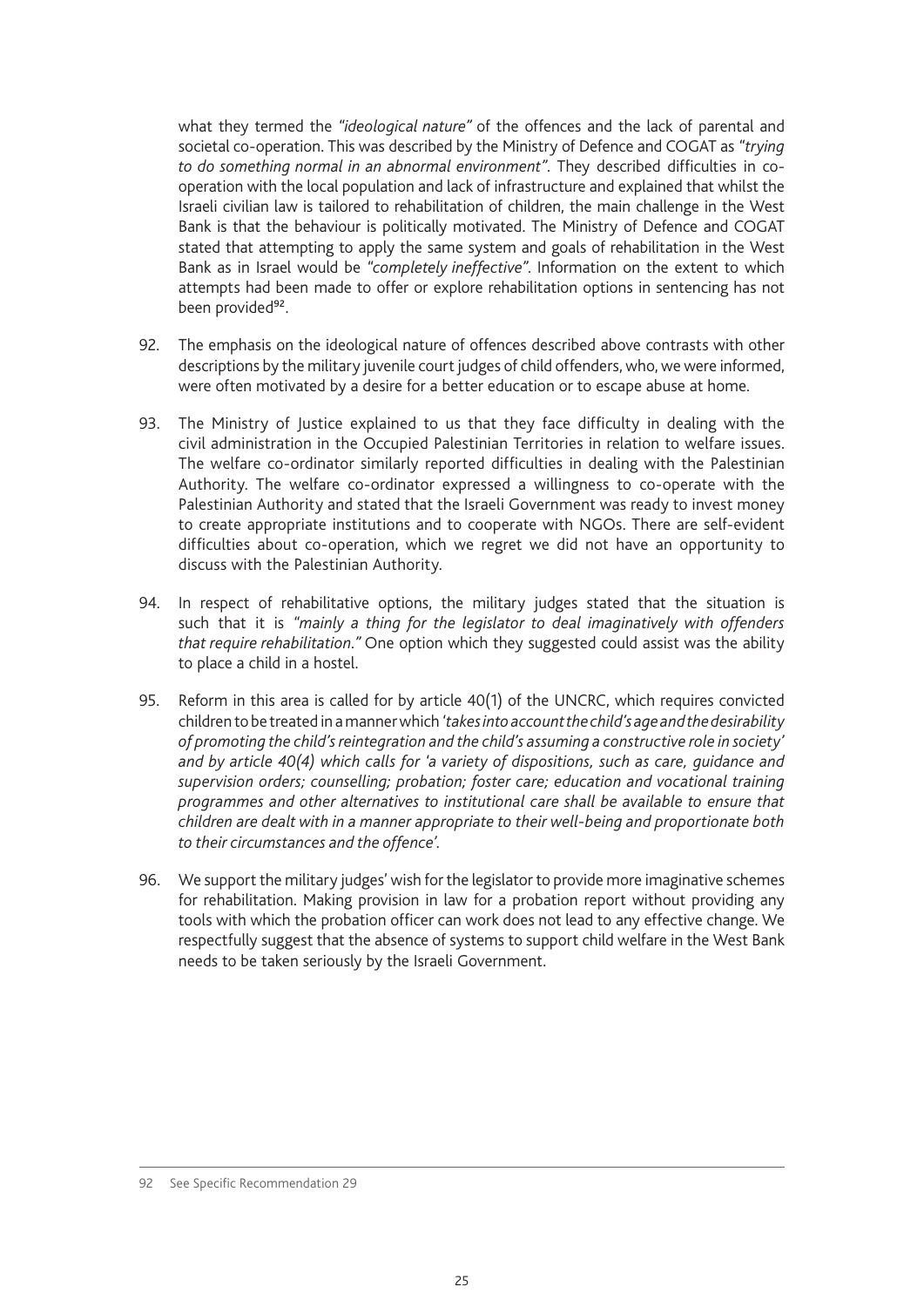what they termed the *"ideological nature"* of the offences and the lack of parental and societal co-operation. This was described by the Ministry of Defence and COGAT as *"trying to do something normal in an abnormal environment"*. They described difficulties in co-operation with the local population and lack of infrastructure and explained that whilst the Israeli civilian law is tailored to rehabilitation of children, the main challenge in the West Bank is that the behaviour is politically motivated. The Ministry of Defence and COGAT stated that attempting to apply the same system and goals of rehabilitation in the West Bank as in Israel would be *"completely ineffective"*. Information on the extent to which attempts had been made to offer or explore rehabilitation options in sentencing has not been provided[92].

92. The emphasis on the ideological nature of offences described above contrasts with other descriptions by the military juvenile court judges of child offenders, who, we were informed, were often motivated by a desire for a better education or to escape abuse at home.

93. The Ministry of Justice explained to us that they face difficulty in dealing with the civil administration in the Occupied Palestinian Territories in relation to welfare issues. The welfare co-ordinator similarly reported difficulties in dealing with the Palestinian Authority. The welfare co-ordinator expressed a willingness to co-operate with the Palestinian Authority and stated that the Israeli Government was ready to invest money to create appropriate institutions and to cooperate with NGOs. There are self-evident difficulties about co-operation, which we regret we did not have an opportunity to discuss with the Palestinian Authority.

94. In respect of rehabilitative options, the military judges stated that the situation is such that it is *"mainly a thing for the legislator to deal imaginatively with offenders that require rehabilitation."* One option which they suggested could assist was the ability to place a child in a hostel.

95. Reform in this area is called for by article 40(1) of the UNCRC, which requires convicted children to be treated in a manner which *'takes into account the child's age and the desirability of promoting the child's reintegration and the child's assuming a constructive role in society' and by article 40(4) which calls for 'a variety of dispositions, such as care, guidance and supervision orders; counselling; probation; foster care; education and vocational training programmes and other alternatives to institutional care shall be available to ensure that children are dealt with in a manner appropriate to their well-being and proportionate both to their circumstances and the offence'.*

96. We support the military judges' wish for the legislator to provide more imaginative schemes for rehabilitation. Making provision in law for a probation report without providing any tools with which the probation officer can work does not lead to any effective change. We respectfully suggest that the absence of systems to support child welfare in the West Bank needs to be taken seriously by the Israeli Government.

---

92 See Specific Recommendation 29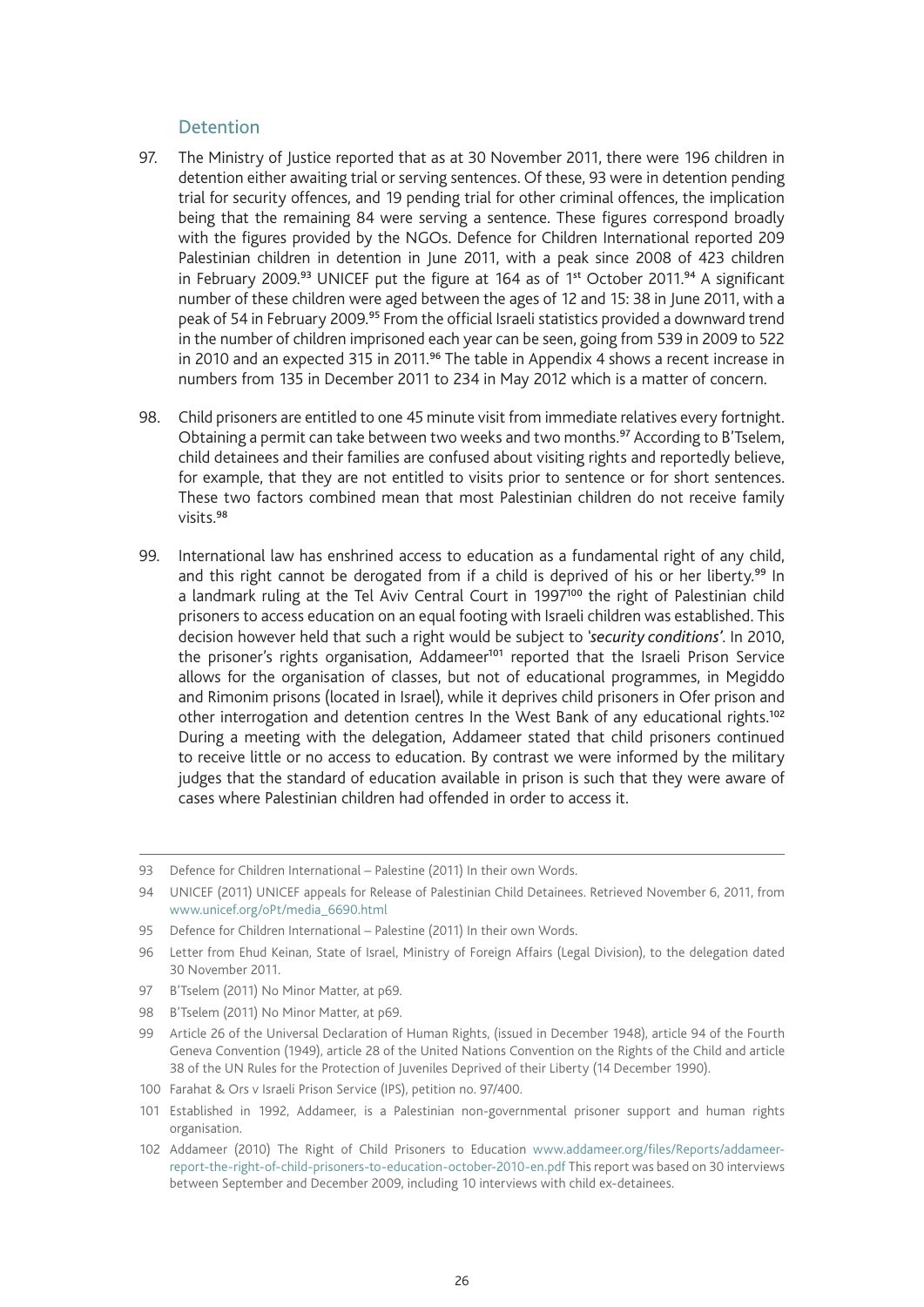## Detention

97. The Ministry of Justice reported that as at 30 November 2011, there were 196 children in detention either awaiting trial or serving sentences. Of these, 93 were in detention pending trial for security offences, and 19 pending trial for other criminal offences, the implication being that the remaining 84 were serving a sentence. These figures correspond broadly with the figures provided by the NGOs. Defence for Children International reported 209 Palestinian children in detention in June 2011, with a peak since 2008 of 423 children in February 2009.[93] UNICEF put the figure at 164 as of 1st October 2011.[94] A significant number of these children were aged between the ages of 12 and 15: 38 in June 2011, with a peak of 54 in February 2009.[95] From the official Israeli statistics provided a downward trend in the number of children imprisoned each year can be seen, going from 539 in 2009 to 522 in 2010 and an expected 315 in 2011.[96] The table in Appendix 4 shows a recent increase in numbers from 135 in December 2011 to 234 in May 2012 which is a matter of concern.

98. Child prisoners are entitled to one 45 minute visit from immediate relatives every fortnight. Obtaining a permit can take between two weeks and two months.[97] According to B'Tselem, child detainees and their families are confused about visiting rights and reportedly believe, for example, that they are not entitled to visits prior to sentence or for short sentences. These two factors combined mean that most Palestinian children do not receive family visits.[98]

99. International law has enshrined access to education as a fundamental right of any child, and this right cannot be derogated from if a child is deprived of his or her liberty.[99] In a landmark ruling at the Tel Aviv Central Court in 1997[100] the right of Palestinian child prisoners to access education on an equal footing with Israeli children was established. This decision however held that such a right would be subject to *'security conditions'*. In 2010, the prisoner's rights organisation, Addameer[101] reported that the Israeli Prison Service allows for the organisation of classes, but not of educational programmes, in Megiddo and Rimonim prisons (located in Israel), while it deprives child prisoners in Ofer prison and other interrogation and detention centres In the West Bank of any educational rights.[102] During a meeting with the delegation, Addameer stated that child prisoners continued to receive little or no access to education. By contrast we were informed by the military judges that the standard of education available in prison is such that they were aware of cases where Palestinian children had offended in order to access it.

---

93 Defence for Children International – Palestine (2011) In their own Words.

94 UNICEF (2011) UNICEF appeals for Release of Palestinian Child Detainees. Retrieved November 6, 2011, from www.unicef.org/oPt/media_6690.html

95 Defence for Children International – Palestine (2011) In their own Words.

96 Letter from Ehud Keinan, State of Israel, Ministry of Foreign Affairs (Legal Division), to the delegation dated 30 November 2011.

97 B'Tselem (2011) No Minor Matter, at p69.

98 B'Tselem (2011) No Minor Matter, at p69.

99 Article 26 of the Universal Declaration of Human Rights, (issued in December 1948), article 94 of the Fourth Geneva Convention (1949), article 28 of the United Nations Convention on the Rights of the Child and article 38 of the UN Rules for the Protection of Juveniles Deprived of their Liberty (14 December 1990).

100 Farahat & Ors v Israeli Prison Service (IPS), petition no. 97/400.

101 Established in 1992, Addameer, is a Palestinian non-governmental prisoner support and human rights organisation.

102 Addameer (2010) The Right of Child Prisoners to Education www.addameer.org/files/Reports/addameer-report-the-right-of-child-prisoners-to-education-october-2010-en.pdf This report was based on 30 interviews between September and December 2009, including 10 interviews with child ex-detainees.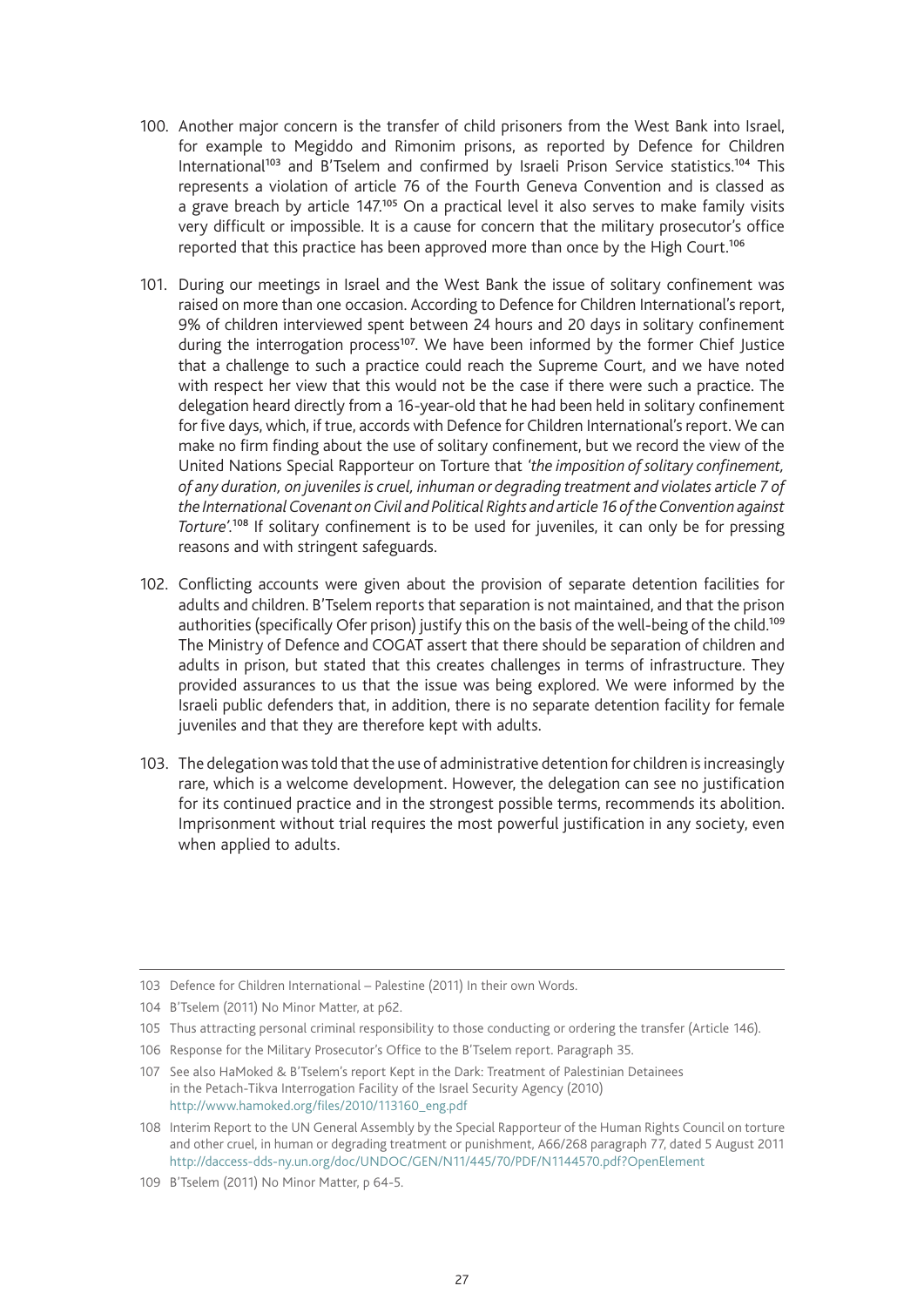100. Another major concern is the transfer of child prisoners from the West Bank into Israel, for example to Megiddo and Rimonim prisons, as reported by Defence for Children International[103] and B'Tselem and confirmed by Israeli Prison Service statistics.[104] This represents a violation of article 76 of the Fourth Geneva Convention and is classed as a grave breach by article 147.[105] On a practical level it also serves to make family visits very difficult or impossible. It is a cause for concern that the military prosecutor's office reported that this practice has been approved more than once by the High Court.[106]

101. During our meetings in Israel and the West Bank the issue of solitary confinement was raised on more than one occasion. According to Defence for Children International's report, 9% of children interviewed spent between 24 hours and 20 days in solitary confinement during the interrogation process[107]. We have been informed by the former Chief Justice that a challenge to such a practice could reach the Supreme Court, and we have noted with respect her view that this would not be the case if there were such a practice. The delegation heard directly from a 16-year-old that he had been held in solitary confinement for five days, which, if true, accords with Defence for Children International's report. We can make no firm finding about the use of solitary confinement, but we record the view of the United Nations Special Rapporteur on Torture that *'the imposition of solitary confinement, of any duration, on juveniles is cruel, inhuman or degrading treatment and violates article 7 of the International Covenant on Civil and Political Rights and article 16 of the Convention against Torture'.*[108] If solitary confinement is to be used for juveniles, it can only be for pressing reasons and with stringent safeguards.

102. Conflicting accounts were given about the provision of separate detention facilities for adults and children. B'Tselem reports that separation is not maintained, and that the prison authorities (specifically Ofer prison) justify this on the basis of the well-being of the child.[109] The Ministry of Defence and COGAT assert that there should be separation of children and adults in prison, but stated that this creates challenges in terms of infrastructure. They provided assurances to us that the issue was being explored. We were informed by the Israeli public defenders that, in addition, there is no separate detention facility for female juveniles and that they are therefore kept with adults.

103. The delegation was told that the use of administrative detention for children is increasingly rare, which is a welcome development. However, the delegation can see no justification for its continued practice and in the strongest possible terms, recommends its abolition. Imprisonment without trial requires the most powerful justification in any society, even when applied to adults.

---

103 Defence for Children International – Palestine (2011) In their own Words.

104 B'Tselem (2011) No Minor Matter, at p62.

105 Thus attracting personal criminal responsibility to those conducting or ordering the transfer (Article 146).

106 Response for the Military Prosecutor's Office to the B'Tselem report. Paragraph 35.

107 See also HaMoked & B'Tselem's report Kept in the Dark: Treatment of Palestinian Detainees in the Petach-Tikva Interrogation Facility of the Israel Security Agency (2010) http://www.hamoked.org/files/2010/113160_eng.pdf

108 Interim Report to the UN General Assembly by the Special Rapporteur of the Human Rights Council on torture and other cruel, in human or degrading treatment or punishment, A66/268 paragraph 77, dated 5 August 2011 http://daccess-dds-ny.un.org/doc/UNDOC/GEN/N11/445/70/PDF/N1144570.pdf?OpenElement

109 B'Tselem (2011) No Minor Matter, p 64-5.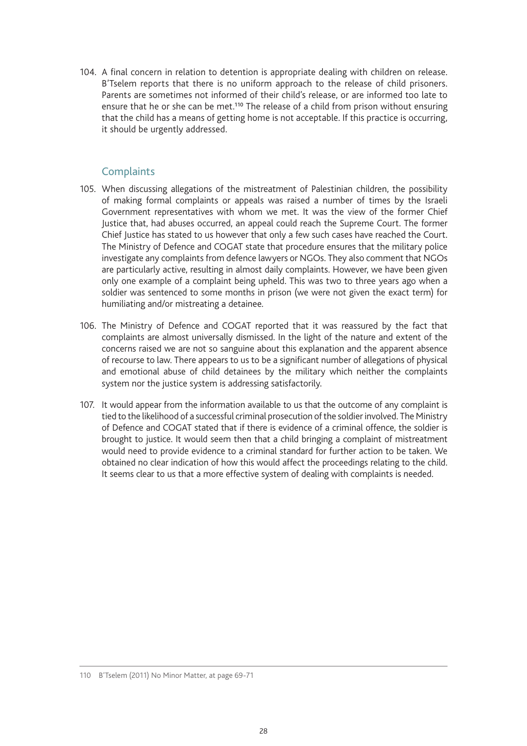104. A final concern in relation to detention is appropriate dealing with children on release. B'Tselem reports that there is no uniform approach to the release of child prisoners. Parents are sometimes not informed of their child's release, or are informed too late to ensure that he or she can be met.[110] The release of a child from prison without ensuring that the child has a means of getting home is not acceptable. If this practice is occurring, it should be urgently addressed.

## Complaints

105. When discussing allegations of the mistreatment of Palestinian children, the possibility of making formal complaints or appeals was raised a number of times by the Israeli Government representatives with whom we met. It was the view of the former Chief Justice that, had abuses occurred, an appeal could reach the Supreme Court. The former Chief Justice has stated to us however that only a few such cases have reached the Court. The Ministry of Defence and COGAT state that procedure ensures that the military police investigate any complaints from defence lawyers or NGOs. They also comment that NGOs are particularly active, resulting in almost daily complaints. However, we have been given only one example of a complaint being upheld. This was two to three years ago when a soldier was sentenced to some months in prison (we were not given the exact term) for humiliating and/or mistreating a detainee.

106. The Ministry of Defence and COGAT reported that it was reassured by the fact that complaints are almost universally dismissed. In the light of the nature and extent of the concerns raised we are not so sanguine about this explanation and the apparent absence of recourse to law. There appears to us to be a significant number of allegations of physical and emotional abuse of child detainees by the military which neither the complaints system nor the justice system is addressing satisfactorily.

107. It would appear from the information available to us that the outcome of any complaint is tied to the likelihood of a successful criminal prosecution of the soldier involved. The Ministry of Defence and COGAT stated that if there is evidence of a criminal offence, the soldier is brought to justice. It would seem then that a child bringing a complaint of mistreatment would need to provide evidence to a criminal standard for further action to be taken. We obtained no clear indication of how this would affect the proceedings relating to the child. It seems clear to us that a more effective system of dealing with complaints is needed.

110 B'Tselem (2011) No Minor Matter, at page 69-71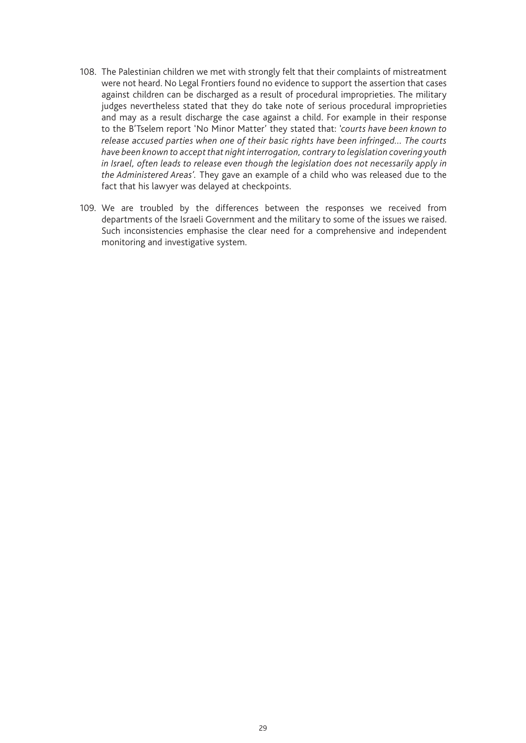108. The Palestinian children we met with strongly felt that their complaints of mistreatment were not heard. No Legal Frontiers found no evidence to support the assertion that cases against children can be discharged as a result of procedural improprieties. The military judges nevertheless stated that they do take note of serious procedural improprieties and may as a result discharge the case against a child. For example in their response to the B'Tselem report 'No Minor Matter' they stated that: *'courts have been known to release accused parties when one of their basic rights have been infringed… The courts have been known to accept that night interrogation, contrary to legislation covering youth in Israel, often leads to release even though the legislation does not necessarily apply in the Administered Areas'.* They gave an example of a child who was released due to the fact that his lawyer was delayed at checkpoints.

109. We are troubled by the differences between the responses we received from departments of the Israeli Government and the military to some of the issues we raised. Such inconsistencies emphasise the clear need for a comprehensive and independent monitoring and investigative system.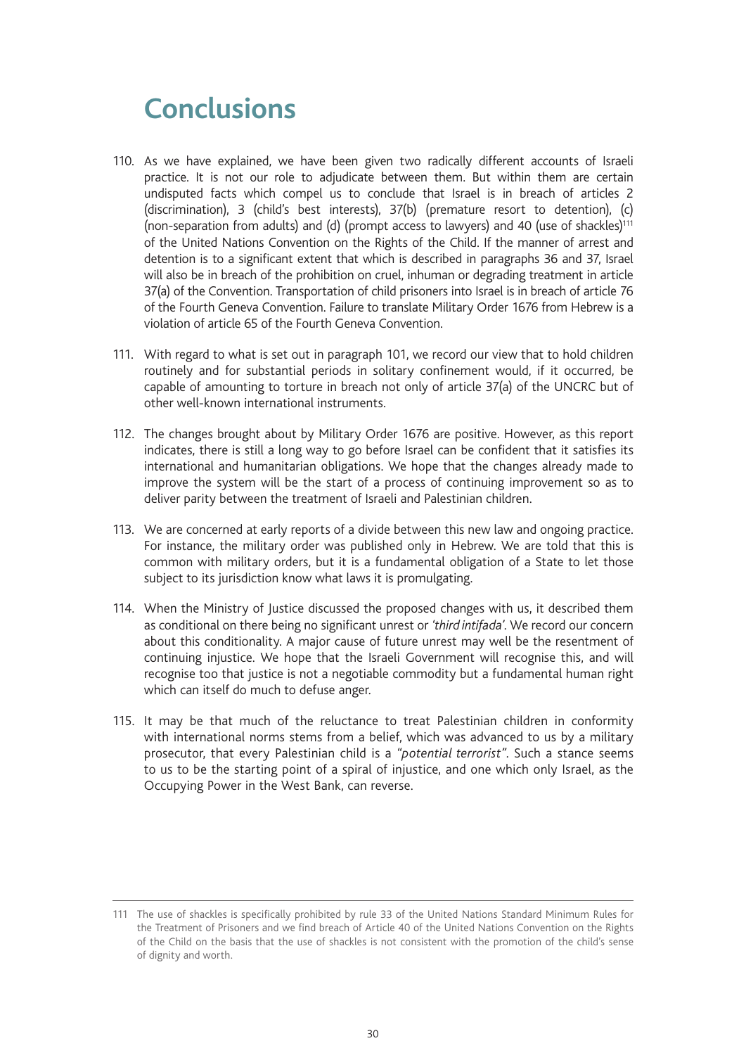# Conclusions

110. As we have explained, we have been given two radically different accounts of Israeli practice. It is not our role to adjudicate between them. But within them are certain undisputed facts which compel us to conclude that Israel is in breach of articles 2 (discrimination), 3 (child's best interests), 37(b) (premature resort to detention), (c) (non-separation from adults) and (d) (prompt access to lawyers) and 40 (use of shackles)[111] of the United Nations Convention on the Rights of the Child. If the manner of arrest and detention is to a significant extent that which is described in paragraphs 36 and 37, Israel will also be in breach of the prohibition on cruel, inhuman or degrading treatment in article 37(a) of the Convention. Transportation of child prisoners into Israel is in breach of article 76 of the Fourth Geneva Convention. Failure to translate Military Order 1676 from Hebrew is a violation of article 65 of the Fourth Geneva Convention.

111. With regard to what is set out in paragraph 101, we record our view that to hold children routinely and for substantial periods in solitary confinement would, if it occurred, be capable of amounting to torture in breach not only of article 37(a) of the UNCRC but of other well-known international instruments.

112. The changes brought about by Military Order 1676 are positive. However, as this report indicates, there is still a long way to go before Israel can be confident that it satisfies its international and humanitarian obligations. We hope that the changes already made to improve the system will be the start of a process of continuing improvement so as to deliver parity between the treatment of Israeli and Palestinian children.

113. We are concerned at early reports of a divide between this new law and ongoing practice. For instance, the military order was published only in Hebrew. We are told that this is common with military orders, but it is a fundamental obligation of a State to let those subject to its jurisdiction know what laws it is promulgating.

114. When the Ministry of Justice discussed the proposed changes with us, it described them as conditional on there being no significant unrest or *'third intifada'*. We record our concern about this conditionality. A major cause of future unrest may well be the resentment of continuing injustice. We hope that the Israeli Government will recognise this, and will recognise too that justice is not a negotiable commodity but a fundamental human right which can itself do much to defuse anger.

115. It may be that much of the reluctance to treat Palestinian children in conformity with international norms stems from a belief, which was advanced to us by a military prosecutor, that every Palestinian child is a *"potential terrorist"*. Such a stance seems to us to be the starting point of a spiral of injustice, and one which only Israel, as the Occupying Power in the West Bank, can reverse.

---

111 The use of shackles is specifically prohibited by rule 33 of the United Nations Standard Minimum Rules for the Treatment of Prisoners and we find breach of Article 40 of the United Nations Convention on the Rights of the Child on the basis that the use of shackles is not consistent with the promotion of the child's sense of dignity and worth.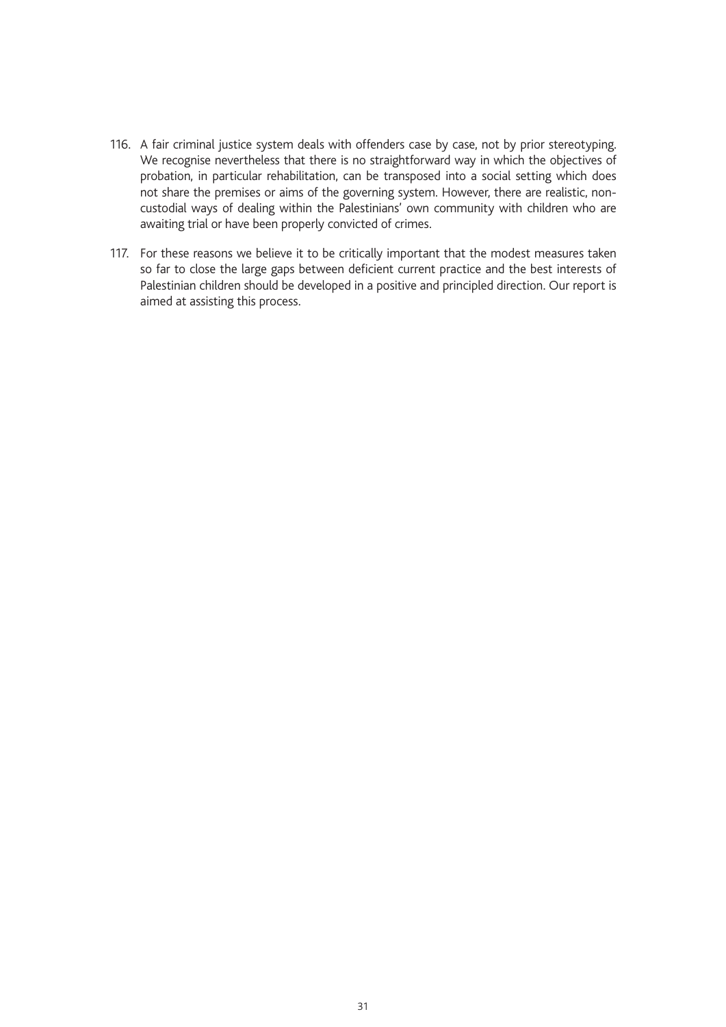116. A fair criminal justice system deals with offenders case by case, not by prior stereotyping. We recognise nevertheless that there is no straightforward way in which the objectives of probation, in particular rehabilitation, can be transposed into a social setting which does not share the premises or aims of the governing system. However, there are realistic, non-custodial ways of dealing within the Palestinians' own community with children who are awaiting trial or have been properly convicted of crimes.

117. For these reasons we believe it to be critically important that the modest measures taken so far to close the large gaps between deficient current practice and the best interests of Palestinian children should be developed in a positive and principled direction. Our report is aimed at assisting this process.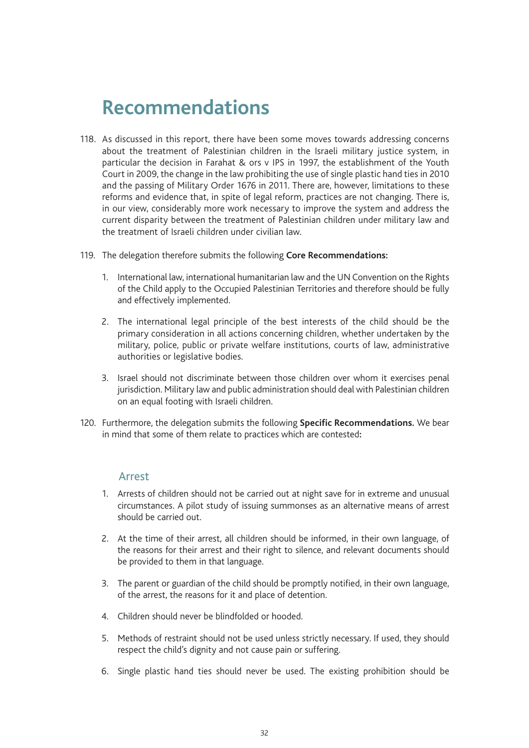# Recommendations

118. As discussed in this report, there have been some moves towards addressing concerns about the treatment of Palestinian children in the Israeli military justice system, in particular the decision in Farahat & ors v IPS in 1997, the establishment of the Youth Court in 2009, the change in the law prohibiting the use of single plastic hand ties in 2010 and the passing of Military Order 1676 in 2011. There are, however, limitations to these reforms and evidence that, in spite of legal reform, practices are not changing. There is, in our view, considerably more work necessary to improve the system and address the current disparity between the treatment of Palestinian children under military law and the treatment of Israeli children under civilian law.

119. The delegation therefore submits the following **Core Recommendations:**

    1. International law, international humanitarian law and the UN Convention on the Rights of the Child apply to the Occupied Palestinian Territories and therefore should be fully and effectively implemented.

    2. The international legal principle of the best interests of the child should be the primary consideration in all actions concerning children, whether undertaken by the military, police, public or private welfare institutions, courts of law, administrative authorities or legislative bodies.

    3. Israel should not discriminate between those children over whom it exercises penal jurisdiction. Military law and public administration should deal with Palestinian children on an equal footing with Israeli children.

120. Furthermore, the delegation submits the following **Specific Recommendations.** We bear in mind that some of them relate to practices which are contested**:**

### Arrest

1. Arrests of children should not be carried out at night save for in extreme and unusual circumstances. A pilot study of issuing summonses as an alternative means of arrest should be carried out.

2. At the time of their arrest, all children should be informed, in their own language, of the reasons for their arrest and their right to silence, and relevant documents should be provided to them in that language.

3. The parent or guardian of the child should be promptly notified, in their own language, of the arrest, the reasons for it and place of detention.

4. Children should never be blindfolded or hooded.

5. Methods of restraint should not be used unless strictly necessary. If used, they should respect the child's dignity and not cause pain or suffering.

6. Single plastic hand ties should never be used. The existing prohibition should be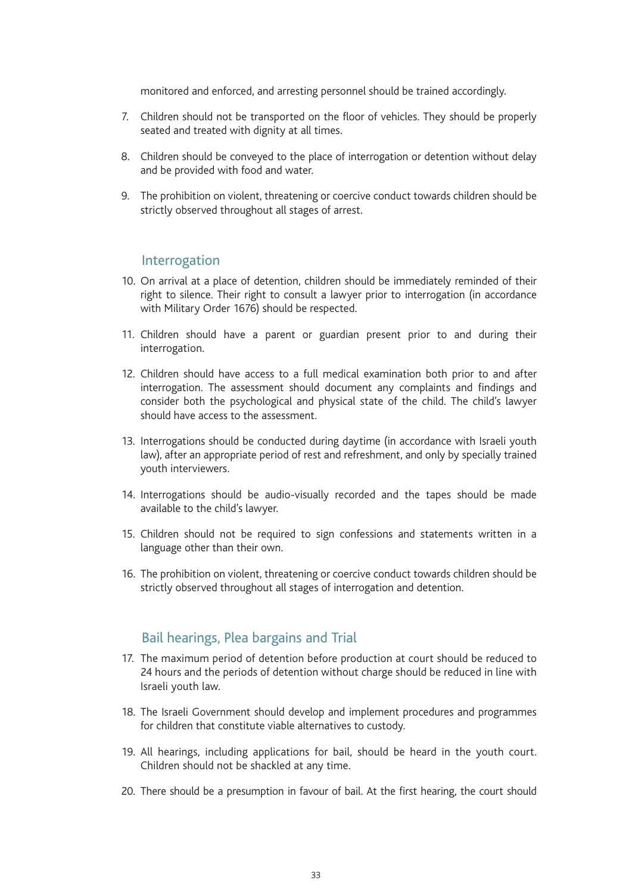monitored and enforced, and arresting personnel should be trained accordingly.

7. Children should not be transported on the floor of vehicles. They should be properly seated and treated with dignity at all times.

8. Children should be conveyed to the place of interrogation or detention without delay and be provided with food and water.

9. The prohibition on violent, threatening or coercive conduct towards children should be strictly observed throughout all stages of arrest.

## Interrogation

10. On arrival at a place of detention, children should be immediately reminded of their right to silence. Their right to consult a lawyer prior to interrogation (in accordance with Military Order 1676) should be respected.

11. Children should have a parent or guardian present prior to and during their interrogation.

12. Children should have access to a full medical examination both prior to and after interrogation. The assessment should document any complaints and findings and consider both the psychological and physical state of the child. The child's lawyer should have access to the assessment.

13. Interrogations should be conducted during daytime (in accordance with Israeli youth law), after an appropriate period of rest and refreshment, and only by specially trained youth interviewers.

14. Interrogations should be audio-visually recorded and the tapes should be made available to the child's lawyer.

15. Children should not be required to sign confessions and statements written in a language other than their own.

16. The prohibition on violent, threatening or coercive conduct towards children should be strictly observed throughout all stages of interrogation and detention.

## Bail hearings, Plea bargains and Trial

17. The maximum period of detention before production at court should be reduced to 24 hours and the periods of detention without charge should be reduced in line with Israeli youth law.

18. The Israeli Government should develop and implement procedures and programmes for children that constitute viable alternatives to custody.

19. All hearings, including applications for bail, should be heard in the youth court. Children should not be shackled at any time.

20. There should be a presumption in favour of bail. At the first hearing, the court should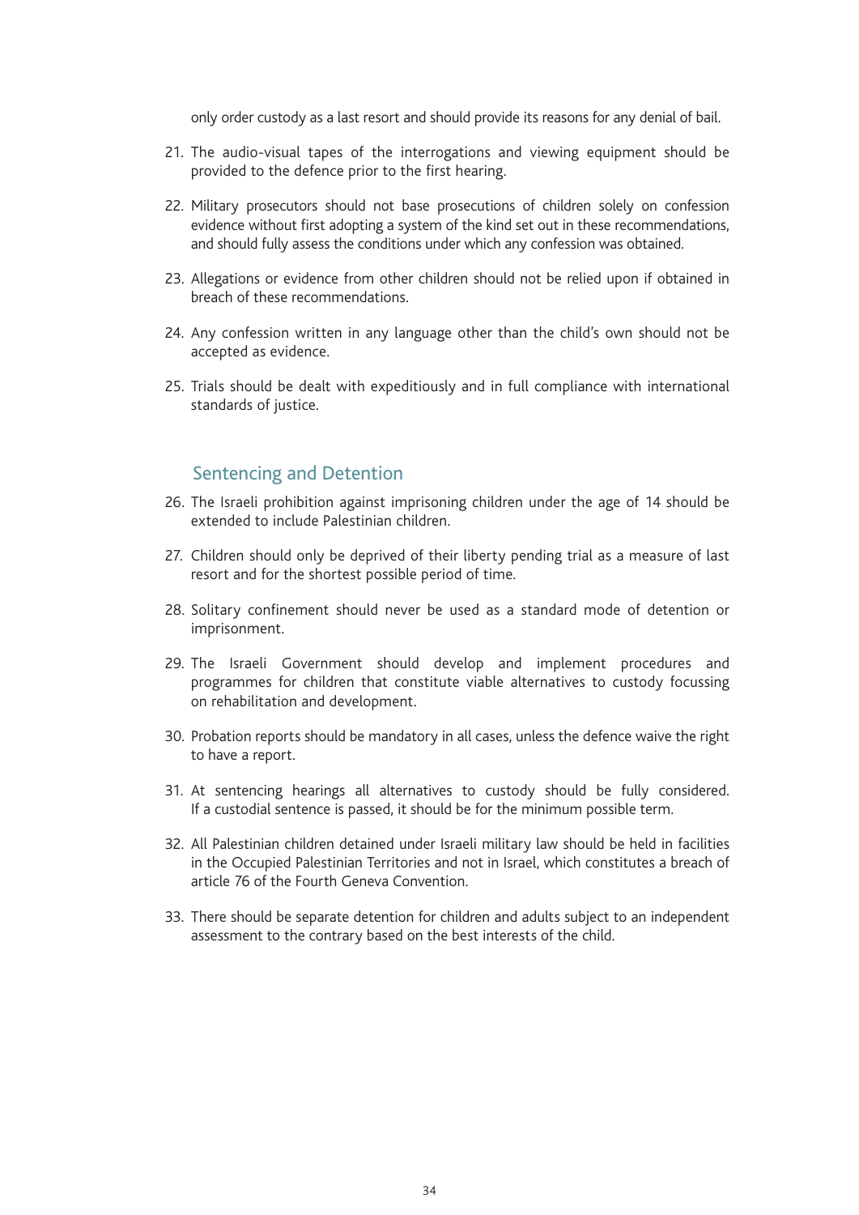only order custody as a last resort and should provide its reasons for any denial of bail.

21. The audio-visual tapes of the interrogations and viewing equipment should be provided to the defence prior to the first hearing.

22. Military prosecutors should not base prosecutions of children solely on confession evidence without first adopting a system of the kind set out in these recommendations, and should fully assess the conditions under which any confession was obtained.

23. Allegations or evidence from other children should not be relied upon if obtained in breach of these recommendations.

24. Any confession written in any language other than the child's own should not be accepted as evidence.

25. Trials should be dealt with expeditiously and in full compliance with international standards of justice.

## Sentencing and Detention

26. The Israeli prohibition against imprisoning children under the age of 14 should be extended to include Palestinian children.

27. Children should only be deprived of their liberty pending trial as a measure of last resort and for the shortest possible period of time.

28. Solitary confinement should never be used as a standard mode of detention or imprisonment.

29. The Israeli Government should develop and implement procedures and programmes for children that constitute viable alternatives to custody focussing on rehabilitation and development.

30. Probation reports should be mandatory in all cases, unless the defence waive the right to have a report.

31. At sentencing hearings all alternatives to custody should be fully considered. If a custodial sentence is passed, it should be for the minimum possible term.

32. All Palestinian children detained under Israeli military law should be held in facilities in the Occupied Palestinian Territories and not in Israel, which constitutes a breach of article 76 of the Fourth Geneva Convention.

33. There should be separate detention for children and adults subject to an independent assessment to the contrary based on the best interests of the child.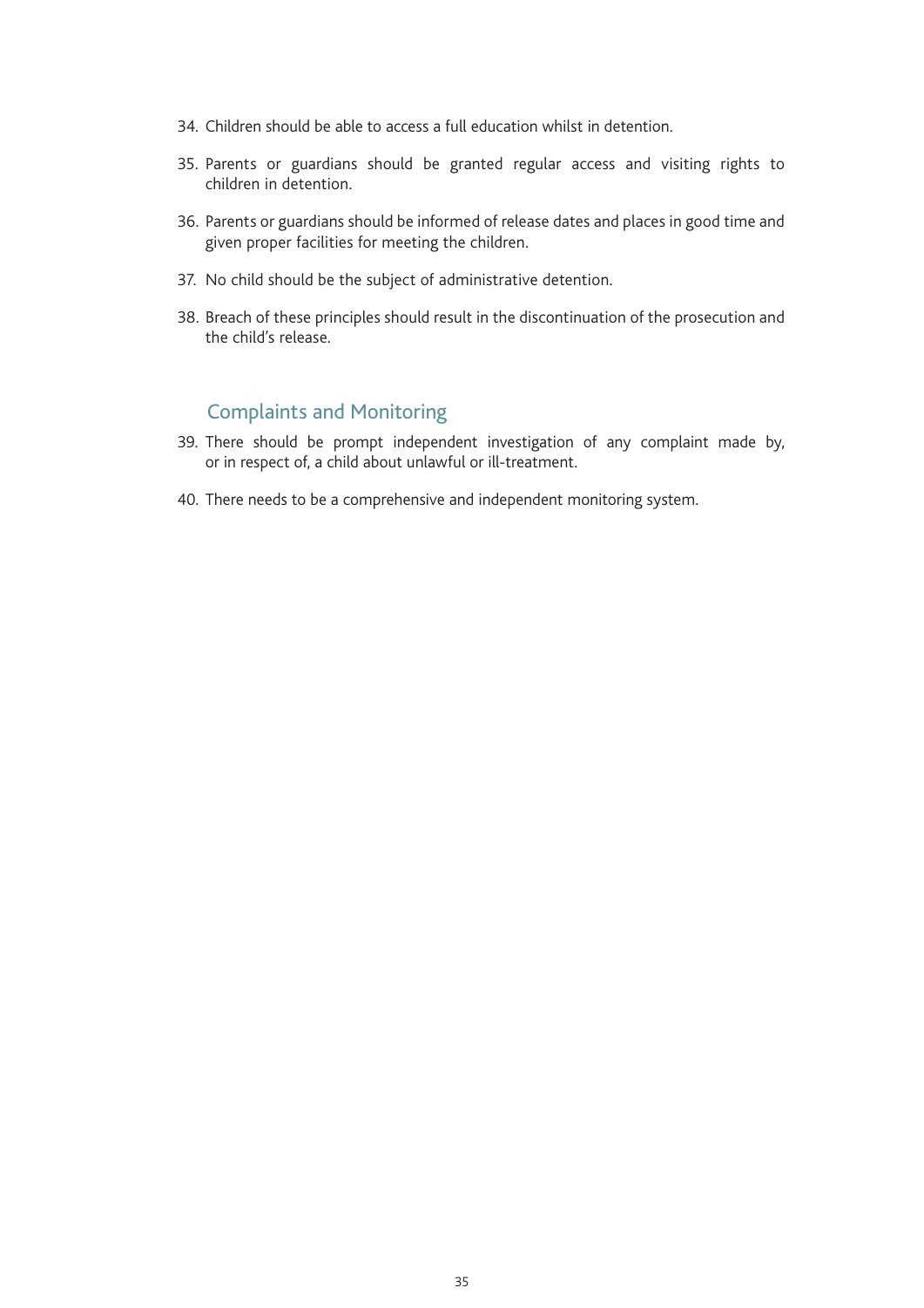34. Children should be able to access a full education whilst in detention.
35. Parents or guardians should be granted regular access and visiting rights to children in detention.
36. Parents or guardians should be informed of release dates and places in good time and given proper facilities for meeting the children.
37. No child should be the subject of administrative detention.
38. Breach of these principles should result in the discontinuation of the prosecution and the child's release.

## Complaints and Monitoring

39. There should be prompt independent investigation of any complaint made by, or in respect of, a child about unlawful or ill-treatment.
40. There needs to be a comprehensive and independent monitoring system.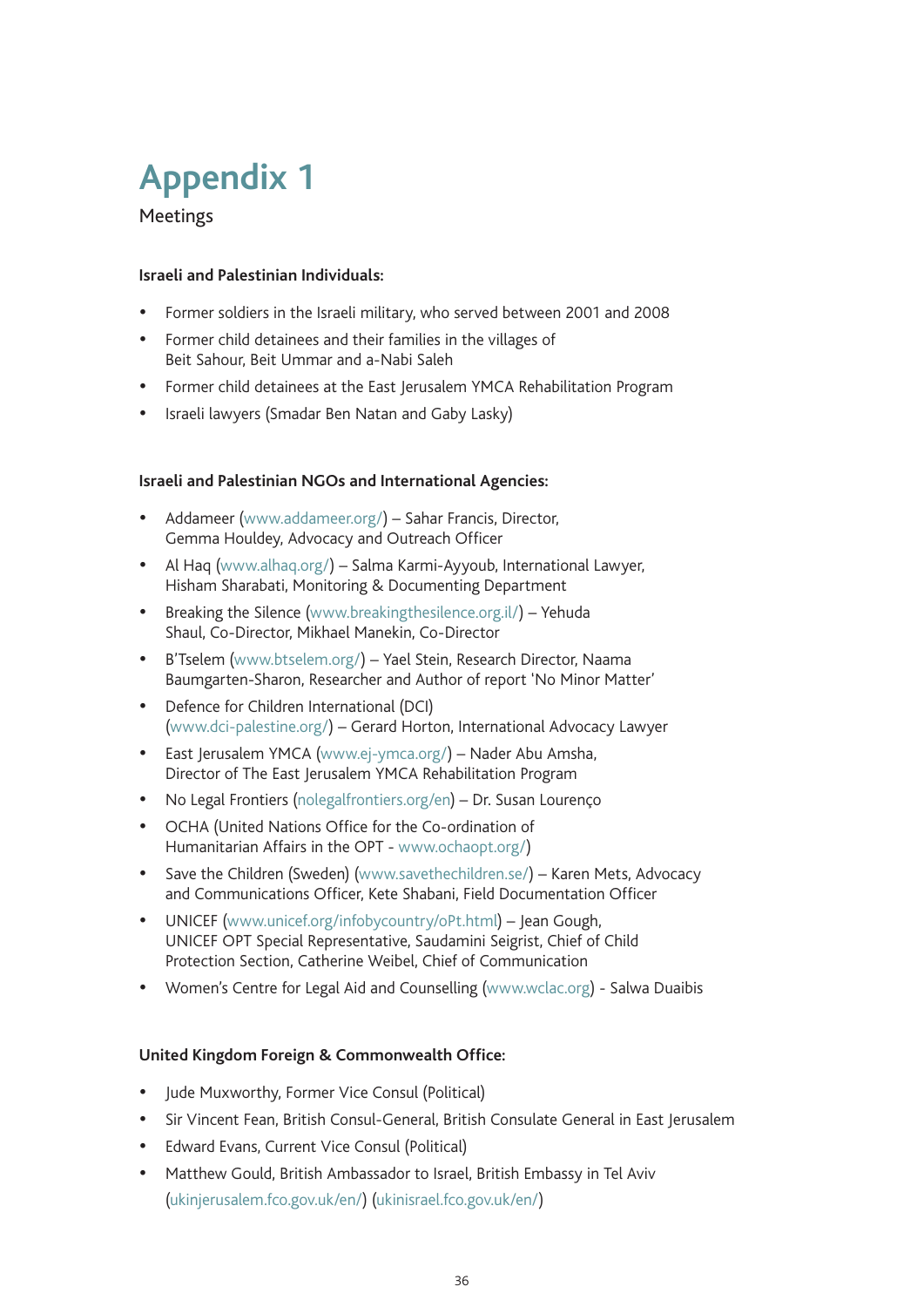# Appendix 1

Meetings

**Israeli and Palestinian Individuals:**

- Former soldiers in the Israeli military, who served between 2001 and 2008
- Former child detainees and their families in the villages of Beit Sahour, Beit Ummar and a-Nabi Saleh
- Former child detainees at the East Jerusalem YMCA Rehabilitation Program
- Israeli lawyers (Smadar Ben Natan and Gaby Lasky)

**Israeli and Palestinian NGOs and International Agencies:**

- Addameer (www.addameer.org/) – Sahar Francis, Director, Gemma Houldey, Advocacy and Outreach Officer
- Al Haq (www.alhaq.org/) – Salma Karmi-Ayyoub, International Lawyer, Hisham Sharabati, Monitoring & Documenting Department
- Breaking the Silence (www.breakingthesilence.org.il/) – Yehuda Shaul, Co-Director, Mikhael Manekin, Co-Director
- B'Tselem (www.btselem.org/) – Yael Stein, Research Director, Naama Baumgarten-Sharon, Researcher and Author of report 'No Minor Matter'
- Defence for Children International (DCI) (www.dci-palestine.org/) – Gerard Horton, International Advocacy Lawyer
- East Jerusalem YMCA (www.ej-ymca.org/) – Nader Abu Amsha, Director of The East Jerusalem YMCA Rehabilitation Program
- No Legal Frontiers (nolegalfrontiers.org/en) – Dr. Susan Lourenço
- OCHA (United Nations Office for the Co-ordination of Humanitarian Affairs in the OPT - www.ochaopt.org/)
- Save the Children (Sweden) (www.savethechildren.se/) – Karen Mets, Advocacy and Communications Officer, Kete Shabani, Field Documentation Officer
- UNICEF (www.unicef.org/infobycountry/oPt.html) – Jean Gough, UNICEF OPT Special Representative, Saudamini Seigrist, Chief of Child Protection Section, Catherine Weibel, Chief of Communication
- Women's Centre for Legal Aid and Counselling (www.wclac.org) - Salwa Duaibis

**United Kingdom Foreign & Commonwealth Office:**

- Jude Muxworthy, Former Vice Consul (Political)
- Sir Vincent Fean, British Consul-General, British Consulate General in East Jerusalem
- Edward Evans, Current Vice Consul (Political)
- Matthew Gould, British Ambassador to Israel, British Embassy in Tel Aviv (ukinjerusalem.fco.gov.uk/en/) (ukinisrael.fco.gov.uk/en/)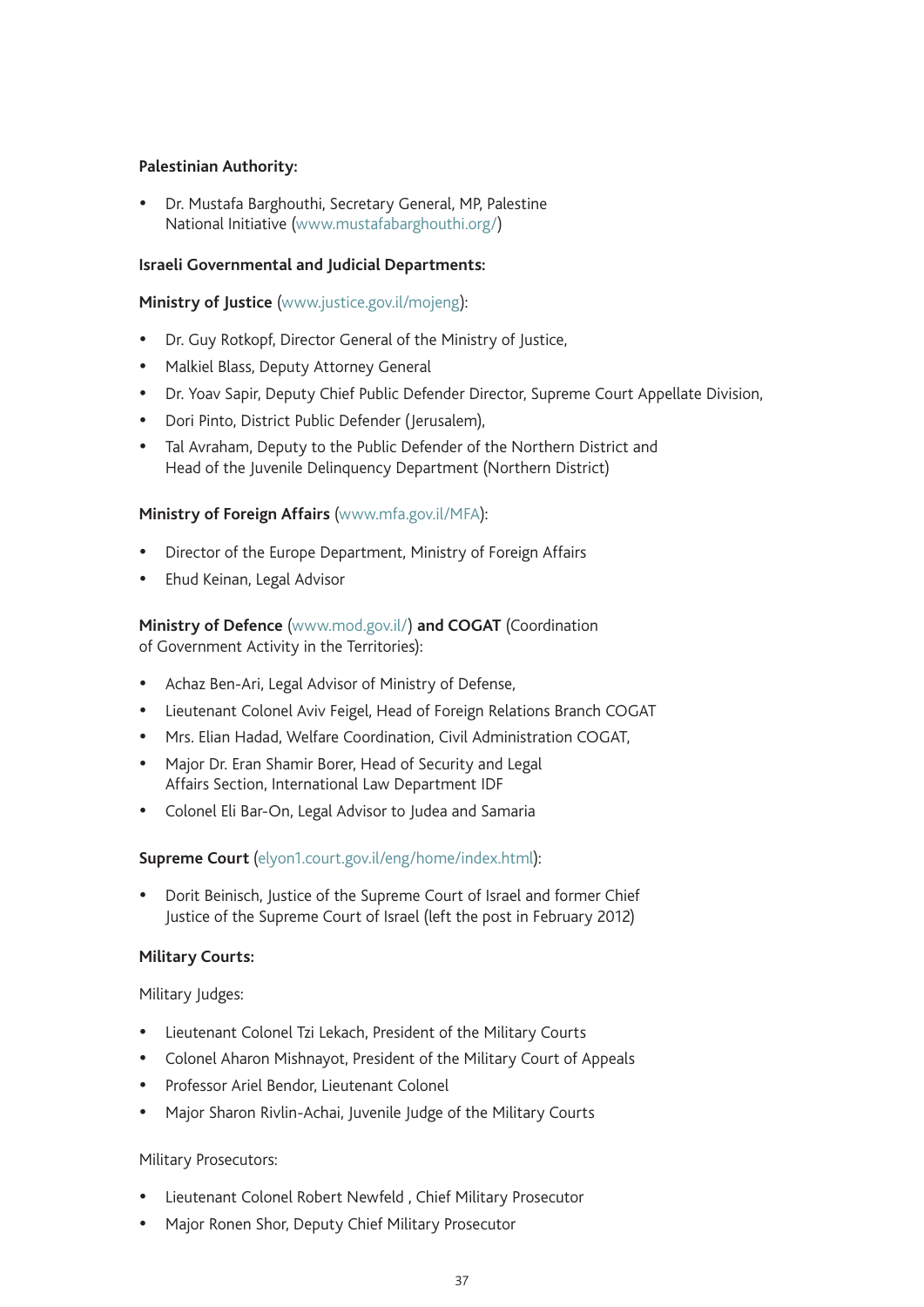**Palestinian Authority:**

- Dr. Mustafa Barghouthi, Secretary General, MP, Palestine National Initiative (www.mustafabarghouthi.org/)

**Israeli Governmental and Judicial Departments:**

**Ministry of Justice** (www.justice.gov.il/mojeng):

- Dr. Guy Rotkopf, Director General of the Ministry of Justice,
- Malkiel Blass, Deputy Attorney General
- Dr. Yoav Sapir, Deputy Chief Public Defender Director, Supreme Court Appellate Division,
- Dori Pinto, District Public Defender (Jerusalem),
- Tal Avraham, Deputy to the Public Defender of the Northern District and Head of the Juvenile Delinquency Department (Northern District)

**Ministry of Foreign Affairs** (www.mfa.gov.il/MFA):

- Director of the Europe Department, Ministry of Foreign Affairs
- Ehud Keinan, Legal Advisor

**Ministry of Defence** (www.mod.gov.il/) **and COGAT** (Coordination of Government Activity in the Territories):

- Achaz Ben-Ari, Legal Advisor of Ministry of Defense,
- Lieutenant Colonel Aviv Feigel, Head of Foreign Relations Branch COGAT
- Mrs. Elian Hadad, Welfare Coordination, Civil Administration COGAT,
- Major Dr. Eran Shamir Borer, Head of Security and Legal Affairs Section, International Law Department IDF
- Colonel Eli Bar-On, Legal Advisor to Judea and Samaria

**Supreme Court** (elyon1.court.gov.il/eng/home/index.html):

- Dorit Beinisch, Justice of the Supreme Court of Israel and former Chief Justice of the Supreme Court of Israel (left the post in February 2012)

**Military Courts:**

Military Judges:

- Lieutenant Colonel Tzi Lekach, President of the Military Courts
- Colonel Aharon Mishnayot, President of the Military Court of Appeals
- Professor Ariel Bendor, Lieutenant Colonel
- Major Sharon Rivlin-Achai, Juvenile Judge of the Military Courts

Military Prosecutors:

- Lieutenant Colonel Robert Newfeld , Chief Military Prosecutor
- Major Ronen Shor, Deputy Chief Military Prosecutor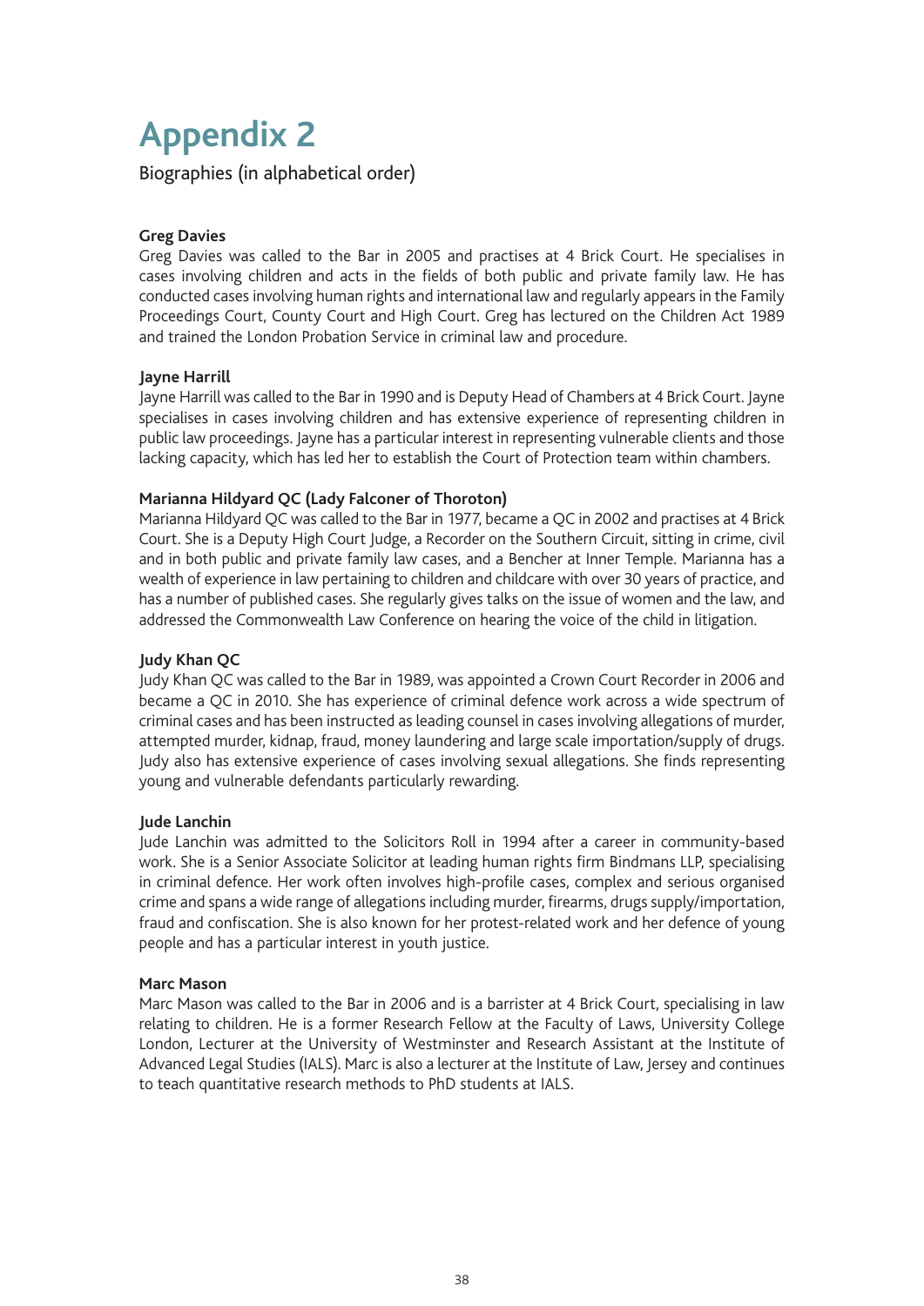# Appendix 2

Biographies (in alphabetical order)

**Greg Davies**

Greg Davies was called to the Bar in 2005 and practises at 4 Brick Court. He specialises in cases involving children and acts in the fields of both public and private family law. He has conducted cases involving human rights and international law and regularly appears in the Family Proceedings Court, County Court and High Court. Greg has lectured on the Children Act 1989 and trained the London Probation Service in criminal law and procedure.

**Jayne Harrill**

Jayne Harrill was called to the Bar in 1990 and is Deputy Head of Chambers at 4 Brick Court. Jayne specialises in cases involving children and has extensive experience of representing children in public law proceedings. Jayne has a particular interest in representing vulnerable clients and those lacking capacity, which has led her to establish the Court of Protection team within chambers.

**Marianna Hildyard QC (Lady Falconer of Thoroton)**

Marianna Hildyard QC was called to the Bar in 1977, became a QC in 2002 and practises at 4 Brick Court. She is a Deputy High Court Judge, a Recorder on the Southern Circuit, sitting in crime, civil and in both public and private family law cases, and a Bencher at Inner Temple. Marianna has a wealth of experience in law pertaining to children and childcare with over 30 years of practice, and has a number of published cases. She regularly gives talks on the issue of women and the law, and addressed the Commonwealth Law Conference on hearing the voice of the child in litigation.

**Judy Khan QC**

Judy Khan QC was called to the Bar in 1989, was appointed a Crown Court Recorder in 2006 and became a QC in 2010. She has experience of criminal defence work across a wide spectrum of criminal cases and has been instructed as leading counsel in cases involving allegations of murder, attempted murder, kidnap, fraud, money laundering and large scale importation/supply of drugs. Judy also has extensive experience of cases involving sexual allegations. She finds representing young and vulnerable defendants particularly rewarding.

**Jude Lanchin**

Jude Lanchin was admitted to the Solicitors Roll in 1994 after a career in community-based work. She is a Senior Associate Solicitor at leading human rights firm Bindmans LLP, specialising in criminal defence. Her work often involves high-profile cases, complex and serious organised crime and spans a wide range of allegations including murder, firearms, drugs supply/importation, fraud and confiscation. She is also known for her protest-related work and her defence of young people and has a particular interest in youth justice.

**Marc Mason**

Marc Mason was called to the Bar in 2006 and is a barrister at 4 Brick Court, specialising in law relating to children. He is a former Research Fellow at the Faculty of Laws, University College London, Lecturer at the University of Westminster and Research Assistant at the Institute of Advanced Legal Studies (IALS). Marc is also a lecturer at the Institute of Law, Jersey and continues to teach quantitative research methods to PhD students at IALS.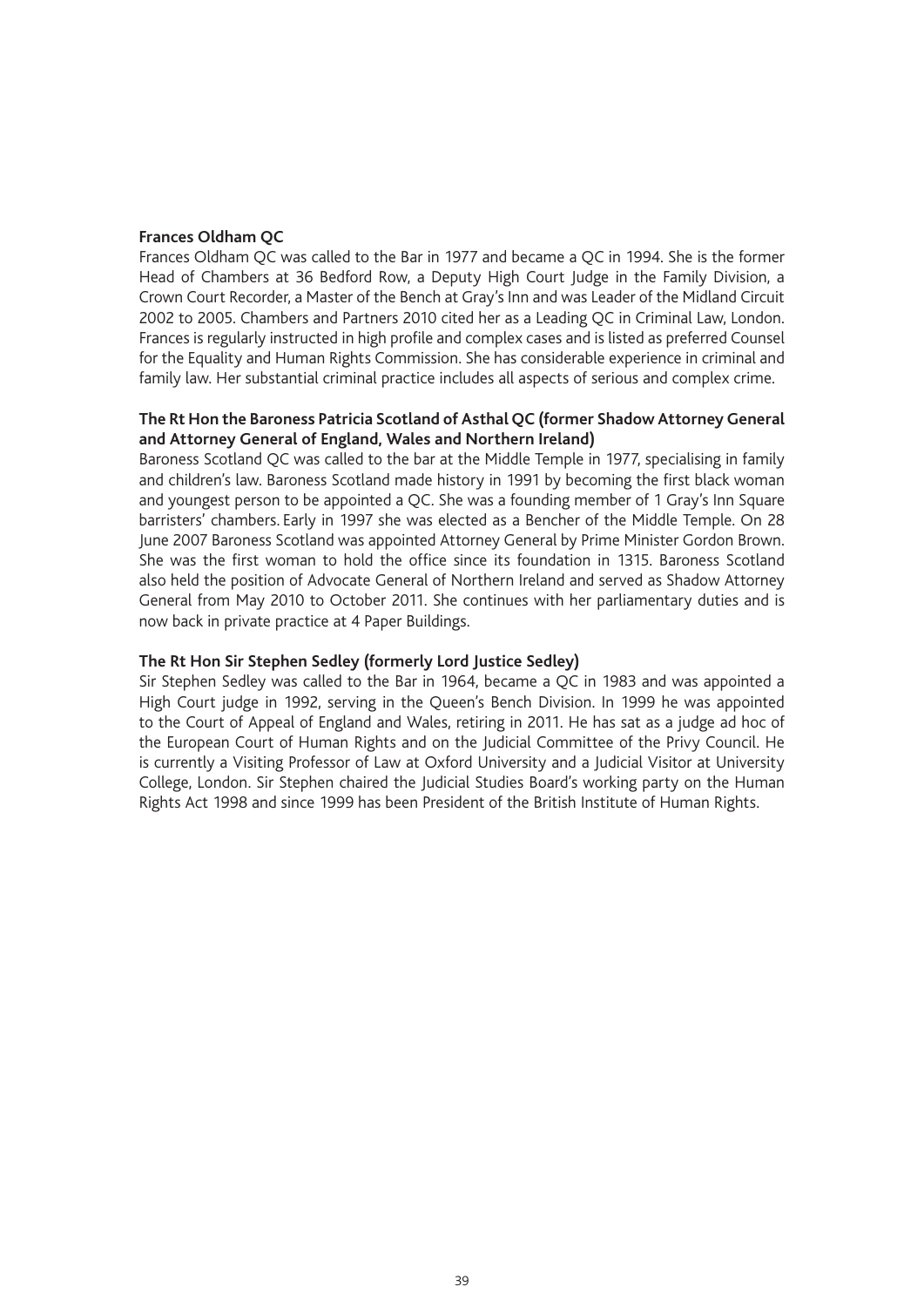**Frances Oldham QC**

Frances Oldham QC was called to the Bar in 1977 and became a QC in 1994. She is the former Head of Chambers at 36 Bedford Row, a Deputy High Court Judge in the Family Division, a Crown Court Recorder, a Master of the Bench at Gray's Inn and was Leader of the Midland Circuit 2002 to 2005. Chambers and Partners 2010 cited her as a Leading QC in Criminal Law, London. Frances is regularly instructed in high profile and complex cases and is listed as preferred Counsel for the Equality and Human Rights Commission. She has considerable experience in criminal and family law. Her substantial criminal practice includes all aspects of serious and complex crime.

**The Rt Hon the Baroness Patricia Scotland of Asthal QC (former Shadow Attorney General and Attorney General of England, Wales and Northern Ireland)**

Baroness Scotland QC was called to the bar at the Middle Temple in 1977, specialising in family and children's law. Baroness Scotland made history in 1991 by becoming the first black woman and youngest person to be appointed a QC. She was a founding member of 1 Gray's Inn Square barristers' chambers. Early in 1997 she was elected as a Bencher of the Middle Temple. On 28 June 2007 Baroness Scotland was appointed Attorney General by Prime Minister Gordon Brown. She was the first woman to hold the office since its foundation in 1315. Baroness Scotland also held the position of Advocate General of Northern Ireland and served as Shadow Attorney General from May 2010 to October 2011. She continues with her parliamentary duties and is now back in private practice at 4 Paper Buildings.

**The Rt Hon Sir Stephen Sedley (formerly Lord Justice Sedley)**

Sir Stephen Sedley was called to the Bar in 1964, became a QC in 1983 and was appointed a High Court judge in 1992, serving in the Queen's Bench Division. In 1999 he was appointed to the Court of Appeal of England and Wales, retiring in 2011. He has sat as a judge ad hoc of the European Court of Human Rights and on the Judicial Committee of the Privy Council. He is currently a Visiting Professor of Law at Oxford University and a Judicial Visitor at University College, London. Sir Stephen chaired the Judicial Studies Board's working party on the Human Rights Act 1998 and since 1999 has been President of the British Institute of Human Rights.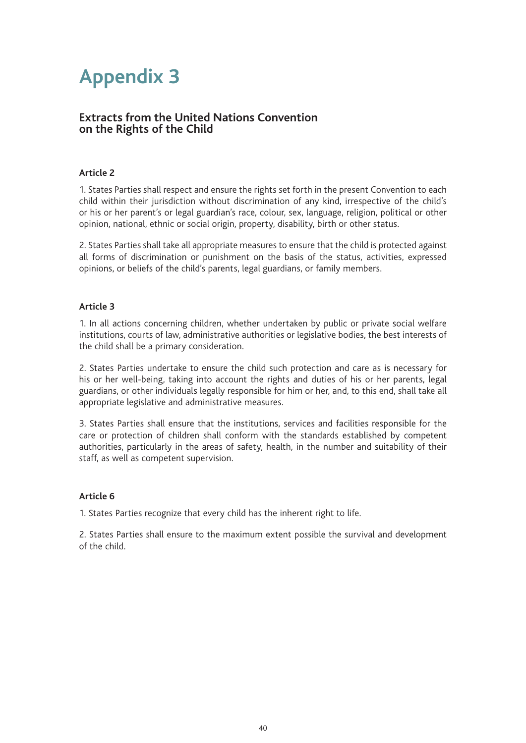# Appendix 3

## Extracts from the United Nations Convention on the Rights of the Child

### Article 2

1. States Parties shall respect and ensure the rights set forth in the present Convention to each child within their jurisdiction without discrimination of any kind, irrespective of the child's or his or her parent's or legal guardian's race, colour, sex, language, religion, political or other opinion, national, ethnic or social origin, property, disability, birth or other status.

2. States Parties shall take all appropriate measures to ensure that the child is protected against all forms of discrimination or punishment on the basis of the status, activities, expressed opinions, or beliefs of the child's parents, legal guardians, or family members.

### Article 3

1. In all actions concerning children, whether undertaken by public or private social welfare institutions, courts of law, administrative authorities or legislative bodies, the best interests of the child shall be a primary consideration.

2. States Parties undertake to ensure the child such protection and care as is necessary for his or her well-being, taking into account the rights and duties of his or her parents, legal guardians, or other individuals legally responsible for him or her, and, to this end, shall take all appropriate legislative and administrative measures.

3. States Parties shall ensure that the institutions, services and facilities responsible for the care or protection of children shall conform with the standards established by competent authorities, particularly in the areas of safety, health, in the number and suitability of their staff, as well as competent supervision.

### Article 6

1. States Parties recognize that every child has the inherent right to life.

2. States Parties shall ensure to the maximum extent possible the survival and development of the child.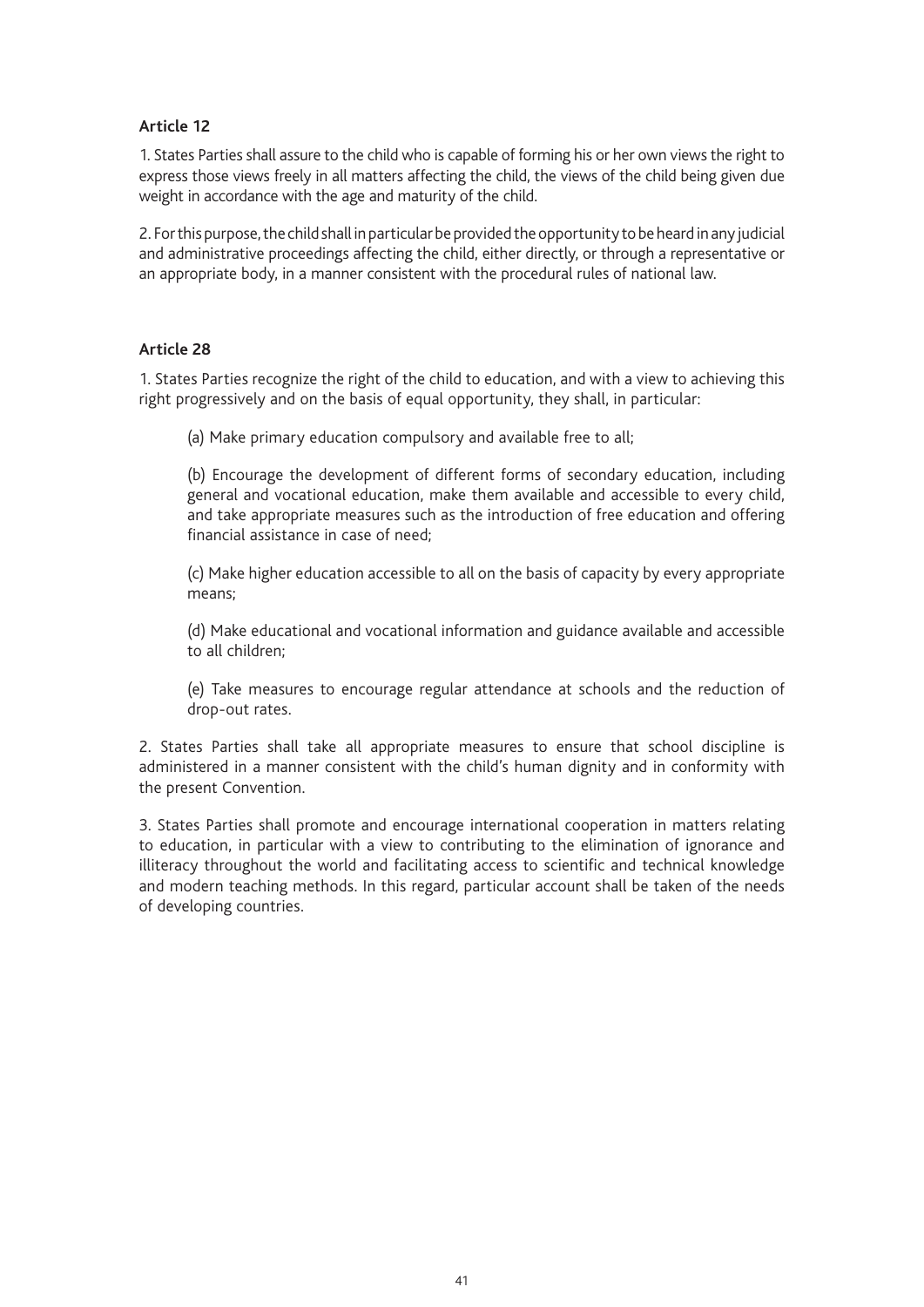**Article 12**

1. States Parties shall assure to the child who is capable of forming his or her own views the right to express those views freely in all matters affecting the child, the views of the child being given due weight in accordance with the age and maturity of the child.

2. For this purpose, the child shall in particular be provided the opportunity to be heard in any judicial and administrative proceedings affecting the child, either directly, or through a representative or an appropriate body, in a manner consistent with the procedural rules of national law.

**Article 28**

1. States Parties recognize the right of the child to education, and with a view to achieving this right progressively and on the basis of equal opportunity, they shall, in particular:

(a) Make primary education compulsory and available free to all;

(b) Encourage the development of different forms of secondary education, including general and vocational education, make them available and accessible to every child, and take appropriate measures such as the introduction of free education and offering financial assistance in case of need;

(c) Make higher education accessible to all on the basis of capacity by every appropriate means;

(d) Make educational and vocational information and guidance available and accessible to all children;

(e) Take measures to encourage regular attendance at schools and the reduction of drop-out rates.

2. States Parties shall take all appropriate measures to ensure that school discipline is administered in a manner consistent with the child's human dignity and in conformity with the present Convention.

3. States Parties shall promote and encourage international cooperation in matters relating to education, in particular with a view to contributing to the elimination of ignorance and illiteracy throughout the world and facilitating access to scientific and technical knowledge and modern teaching methods. In this regard, particular account shall be taken of the needs of developing countries.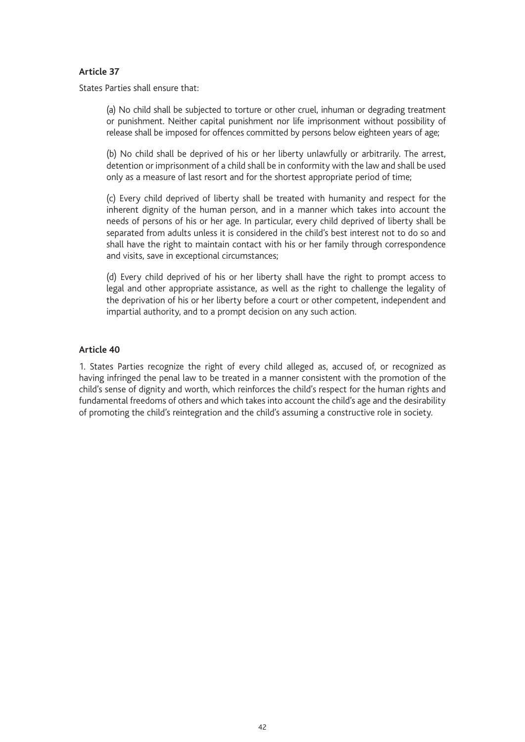**Article 37**

States Parties shall ensure that:

(a) No child shall be subjected to torture or other cruel, inhuman or degrading treatment or punishment. Neither capital punishment nor life imprisonment without possibility of release shall be imposed for offences committed by persons below eighteen years of age;

(b) No child shall be deprived of his or her liberty unlawfully or arbitrarily. The arrest, detention or imprisonment of a child shall be in conformity with the law and shall be used only as a measure of last resort and for the shortest appropriate period of time;

(c) Every child deprived of liberty shall be treated with humanity and respect for the inherent dignity of the human person, and in a manner which takes into account the needs of persons of his or her age. In particular, every child deprived of liberty shall be separated from adults unless it is considered in the child's best interest not to do so and shall have the right to maintain contact with his or her family through correspondence and visits, save in exceptional circumstances;

(d) Every child deprived of his or her liberty shall have the right to prompt access to legal and other appropriate assistance, as well as the right to challenge the legality of the deprivation of his or her liberty before a court or other competent, independent and impartial authority, and to a prompt decision on any such action.

**Article 40**

1. States Parties recognize the right of every child alleged as, accused of, or recognized as having infringed the penal law to be treated in a manner consistent with the promotion of the child's sense of dignity and worth, which reinforces the child's respect for the human rights and fundamental freedoms of others and which takes into account the child's age and the desirability of promoting the child's reintegration and the child's assuming a constructive role in society.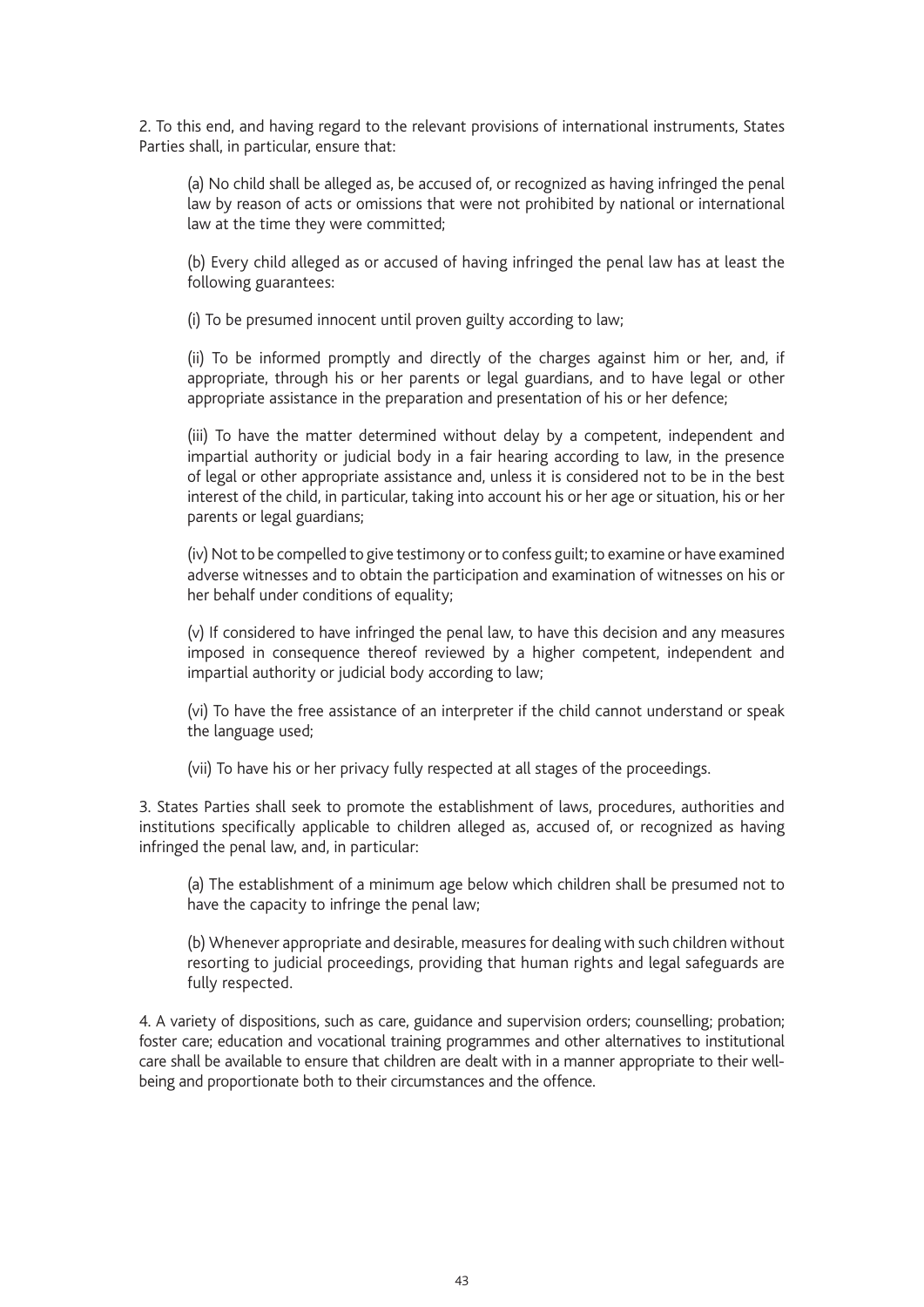2. To this end, and having regard to the relevant provisions of international instruments, States Parties shall, in particular, ensure that:

(a) No child shall be alleged as, be accused of, or recognized as having infringed the penal law by reason of acts or omissions that were not prohibited by national or international law at the time they were committed;

(b) Every child alleged as or accused of having infringed the penal law has at least the following guarantees:

(i) To be presumed innocent until proven guilty according to law;

(ii) To be informed promptly and directly of the charges against him or her, and, if appropriate, through his or her parents or legal guardians, and to have legal or other appropriate assistance in the preparation and presentation of his or her defence;

(iii) To have the matter determined without delay by a competent, independent and impartial authority or judicial body in a fair hearing according to law, in the presence of legal or other appropriate assistance and, unless it is considered not to be in the best interest of the child, in particular, taking into account his or her age or situation, his or her parents or legal guardians;

(iv) Not to be compelled to give testimony or to confess guilt; to examine or have examined adverse witnesses and to obtain the participation and examination of witnesses on his or her behalf under conditions of equality;

(v) If considered to have infringed the penal law, to have this decision and any measures imposed in consequence thereof reviewed by a higher competent, independent and impartial authority or judicial body according to law;

(vi) To have the free assistance of an interpreter if the child cannot understand or speak the language used;

(vii) To have his or her privacy fully respected at all stages of the proceedings.

3. States Parties shall seek to promote the establishment of laws, procedures, authorities and institutions specifically applicable to children alleged as, accused of, or recognized as having infringed the penal law, and, in particular:

(a) The establishment of a minimum age below which children shall be presumed not to have the capacity to infringe the penal law;

(b) Whenever appropriate and desirable, measures for dealing with such children without resorting to judicial proceedings, providing that human rights and legal safeguards are fully respected.

4. A variety of dispositions, such as care, guidance and supervision orders; counselling; probation; foster care; education and vocational training programmes and other alternatives to institutional care shall be available to ensure that children are dealt with in a manner appropriate to their well-being and proportionate both to their circumstances and the offence.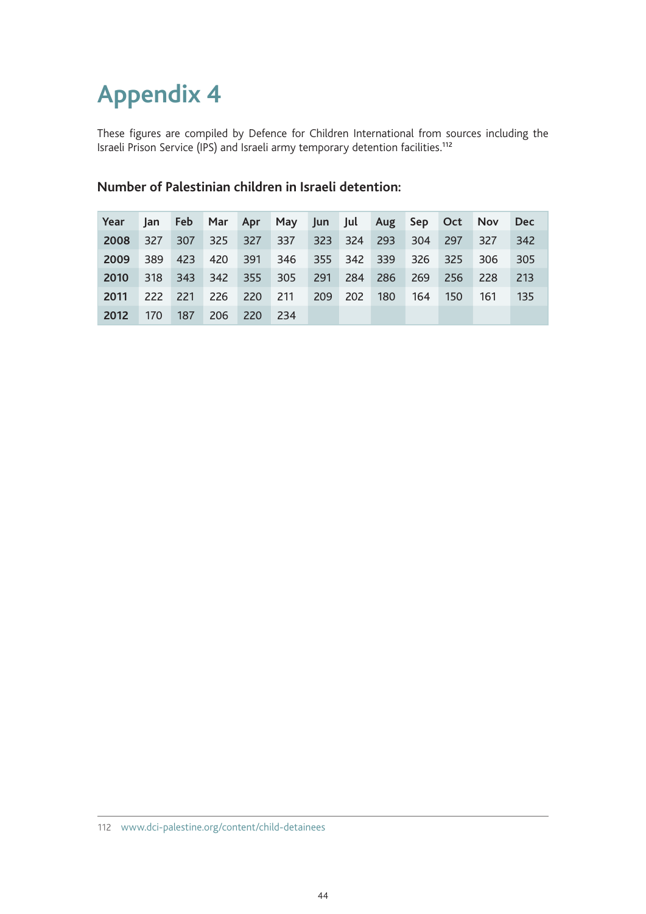# Appendix 4

These figures are compiled by Defence for Children International from sources including the Israeli Prison Service (IPS) and Israeli army temporary detention facilities.[112]

### Number of Palestinian children in Israeli detention:

| Year | Jan | Feb | Mar | Apr | May | Jun | Jul | Aug | Sep | Oct | Nov | Dec |
|---|---|---|---|---|---|---|---|---|---|---|---|---|
| **2008** | 327 | 307 | 325 | 327 | 337 | 323 | 324 | 293 | 304 | 297 | 327 | 342 |
| **2009** | 389 | 423 | 420 | 391 | 346 | 355 | 342 | 339 | 326 | 325 | 306 | 305 |
| **2010** | 318 | 343 | 342 | 355 | 305 | 291 | 284 | 286 | 269 | 256 | 228 | 213 |
| **2011** | 222 | 221 | 226 | 220 | 211 | 209 | 202 | 180 | 164 | 150 | 161 | 135 |
| **2012** | 170 | 187 | 206 | 220 | 234 | | | | | | | |

112 www.dci-palestine.org/content/child-detainees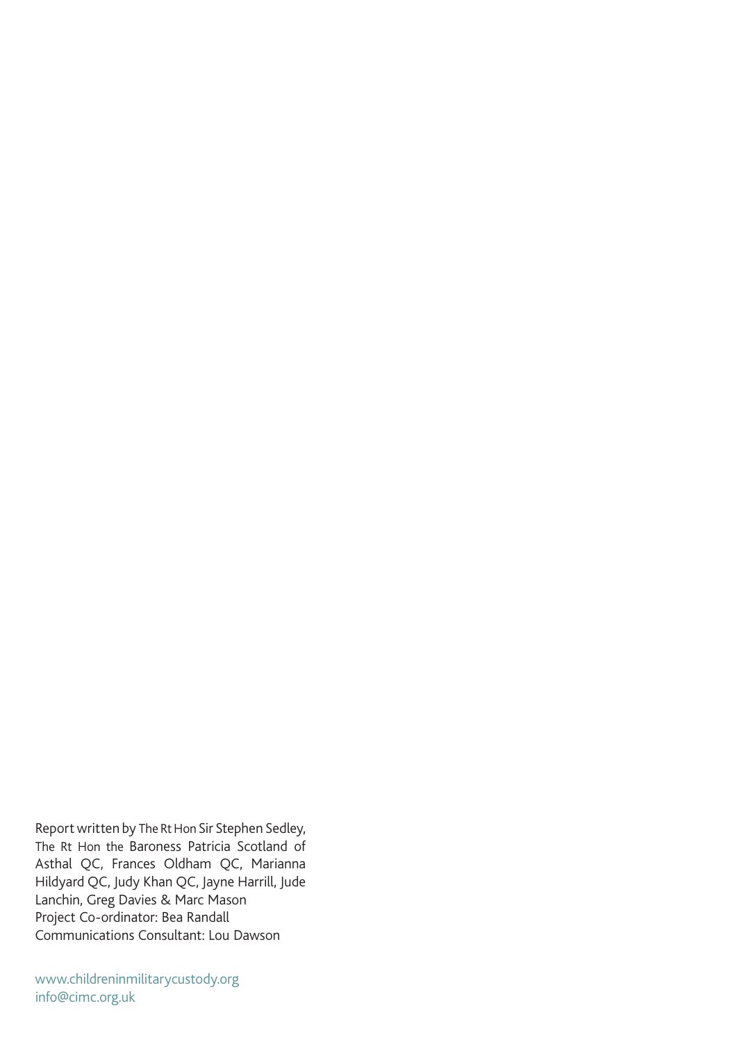Report written by The Rt Hon Sir Stephen Sedley, The Rt Hon the Baroness Patricia Scotland of Asthal QC, Frances Oldham QC, Marianna Hildyard QC, Judy Khan QC, Jayne Harrill, Jude Lanchin, Greg Davies & Marc Mason
Project Co-ordinator: Bea Randall
Communications Consultant: Lou Dawson

www.childreninmilitarycustody.org
info@cimc.org.uk